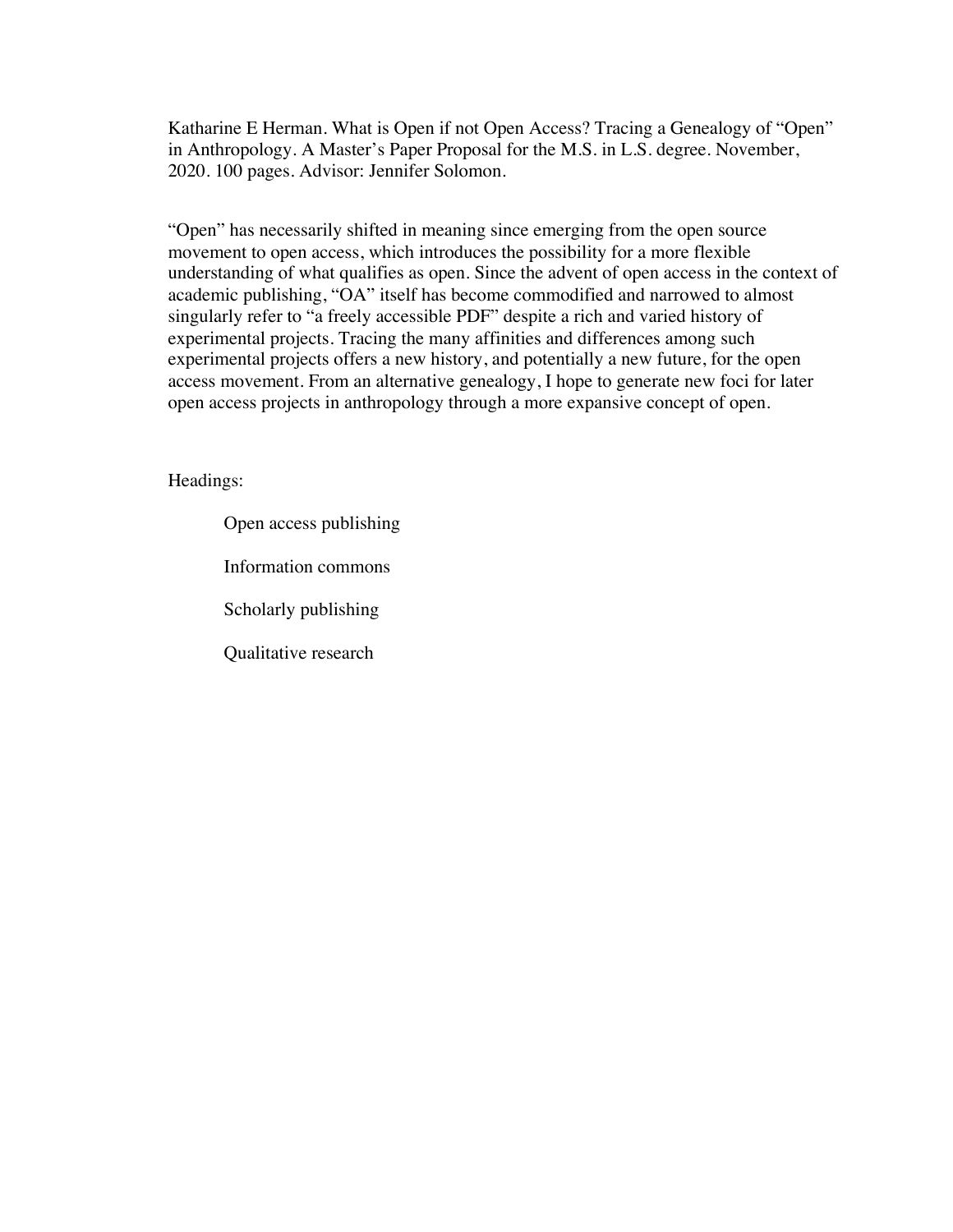Katharine E Herman. What is Open if not Open Access? Tracing a Genealogy of "Open" in Anthropology. A Master's Paper Proposal for the M.S. in L.S. degree. November, 2020. 100 pages. Advisor: Jennifer Solomon.

"Open" has necessarily shifted in meaning since emerging from the open source movement to open access, which introduces the possibility for a more flexible understanding of what qualifies as open. Since the advent of open access in the context of academic publishing, "OA" itself has become commodified and narrowed to almost singularly refer to "a freely accessible PDF" despite a rich and varied history of experimental projects. Tracing the many affinities and differences among such experimental projects offers a new history, and potentially a new future, for the open access movement. From an alternative genealogy, I hope to generate new foci for later open access projects in anthropology through a more expansive concept of open.

Headings:

Open access publishing

Information commons

Scholarly publishing

Qualitative research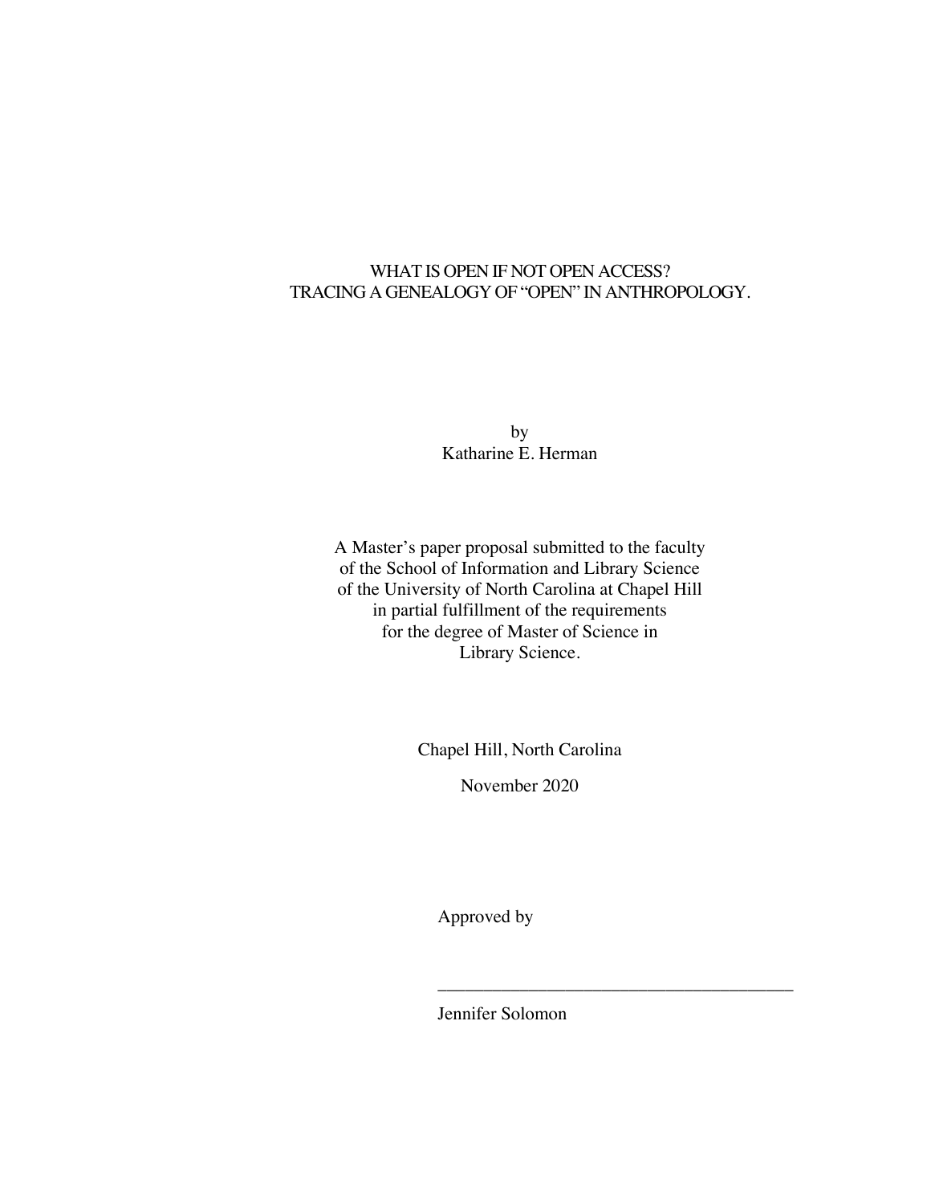# WHAT IS OPEN IF NOT OPEN ACCESS?
# TRACING A GENEALOGY OF "OPEN" IN ANTHROPOLOGY.

by
Katharine E. Herman

A Master's paper proposal submitted to the faculty
of the School of Information and Library Science
of the University of North Carolina at Chapel Hill
in partial fulfillment of the requirements
for the degree of Master of Science in
Library Science.

Chapel Hill, North Carolina

November 2020

Approved by

_______________________________________

Jennifer Solomon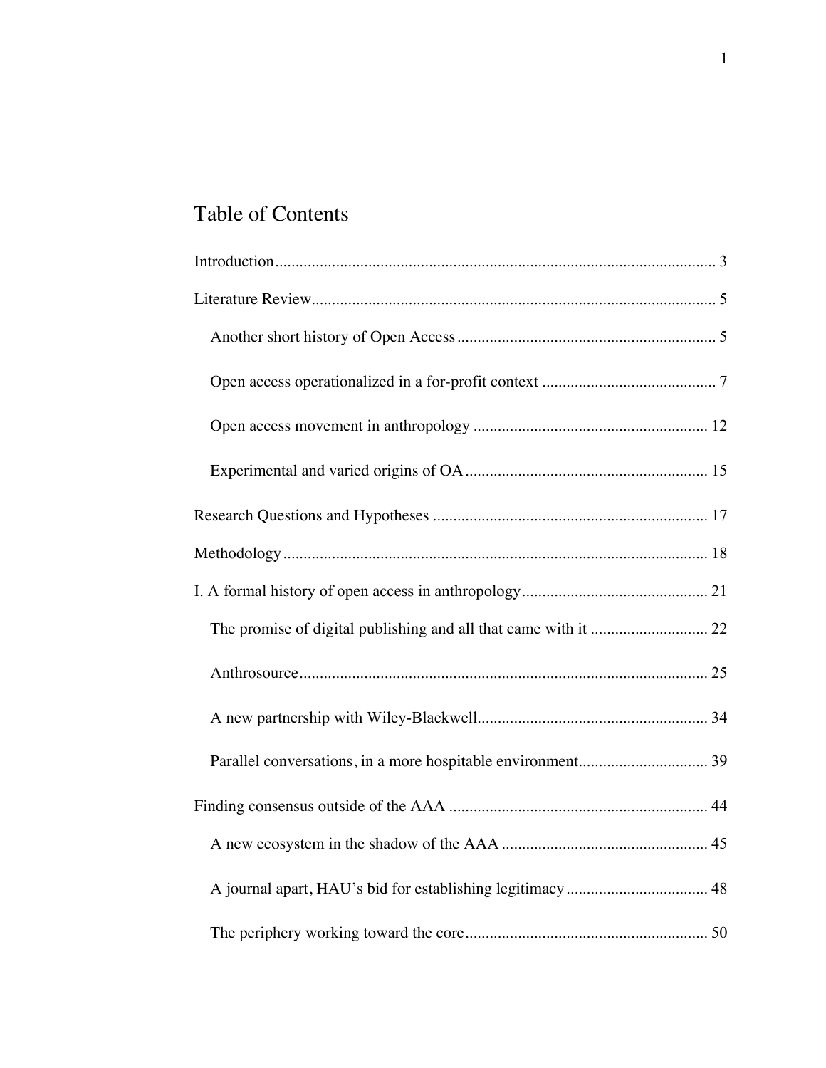# Table of Contents

Introduction ........................................................................................................ 3

Literature Review ................................................................................................ 5

  Another short history of Open Access ........................................................... 5

  Open access operationalized in a for-profit context ...................................... 7

  Open access movement in anthropology ...................................................... 12

  Experimental and varied origins of OA ........................................................ 15

Research Questions and Hypotheses ................................................................ 17

Methodology ..................................................................................................... 18

I. A formal history of open access in anthropology .......................................... 21

  The promise of digital publishing and all that came with it ......................... 22

  Anthrosource ................................................................................................. 25

  A new partnership with Wiley-Blackwell ...................................................... 34

  Parallel conversations, in a more hospitable environment ............................ 39

Finding consensus outside of the AAA ............................................................. 44

  A new ecosystem in the shadow of the AAA ................................................ 45

  A journal apart, HAU's bid for establishing legitimacy ................................ 48

  The periphery working toward the core ........................................................ 50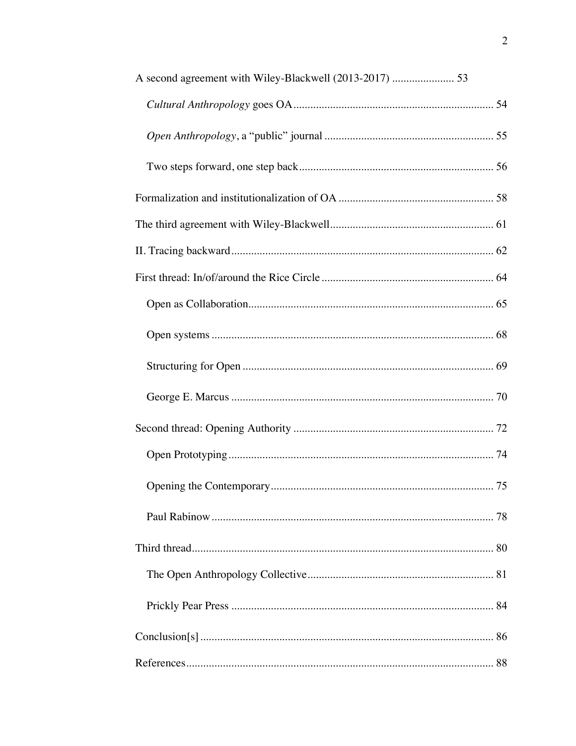A second agreement with Wiley-Blackwell (2013-2017) ...................... 53

*Cultural Anthropology* goes OA ...................................................................... 54

*Open Anthropology*, a "public" journal ........................................................... 55

Two steps forward, one step back .................................................................... 56

Formalization and institutionalization of OA ...................................................... 58

The third agreement with Wiley-Blackwell ......................................................... 61

II. Tracing backward ............................................................................................ 62

First thread: In/of/around the Rice Circle ............................................................ 64

Open as Collaboration ...................................................................................... 65

Open systems .................................................................................................... 68

Structuring for Open ......................................................................................... 69

George E. Marcus ............................................................................................. 70

Second thread: Opening Authority ...................................................................... 72

Open Prototyping .............................................................................................. 74

Opening the Contemporary ............................................................................... 75

Paul Rabinow .................................................................................................... 78

Third thread .......................................................................................................... 80

The Open Anthropology Collective ................................................................. 81

Prickly Pear Press ............................................................................................ 84

Conclusion[s] ....................................................................................................... 86

References ............................................................................................................ 88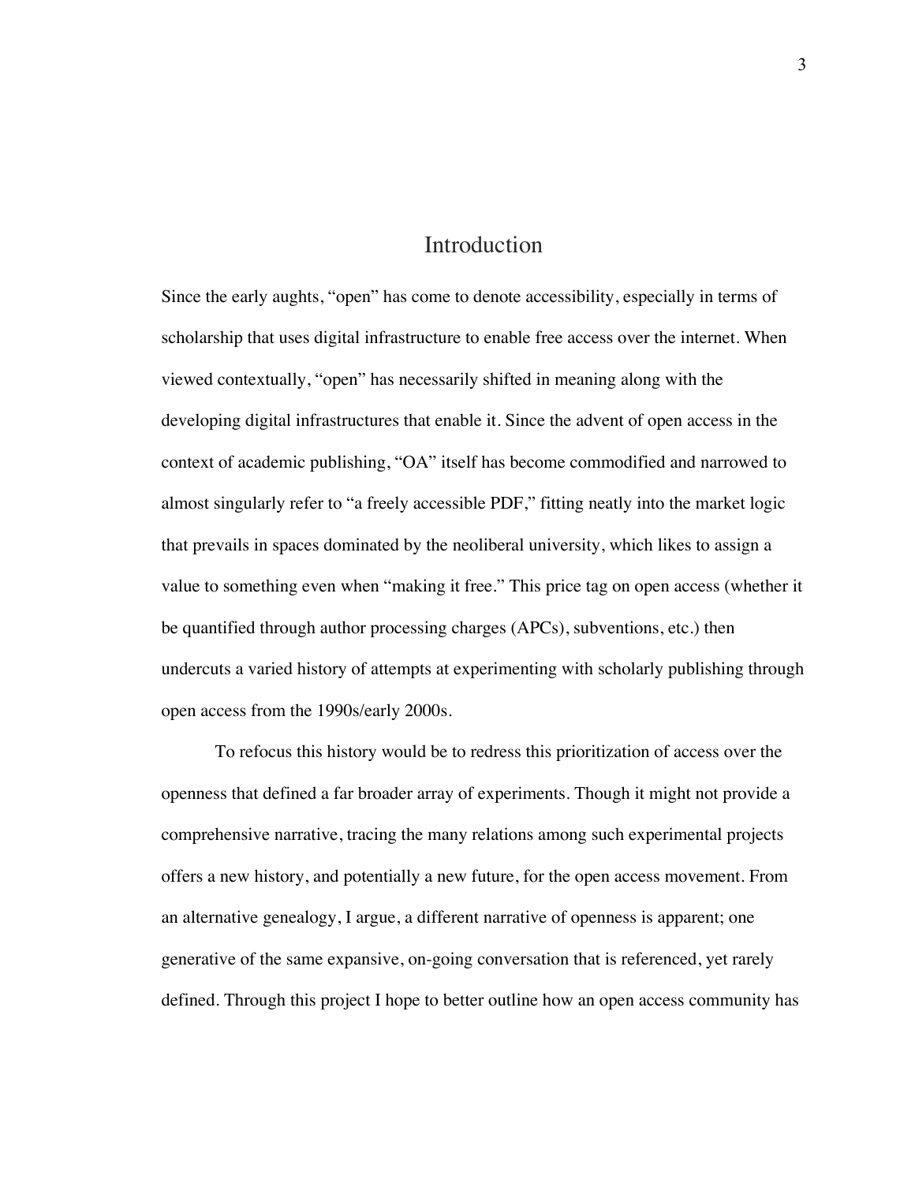# Introduction

Since the early aughts, "open" has come to denote accessibility, especially in terms of scholarship that uses digital infrastructure to enable free access over the internet. When viewed contextually, "open" has necessarily shifted in meaning along with the developing digital infrastructures that enable it. Since the advent of open access in the context of academic publishing, "OA" itself has become commodified and narrowed to almost singularly refer to "a freely accessible PDF," fitting neatly into the market logic that prevails in spaces dominated by the neoliberal university, which likes to assign a value to something even when "making it free." This price tag on open access (whether it be quantified through author processing charges (APCs), subventions, etc.) then undercuts a varied history of attempts at experimenting with scholarly publishing through open access from the 1990s/early 2000s.

To refocus this history would be to redress this prioritization of access over the openness that defined a far broader array of experiments. Though it might not provide a comprehensive narrative, tracing the many relations among such experimental projects offers a new history, and potentially a new future, for the open access movement. From an alternative genealogy, I argue, a different narrative of openness is apparent; one generative of the same expansive, on-going conversation that is referenced, yet rarely defined. Through this project I hope to better outline how an open access community has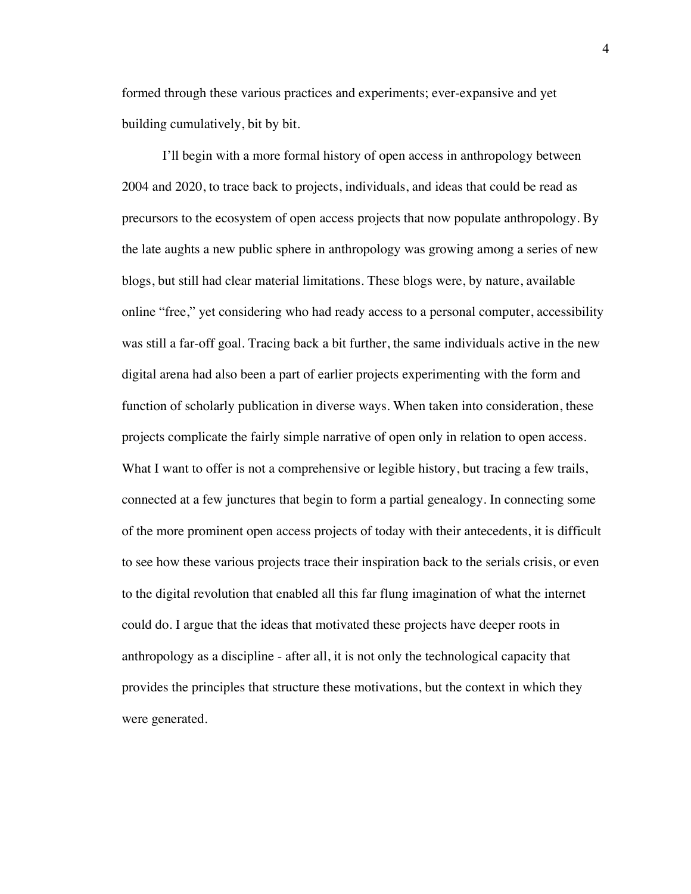formed through these various practices and experiments; ever-expansive and yet building cumulatively, bit by bit.

I'll begin with a more formal history of open access in anthropology between 2004 and 2020, to trace back to projects, individuals, and ideas that could be read as precursors to the ecosystem of open access projects that now populate anthropology. By the late aughts a new public sphere in anthropology was growing among a series of new blogs, but still had clear material limitations. These blogs were, by nature, available online "free," yet considering who had ready access to a personal computer, accessibility was still a far-off goal. Tracing back a bit further, the same individuals active in the new digital arena had also been a part of earlier projects experimenting with the form and function of scholarly publication in diverse ways. When taken into consideration, these projects complicate the fairly simple narrative of open only in relation to open access. What I want to offer is not a comprehensive or legible history, but tracing a few trails, connected at a few junctures that begin to form a partial genealogy. In connecting some of the more prominent open access projects of today with their antecedents, it is difficult to see how these various projects trace their inspiration back to the serials crisis, or even to the digital revolution that enabled all this far flung imagination of what the internet could do. I argue that the ideas that motivated these projects have deeper roots in anthropology as a discipline - after all, it is not only the technological capacity that provides the principles that structure these motivations, but the context in which they were generated.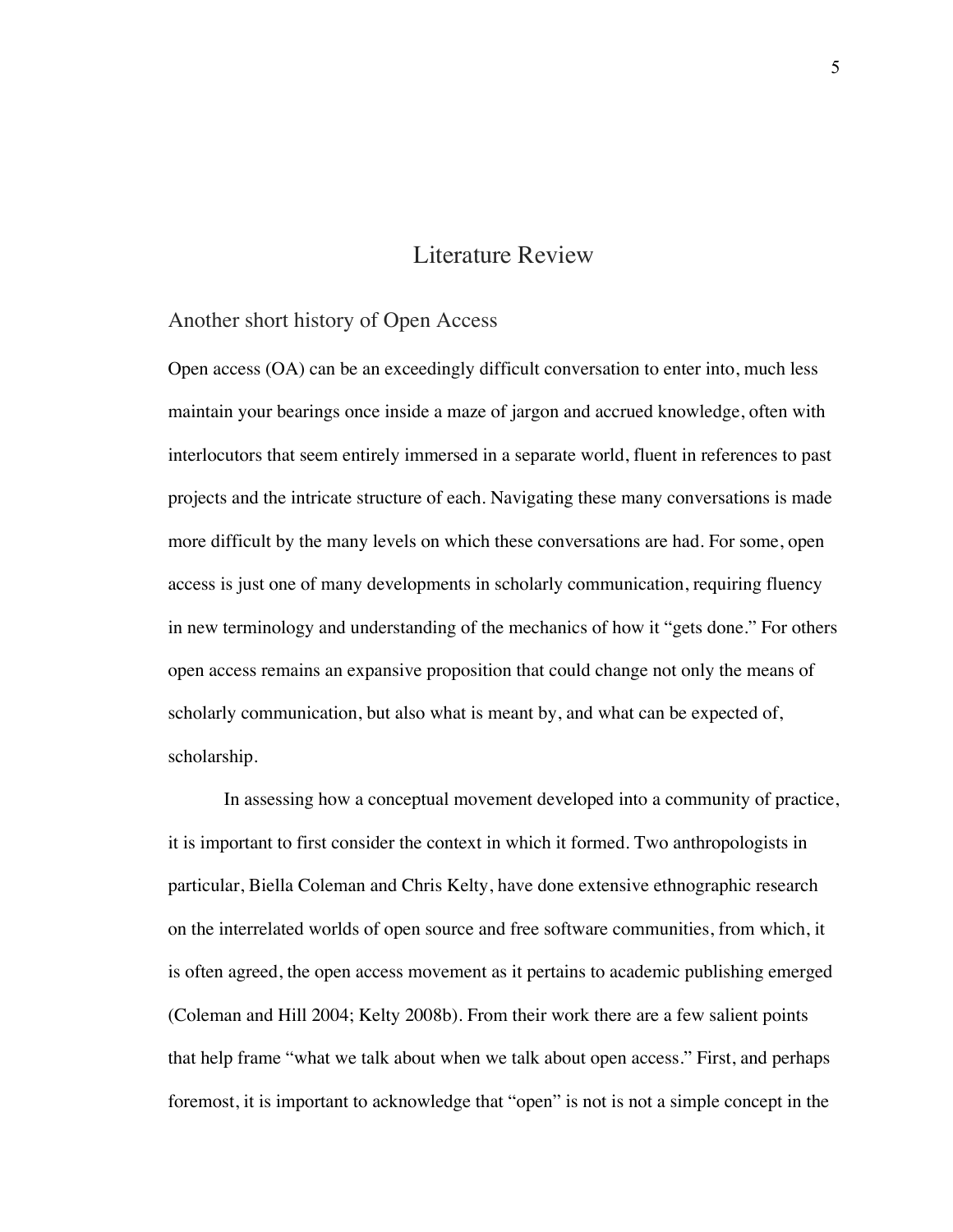# Literature Review

## Another short history of Open Access

Open access (OA) can be an exceedingly difficult conversation to enter into, much less maintain your bearings once inside a maze of jargon and accrued knowledge, often with interlocutors that seem entirely immersed in a separate world, fluent in references to past projects and the intricate structure of each. Navigating these many conversations is made more difficult by the many levels on which these conversations are had. For some, open access is just one of many developments in scholarly communication, requiring fluency in new terminology and understanding of the mechanics of how it "gets done." For others open access remains an expansive proposition that could change not only the means of scholarly communication, but also what is meant by, and what can be expected of, scholarship.

In assessing how a conceptual movement developed into a community of practice, it is important to first consider the context in which it formed. Two anthropologists in particular, Biella Coleman and Chris Kelty, have done extensive ethnographic research on the interrelated worlds of open source and free software communities, from which, it is often agreed, the open access movement as it pertains to academic publishing emerged (Coleman and Hill 2004; Kelty 2008b). From their work there are a few salient points that help frame "what we talk about when we talk about open access." First, and perhaps foremost, it is important to acknowledge that "open" is not is not a simple concept in the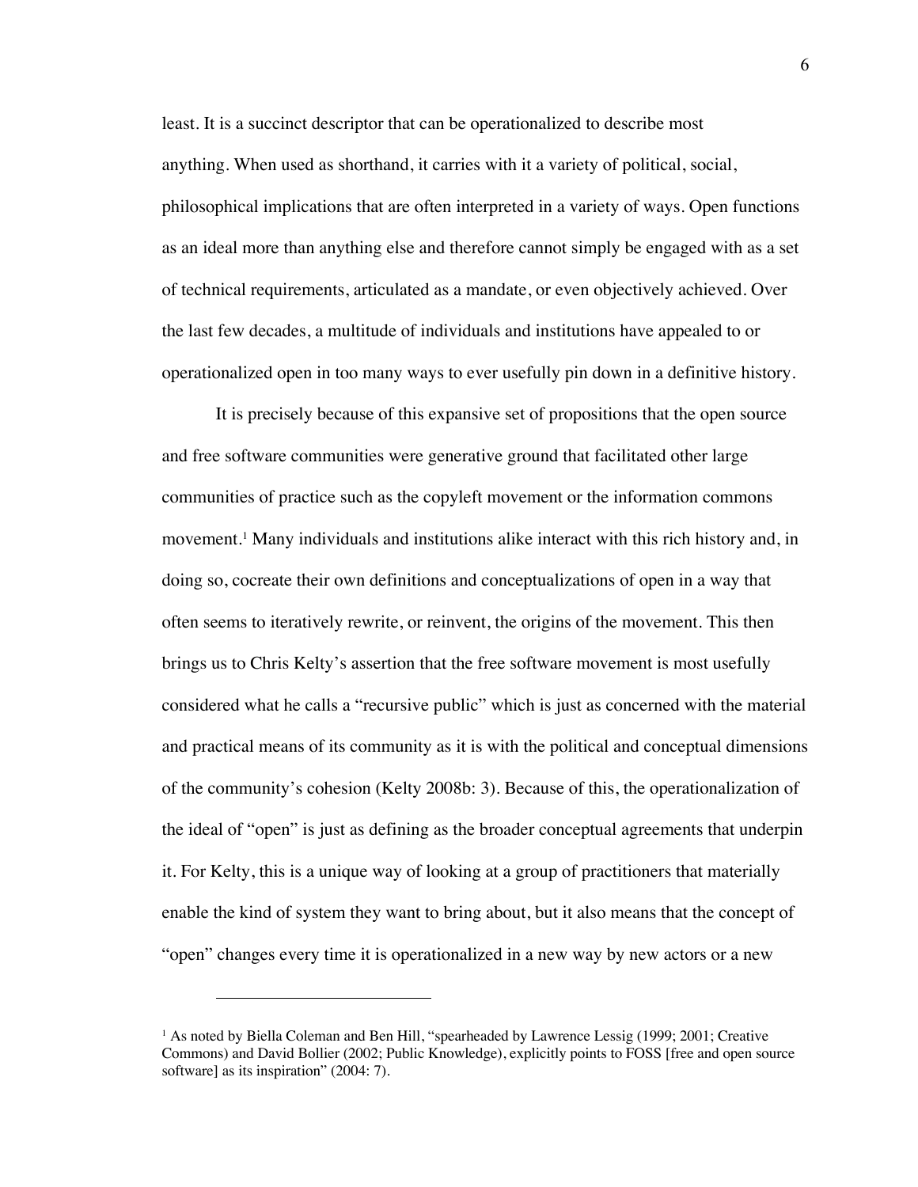least. It is a succinct descriptor that can be operationalized to describe most anything. When used as shorthand, it carries with it a variety of political, social, philosophical implications that are often interpreted in a variety of ways. Open functions as an ideal more than anything else and therefore cannot simply be engaged with as a set of technical requirements, articulated as a mandate, or even objectively achieved. Over the last few decades, a multitude of individuals and institutions have appealed to or operationalized open in too many ways to ever usefully pin down in a definitive history.

It is precisely because of this expansive set of propositions that the open source and free software communities were generative ground that facilitated other large communities of practice such as the copyleft movement or the information commons movement.[1] Many individuals and institutions alike interact with this rich history and, in doing so, cocreate their own definitions and conceptualizations of open in a way that often seems to iteratively rewrite, or reinvent, the origins of the movement. This then brings us to Chris Kelty's assertion that the free software movement is most usefully considered what he calls a "recursive public" which is just as concerned with the material and practical means of its community as it is with the political and conceptual dimensions of the community's cohesion (Kelty 2008b: 3). Because of this, the operationalization of the ideal of "open" is just as defining as the broader conceptual agreements that underpin it. For Kelty, this is a unique way of looking at a group of practitioners that materially enable the kind of system they want to bring about, but it also means that the concept of "open" changes every time it is operationalized in a new way by new actors or a new

---

[1] As noted by Biella Coleman and Ben Hill, "spearheaded by Lawrence Lessig (1999; 2001; Creative Commons) and David Bollier (2002; Public Knowledge), explicitly points to FOSS [free and open source software] as its inspiration" (2004: 7).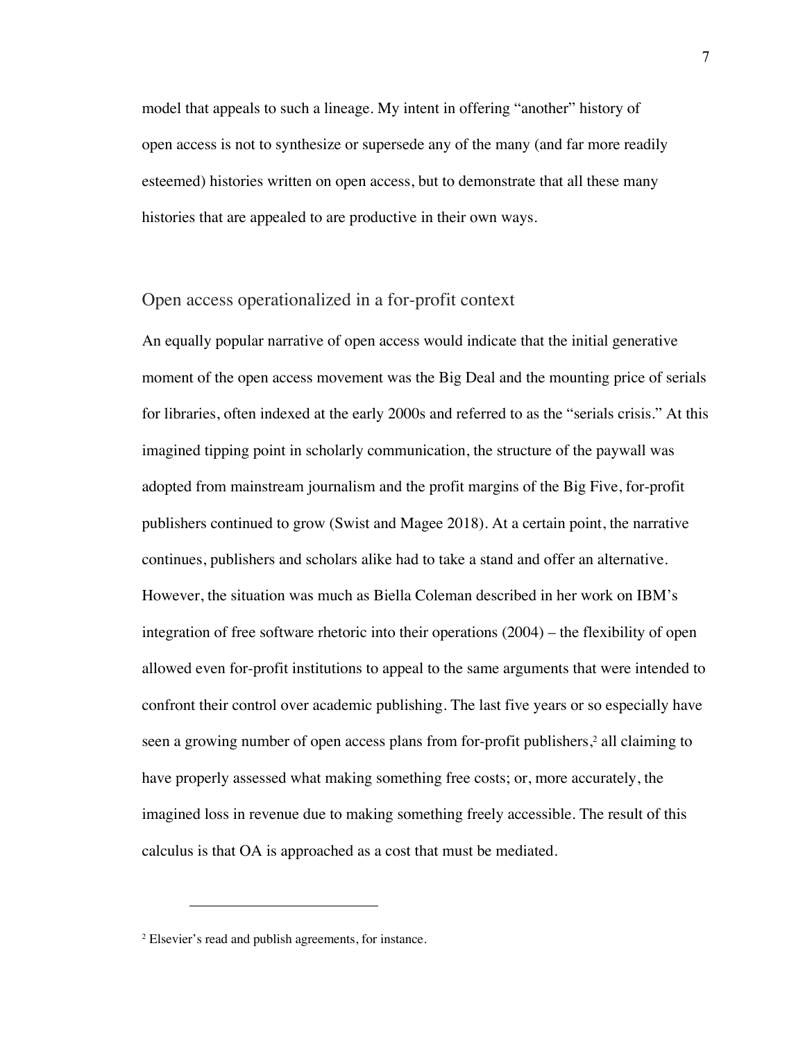model that appeals to such a lineage. My intent in offering "another" history of open access is not to synthesize or supersede any of the many (and far more readily esteemed) histories written on open access, but to demonstrate that all these many histories that are appealed to are productive in their own ways.

## Open access operationalized in a for-profit context

An equally popular narrative of open access would indicate that the initial generative moment of the open access movement was the Big Deal and the mounting price of serials for libraries, often indexed at the early 2000s and referred to as the "serials crisis." At this imagined tipping point in scholarly communication, the structure of the paywall was adopted from mainstream journalism and the profit margins of the Big Five, for-profit publishers continued to grow (Swist and Magee 2018). At a certain point, the narrative continues, publishers and scholars alike had to take a stand and offer an alternative. However, the situation was much as Biella Coleman described in her work on IBM's integration of free software rhetoric into their operations (2004) – the flexibility of open allowed even for-profit institutions to appeal to the same arguments that were intended to confront their control over academic publishing. The last five years or so especially have seen a growing number of open access plans from for-profit publishers,[2] all claiming to have properly assessed what making something free costs; or, more accurately, the imagined loss in revenue due to making something freely accessible. The result of this calculus is that OA is approached as a cost that must be mediated.

---

[2] Elsevier's read and publish agreements, for instance.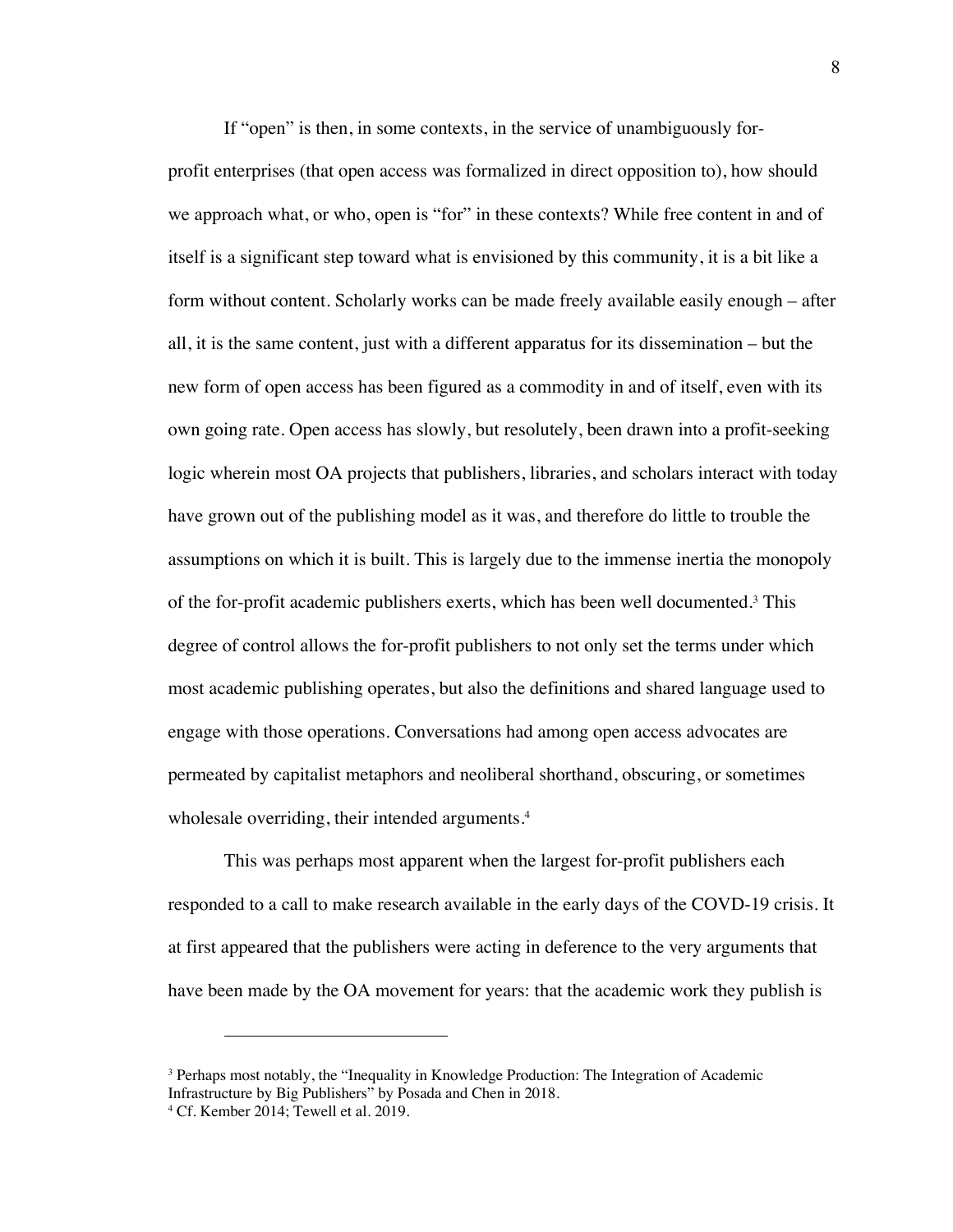If "open" is then, in some contexts, in the service of unambiguously for-profit enterprises (that open access was formalized in direct opposition to), how should we approach what, or who, open is "for" in these contexts? While free content in and of itself is a significant step toward what is envisioned by this community, it is a bit like a form without content. Scholarly works can be made freely available easily enough – after all, it is the same content, just with a different apparatus for its dissemination – but the new form of open access has been figured as a commodity in and of itself, even with its own going rate. Open access has slowly, but resolutely, been drawn into a profit-seeking logic wherein most OA projects that publishers, libraries, and scholars interact with today have grown out of the publishing model as it was, and therefore do little to trouble the assumptions on which it is built. This is largely due to the immense inertia the monopoly of the for-profit academic publishers exerts, which has been well documented.[3] This degree of control allows the for-profit publishers to not only set the terms under which most academic publishing operates, but also the definitions and shared language used to engage with those operations. Conversations had among open access advocates are permeated by capitalist metaphors and neoliberal shorthand, obscuring, or sometimes wholesale overriding, their intended arguments.[4]

This was perhaps most apparent when the largest for-profit publishers each responded to a call to make research available in the early days of the COVD-19 crisis. It at first appeared that the publishers were acting in deference to the very arguments that have been made by the OA movement for years: that the academic work they publish is

---

[3] Perhaps most notably, the "Inequality in Knowledge Production: The Integration of Academic Infrastructure by Big Publishers" by Posada and Chen in 2018.

[4] Cf. Kember 2014; Tewell et al. 2019.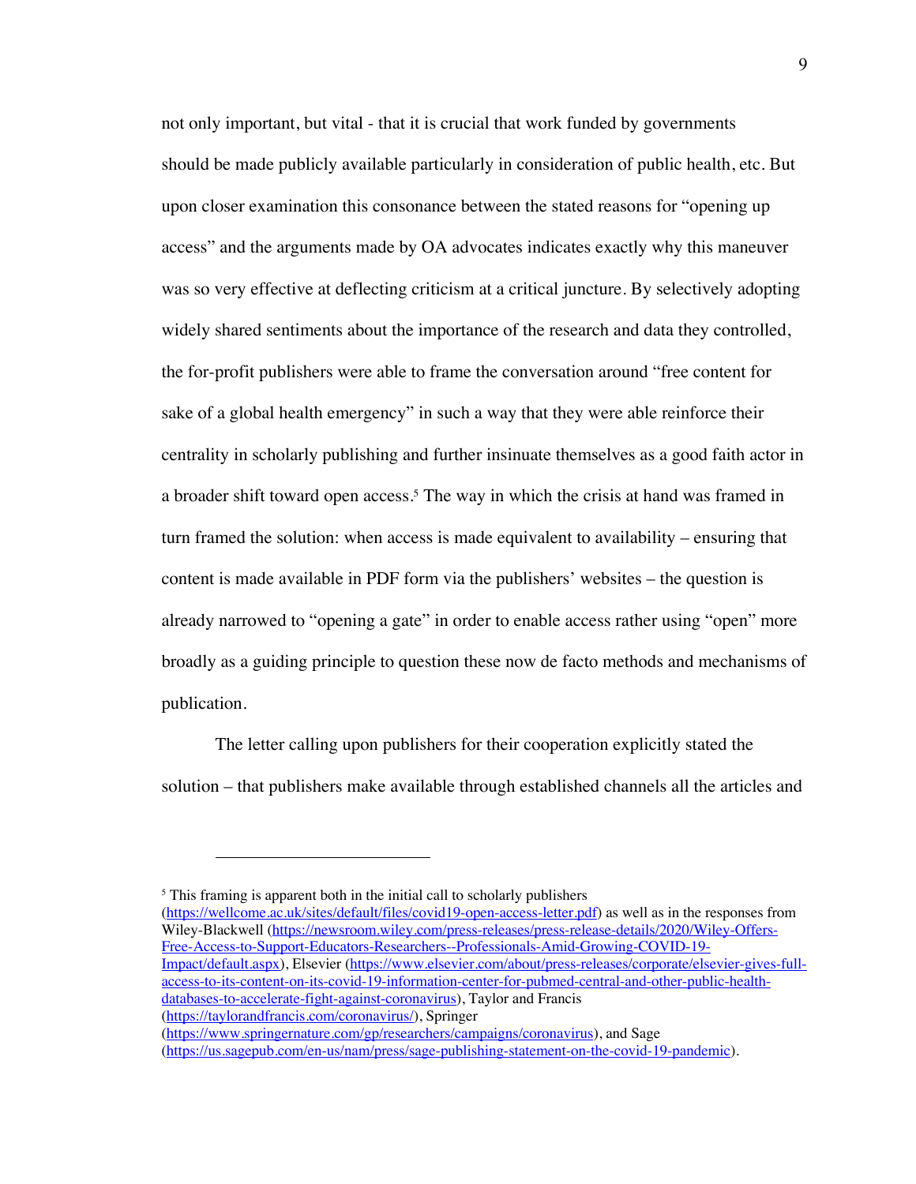not only important, but vital - that it is crucial that work funded by governments should be made publicly available particularly in consideration of public health, etc. But upon closer examination this consonance between the stated reasons for "opening up access" and the arguments made by OA advocates indicates exactly why this maneuver was so very effective at deflecting criticism at a critical juncture. By selectively adopting widely shared sentiments about the importance of the research and data they controlled, the for-profit publishers were able to frame the conversation around "free content for sake of a global health emergency" in such a way that they were able reinforce their centrality in scholarly publishing and further insinuate themselves as a good faith actor in a broader shift toward open access.[5] The way in which the crisis at hand was framed in turn framed the solution: when access is made equivalent to availability – ensuring that content is made available in PDF form via the publishers' websites – the question is already narrowed to "opening a gate" in order to enable access rather using "open" more broadly as a guiding principle to question these now de facto methods and mechanisms of publication.

The letter calling upon publishers for their cooperation explicitly stated the solution – that publishers make available through established channels all the articles and

---

[5] This framing is apparent both in the initial call to scholarly publishers (https://wellcome.ac.uk/sites/default/files/covid19-open-access-letter.pdf) as well as in the responses from Wiley-Blackwell (https://newsroom.wiley.com/press-releases/press-release-details/2020/Wiley-Offers-Free-Access-to-Support-Educators-Researchers--Professionals-Amid-Growing-COVID-19-Impact/default.aspx), Elsevier (https://www.elsevier.com/about/press-releases/corporate/elsevier-gives-full-access-to-its-content-on-its-covid-19-information-center-for-pubmed-central-and-other-public-health-databases-to-accelerate-fight-against-coronavirus), Taylor and Francis (https://taylorandfrancis.com/coronavirus/), Springer (https://www.springernature.com/gp/researchers/campaigns/coronavirus), and Sage (https://us.sagepub.com/en-us/nam/press/sage-publishing-statement-on-the-covid-19-pandemic).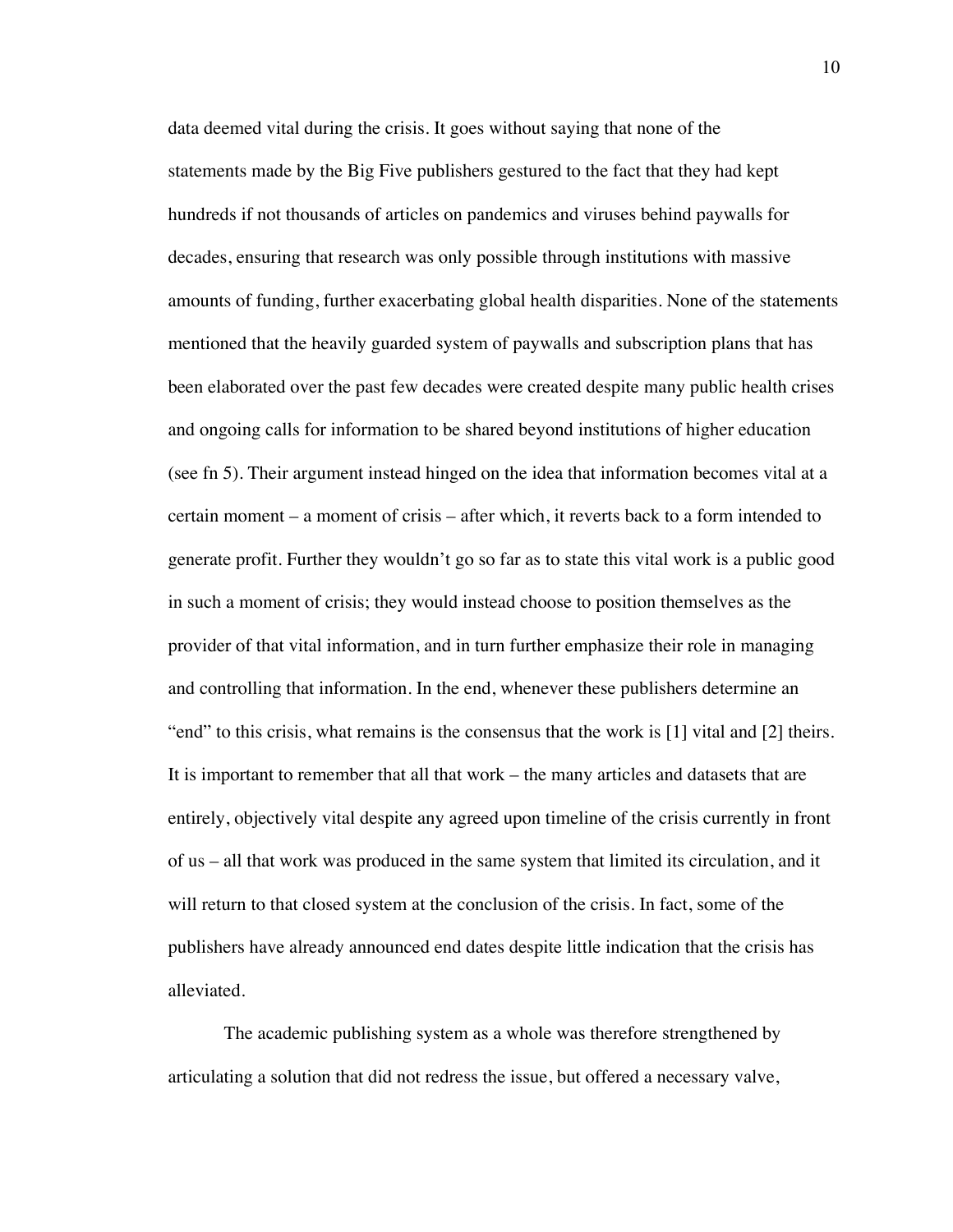data deemed vital during the crisis. It goes without saying that none of the statements made by the Big Five publishers gestured to the fact that they had kept hundreds if not thousands of articles on pandemics and viruses behind paywalls for decades, ensuring that research was only possible through institutions with massive amounts of funding, further exacerbating global health disparities. None of the statements mentioned that the heavily guarded system of paywalls and subscription plans that has been elaborated over the past few decades were created despite many public health crises and ongoing calls for information to be shared beyond institutions of higher education (see fn 5). Their argument instead hinged on the idea that information becomes vital at a certain moment – a moment of crisis – after which, it reverts back to a form intended to generate profit. Further they wouldn't go so far as to state this vital work is a public good in such a moment of crisis; they would instead choose to position themselves as the provider of that vital information, and in turn further emphasize their role in managing and controlling that information. In the end, whenever these publishers determine an "end" to this crisis, what remains is the consensus that the work is [1] vital and [2] theirs. It is important to remember that all that work – the many articles and datasets that are entirely, objectively vital despite any agreed upon timeline of the crisis currently in front of us – all that work was produced in the same system that limited its circulation, and it will return to that closed system at the conclusion of the crisis. In fact, some of the publishers have already announced end dates despite little indication that the crisis has alleviated.

The academic publishing system as a whole was therefore strengthened by articulating a solution that did not redress the issue, but offered a necessary valve,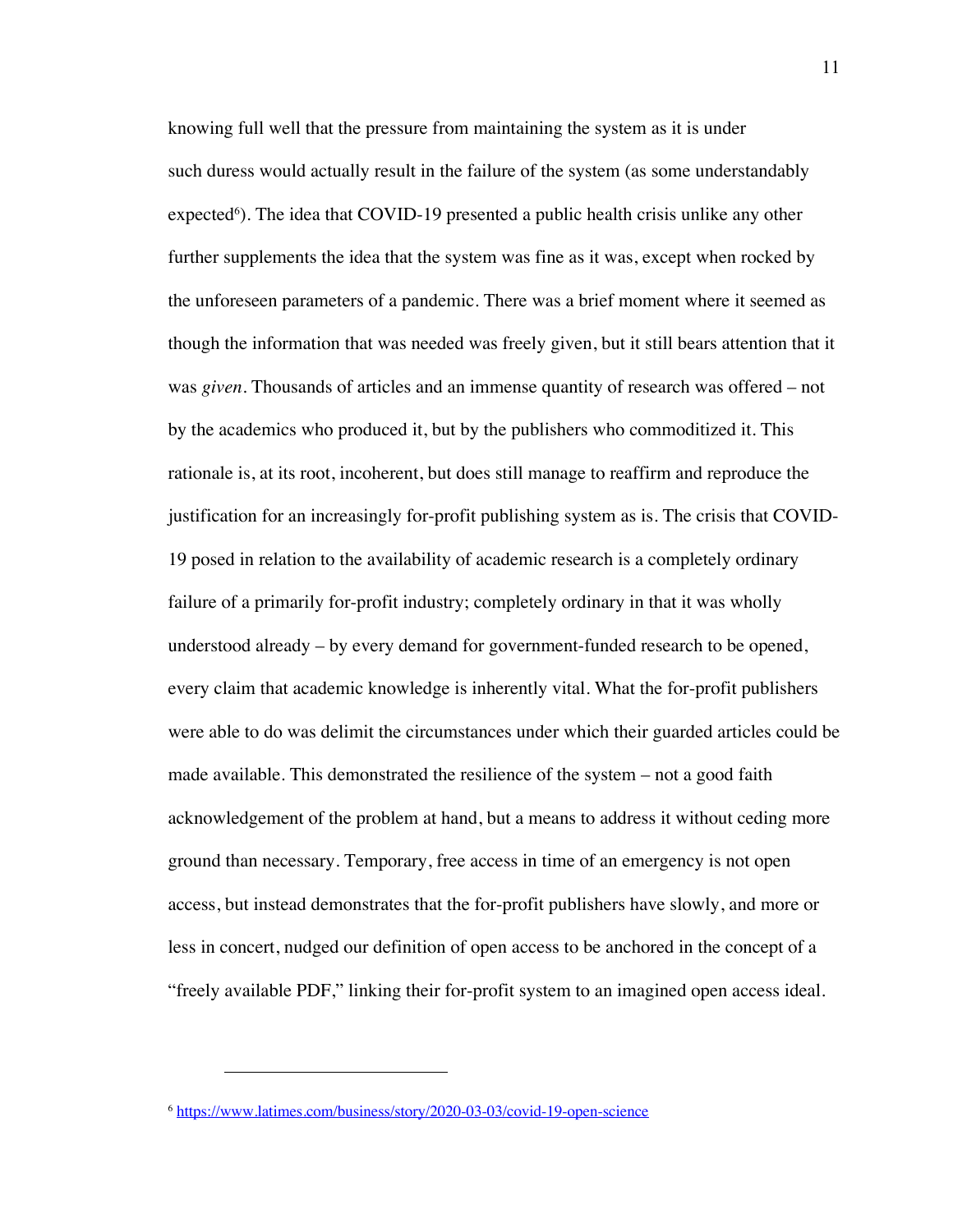knowing full well that the pressure from maintaining the system as it is under such duress would actually result in the failure of the system (as some understandably expected[6]). The idea that COVID-19 presented a public health crisis unlike any other further supplements the idea that the system was fine as it was, except when rocked by the unforeseen parameters of a pandemic. There was a brief moment where it seemed as though the information that was needed was freely given, but it still bears attention that it was *given*. Thousands of articles and an immense quantity of research was offered – not by the academics who produced it, but by the publishers who commoditized it. This rationale is, at its root, incoherent, but does still manage to reaffirm and reproduce the justification for an increasingly for-profit publishing system as is. The crisis that COVID-19 posed in relation to the availability of academic research is a completely ordinary failure of a primarily for-profit industry; completely ordinary in that it was wholly understood already – by every demand for government-funded research to be opened, every claim that academic knowledge is inherently vital. What the for-profit publishers were able to do was delimit the circumstances under which their guarded articles could be made available. This demonstrated the resilience of the system – not a good faith acknowledgement of the problem at hand, but a means to address it without ceding more ground than necessary. Temporary, free access in time of an emergency is not open access, but instead demonstrates that the for-profit publishers have slowly, and more or less in concert, nudged our definition of open access to be anchored in the concept of a "freely available PDF," linking their for-profit system to an imagined open access ideal.

---

[6] https://www.latimes.com/business/story/2020-03-03/covid-19-open-science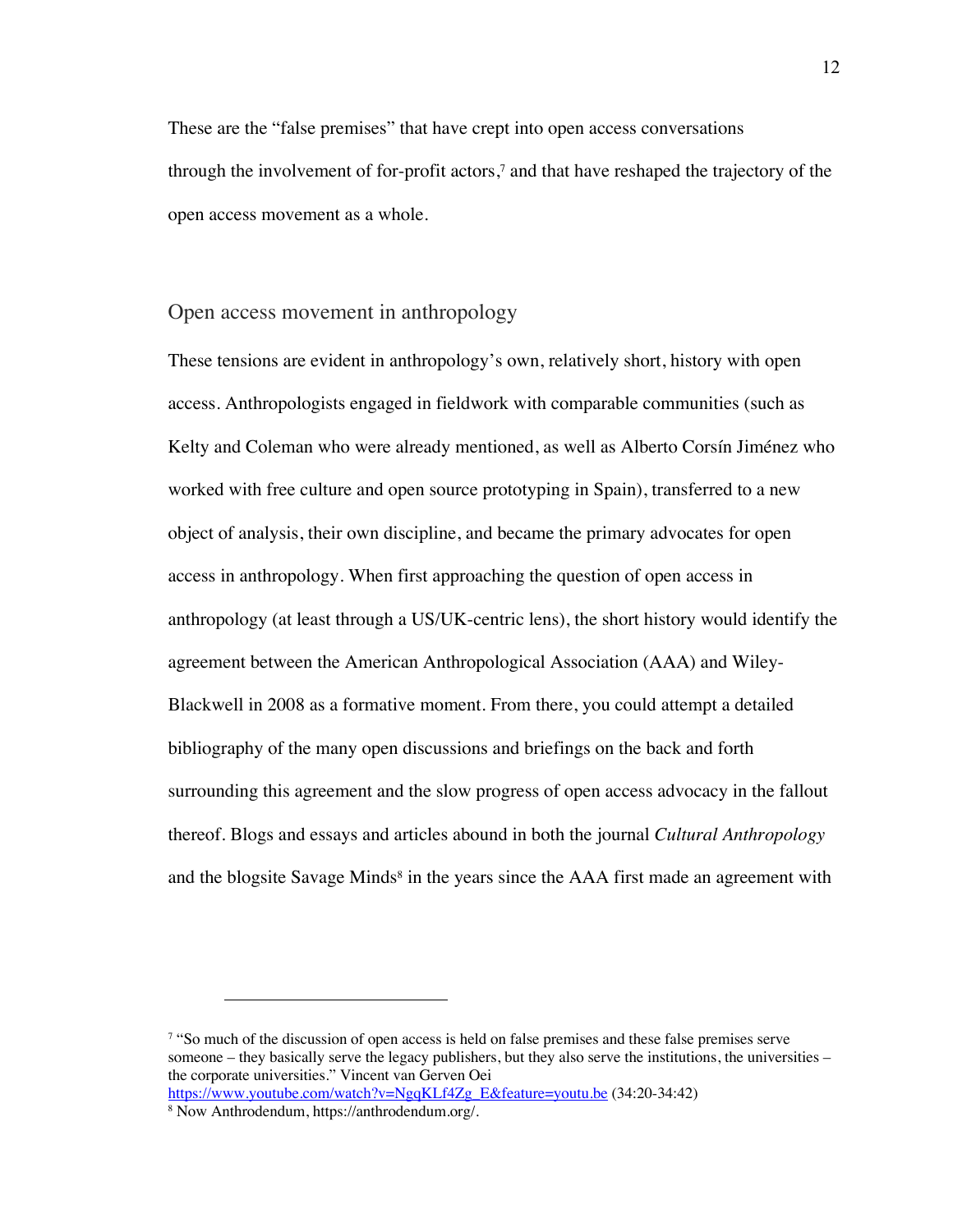These are the "false premises" that have crept into open access conversations through the involvement of for-profit actors,[7] and that have reshaped the trajectory of the open access movement as a whole.

## Open access movement in anthropology

These tensions are evident in anthropology's own, relatively short, history with open access. Anthropologists engaged in fieldwork with comparable communities (such as Kelty and Coleman who were already mentioned, as well as Alberto Corsín Jiménez who worked with free culture and open source prototyping in Spain), transferred to a new object of analysis, their own discipline, and became the primary advocates for open access in anthropology. When first approaching the question of open access in anthropology (at least through a US/UK-centric lens), the short history would identify the agreement between the American Anthropological Association (AAA) and Wiley-Blackwell in 2008 as a formative moment. From there, you could attempt a detailed bibliography of the many open discussions and briefings on the back and forth surrounding this agreement and the slow progress of open access advocacy in the fallout thereof. Blogs and essays and articles abound in both the journal *Cultural Anthropology* and the blogsite Savage Minds[8] in the years since the AAA first made an agreement with

---

[7] "So much of the discussion of open access is held on false premises and these false premises serve someone – they basically serve the legacy publishers, but they also serve the institutions, the universities – the corporate universities." Vincent van Gerven Oei https://www.youtube.com/watch?v=NgqKLf4Zg_E&feature=youtu.be (34:20-34:42)

[8] Now Anthrodendum, https://anthrodendum.org/.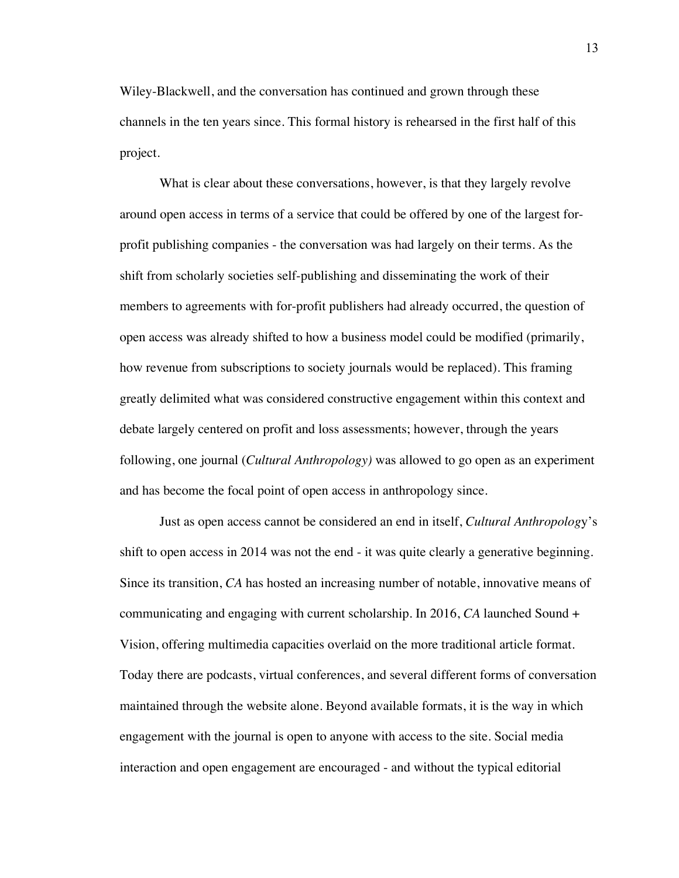Wiley-Blackwell, and the conversation has continued and grown through these channels in the ten years since. This formal history is rehearsed in the first half of this project.

What is clear about these conversations, however, is that they largely revolve around open access in terms of a service that could be offered by one of the largest for-profit publishing companies - the conversation was had largely on their terms. As the shift from scholarly societies self-publishing and disseminating the work of their members to agreements with for-profit publishers had already occurred, the question of open access was already shifted to how a business model could be modified (primarily, how revenue from subscriptions to society journals would be replaced). This framing greatly delimited what was considered constructive engagement within this context and debate largely centered on profit and loss assessments; however, through the years following, one journal (*Cultural Anthropology)* was allowed to go open as an experiment and has become the focal point of open access in anthropology since.

Just as open access cannot be considered an end in itself, *Cultural Anthropolog*y's shift to open access in 2014 was not the end - it was quite clearly a generative beginning. Since its transition, *CA* has hosted an increasing number of notable, innovative means of communicating and engaging with current scholarship. In 2016, *CA* launched Sound + Vision, offering multimedia capacities overlaid on the more traditional article format. Today there are podcasts, virtual conferences, and several different forms of conversation maintained through the website alone. Beyond available formats, it is the way in which engagement with the journal is open to anyone with access to the site. Social media interaction and open engagement are encouraged - and without the typical editorial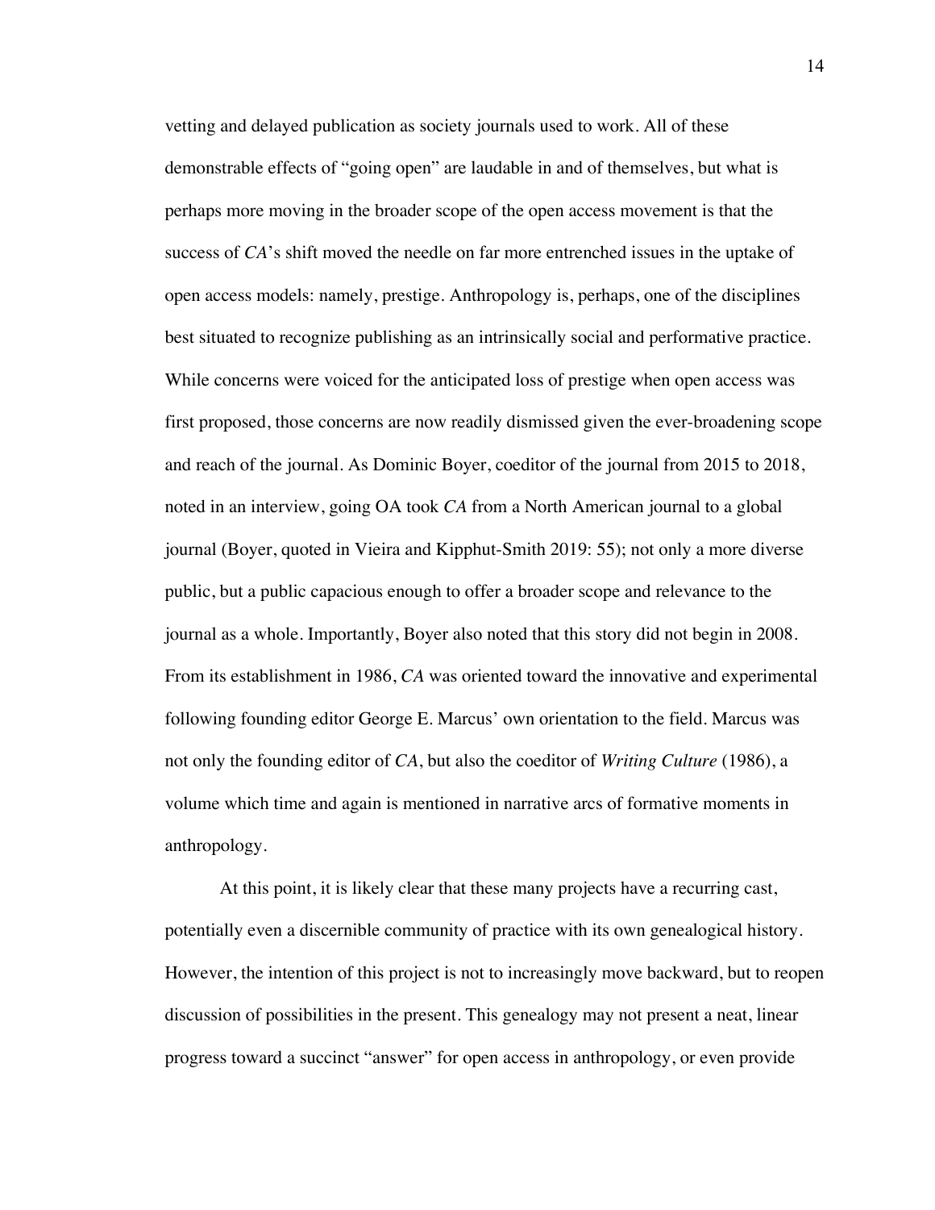vetting and delayed publication as society journals used to work. All of these demonstrable effects of "going open" are laudable in and of themselves, but what is perhaps more moving in the broader scope of the open access movement is that the success of *CA*'s shift moved the needle on far more entrenched issues in the uptake of open access models: namely, prestige. Anthropology is, perhaps, one of the disciplines best situated to recognize publishing as an intrinsically social and performative practice. While concerns were voiced for the anticipated loss of prestige when open access was first proposed, those concerns are now readily dismissed given the ever-broadening scope and reach of the journal. As Dominic Boyer, coeditor of the journal from 2015 to 2018, noted in an interview, going OA took *CA* from a North American journal to a global journal (Boyer, quoted in Vieira and Kipphut-Smith 2019: 55); not only a more diverse public, but a public capacious enough to offer a broader scope and relevance to the journal as a whole. Importantly, Boyer also noted that this story did not begin in 2008. From its establishment in 1986, *CA* was oriented toward the innovative and experimental following founding editor George E. Marcus' own orientation to the field. Marcus was not only the founding editor of *CA*, but also the coeditor of *Writing Culture* (1986), a volume which time and again is mentioned in narrative arcs of formative moments in anthropology.

At this point, it is likely clear that these many projects have a recurring cast, potentially even a discernible community of practice with its own genealogical history. However, the intention of this project is not to increasingly move backward, but to reopen discussion of possibilities in the present. This genealogy may not present a neat, linear progress toward a succinct "answer" for open access in anthropology, or even provide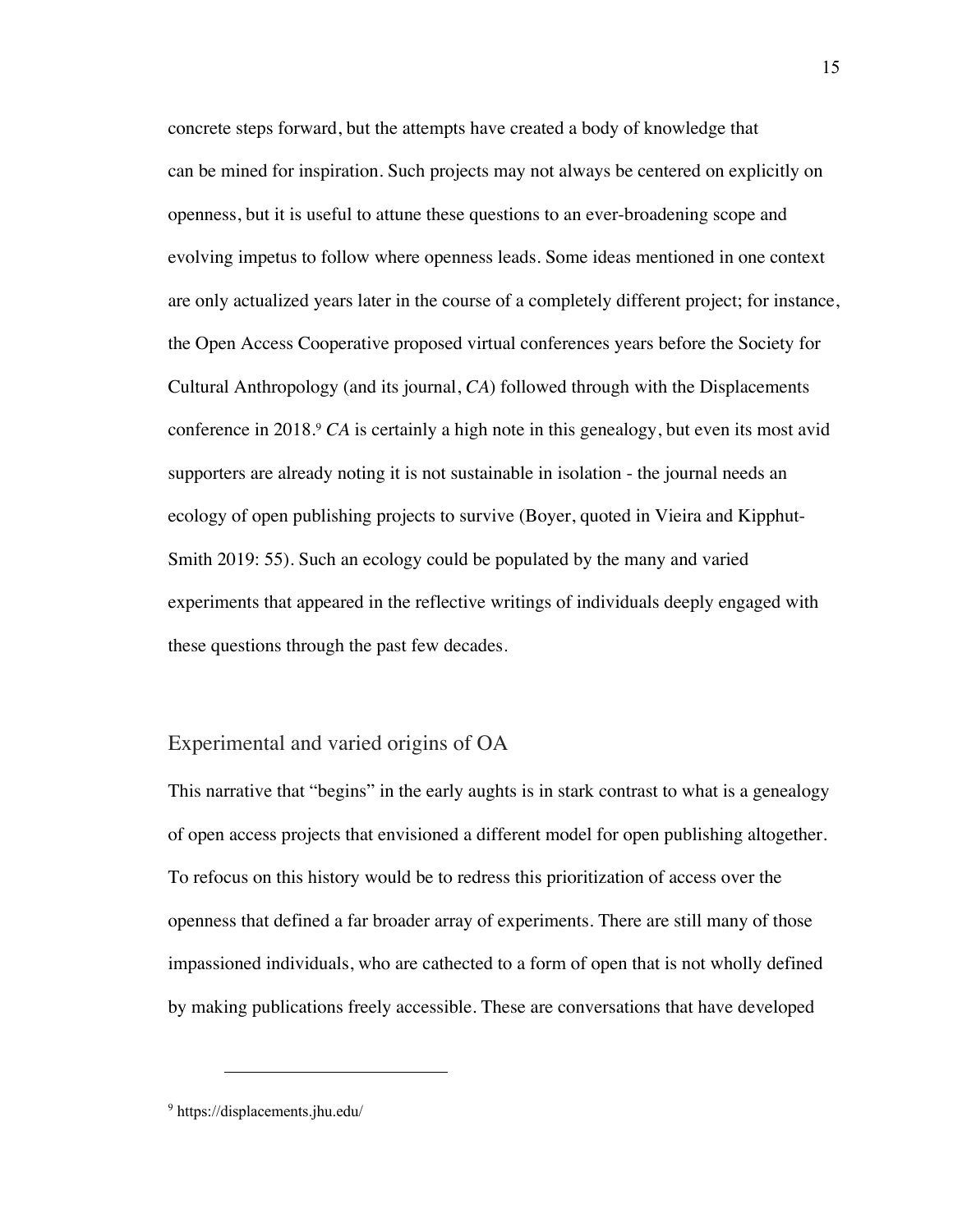concrete steps forward, but the attempts have created a body of knowledge that can be mined for inspiration. Such projects may not always be centered on explicitly on openness, but it is useful to attune these questions to an ever-broadening scope and evolving impetus to follow where openness leads. Some ideas mentioned in one context are only actualized years later in the course of a completely different project; for instance, the Open Access Cooperative proposed virtual conferences years before the Society for Cultural Anthropology (and its journal, *CA*) followed through with the Displacements conference in 2018.[9] *CA* is certainly a high note in this genealogy, but even its most avid supporters are already noting it is not sustainable in isolation - the journal needs an ecology of open publishing projects to survive (Boyer, quoted in Vieira and Kipphut-Smith 2019: 55). Such an ecology could be populated by the many and varied experiments that appeared in the reflective writings of individuals deeply engaged with these questions through the past few decades.

## Experimental and varied origins of OA

This narrative that "begins" in the early aughts is in stark contrast to what is a genealogy of open access projects that envisioned a different model for open publishing altogether. To refocus on this history would be to redress this prioritization of access over the openness that defined a far broader array of experiments. There are still many of those impassioned individuals, who are cathected to a form of open that is not wholly defined by making publications freely accessible. These are conversations that have developed

[9] https://displacements.jhu.edu/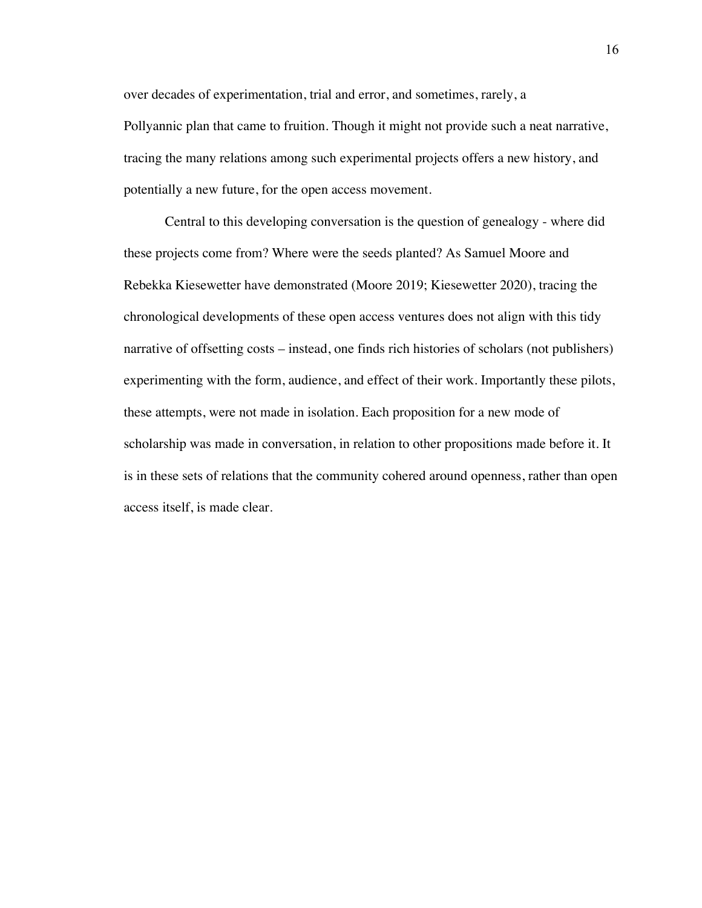over decades of experimentation, trial and error, and sometimes, rarely, a Pollyannic plan that came to fruition. Though it might not provide such a neat narrative, tracing the many relations among such experimental projects offers a new history, and potentially a new future, for the open access movement.

Central to this developing conversation is the question of genealogy - where did these projects come from? Where were the seeds planted? As Samuel Moore and Rebekka Kiesewetter have demonstrated (Moore 2019; Kiesewetter 2020), tracing the chronological developments of these open access ventures does not align with this tidy narrative of offsetting costs – instead, one finds rich histories of scholars (not publishers) experimenting with the form, audience, and effect of their work. Importantly these pilots, these attempts, were not made in isolation. Each proposition for a new mode of scholarship was made in conversation, in relation to other propositions made before it. It is in these sets of relations that the community cohered around openness, rather than open access itself, is made clear.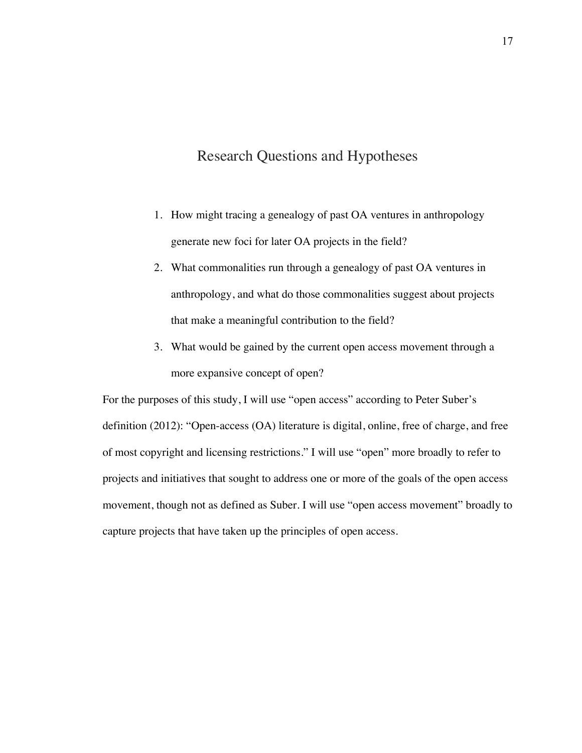## Research Questions and Hypotheses

1. How might tracing a genealogy of past OA ventures in anthropology generate new foci for later OA projects in the field?
2. What commonalities run through a genealogy of past OA ventures in anthropology, and what do those commonalities suggest about projects that make a meaningful contribution to the field?
3. What would be gained by the current open access movement through a more expansive concept of open?

For the purposes of this study, I will use "open access" according to Peter Suber's definition (2012): "Open-access (OA) literature is digital, online, free of charge, and free of most copyright and licensing restrictions." I will use "open" more broadly to refer to projects and initiatives that sought to address one or more of the goals of the open access movement, though not as defined as Suber. I will use "open access movement" broadly to capture projects that have taken up the principles of open access.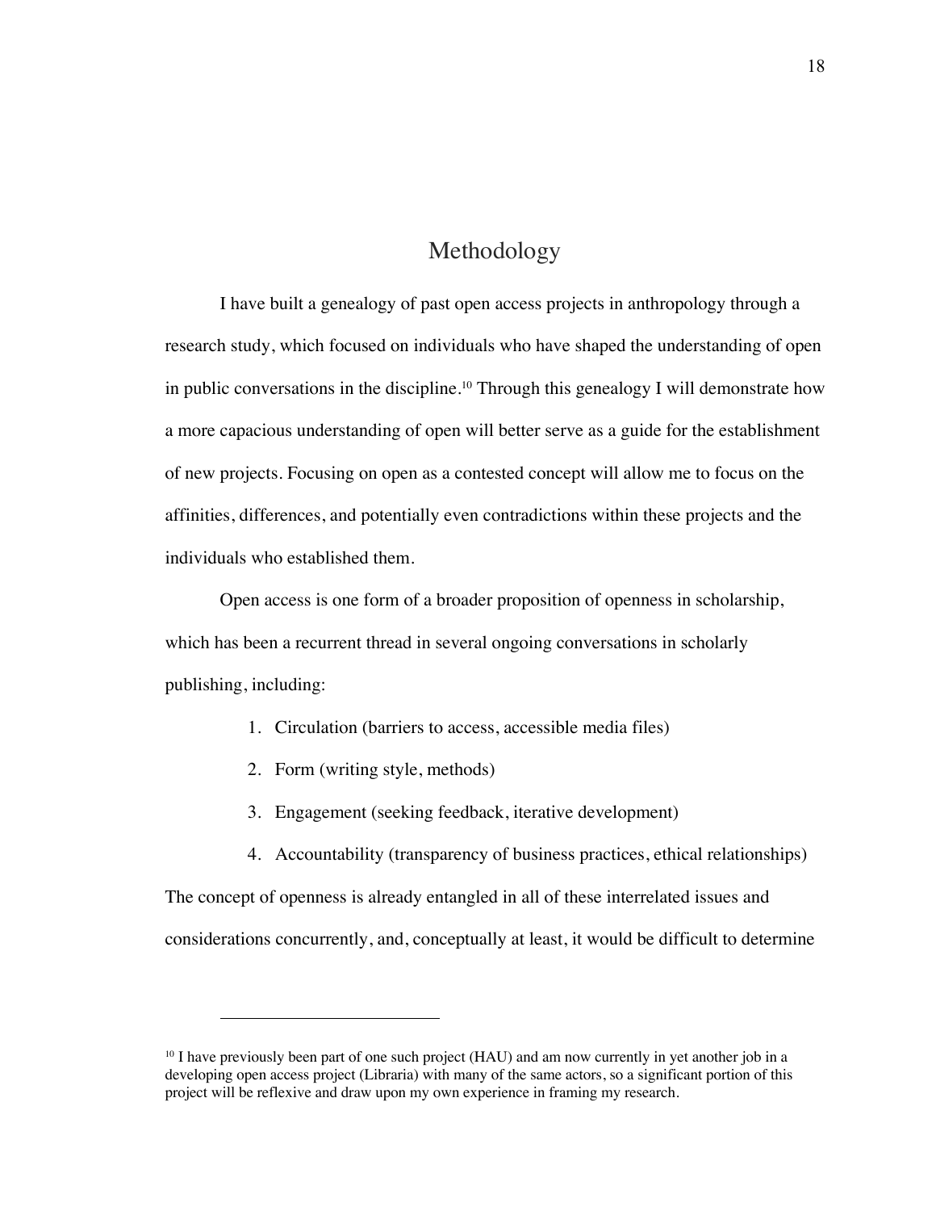# Methodology

I have built a genealogy of past open access projects in anthropology through a research study, which focused on individuals who have shaped the understanding of open in public conversations in the discipline.[10] Through this genealogy I will demonstrate how a more capacious understanding of open will better serve as a guide for the establishment of new projects. Focusing on open as a contested concept will allow me to focus on the affinities, differences, and potentially even contradictions within these projects and the individuals who established them.

Open access is one form of a broader proposition of openness in scholarship, which has been a recurrent thread in several ongoing conversations in scholarly publishing, including:

1. Circulation (barriers to access, accessible media files)
2. Form (writing style, methods)
3. Engagement (seeking feedback, iterative development)
4. Accountability (transparency of business practices, ethical relationships)

The concept of openness is already entangled in all of these interrelated issues and considerations concurrently, and, conceptually at least, it would be difficult to determine

[10] I have previously been part of one such project (HAU) and am now currently in yet another job in a developing open access project (Libraria) with many of the same actors, so a significant portion of this project will be reflexive and draw upon my own experience in framing my research.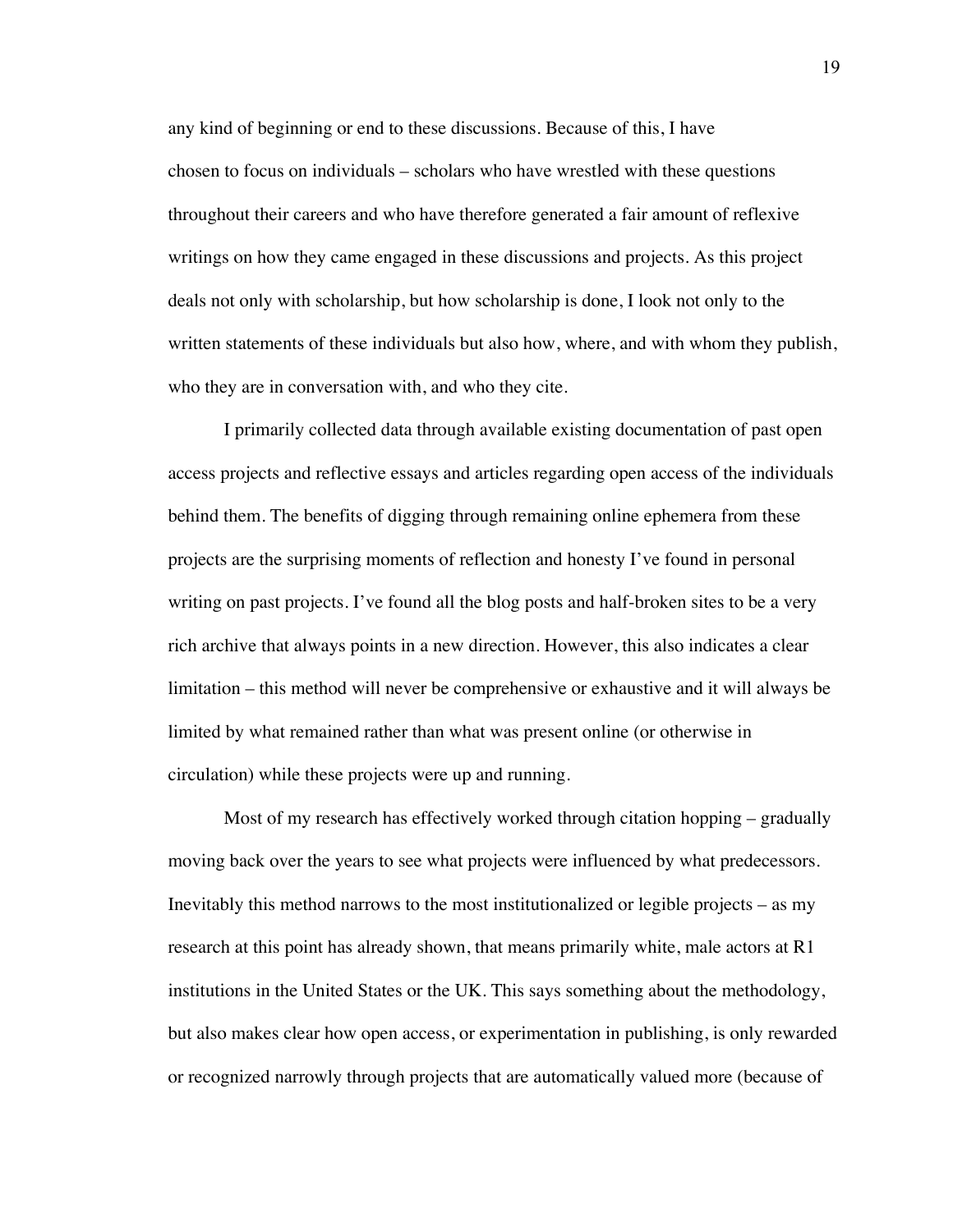any kind of beginning or end to these discussions. Because of this, I have chosen to focus on individuals – scholars who have wrestled with these questions throughout their careers and who have therefore generated a fair amount of reflexive writings on how they came engaged in these discussions and projects. As this project deals not only with scholarship, but how scholarship is done, I look not only to the written statements of these individuals but also how, where, and with whom they publish, who they are in conversation with, and who they cite.

I primarily collected data through available existing documentation of past open access projects and reflective essays and articles regarding open access of the individuals behind them. The benefits of digging through remaining online ephemera from these projects are the surprising moments of reflection and honesty I've found in personal writing on past projects. I've found all the blog posts and half-broken sites to be a very rich archive that always points in a new direction. However, this also indicates a clear limitation – this method will never be comprehensive or exhaustive and it will always be limited by what remained rather than what was present online (or otherwise in circulation) while these projects were up and running.

Most of my research has effectively worked through citation hopping – gradually moving back over the years to see what projects were influenced by what predecessors. Inevitably this method narrows to the most institutionalized or legible projects – as my research at this point has already shown, that means primarily white, male actors at R1 institutions in the United States or the UK. This says something about the methodology, but also makes clear how open access, or experimentation in publishing, is only rewarded or recognized narrowly through projects that are automatically valued more (because of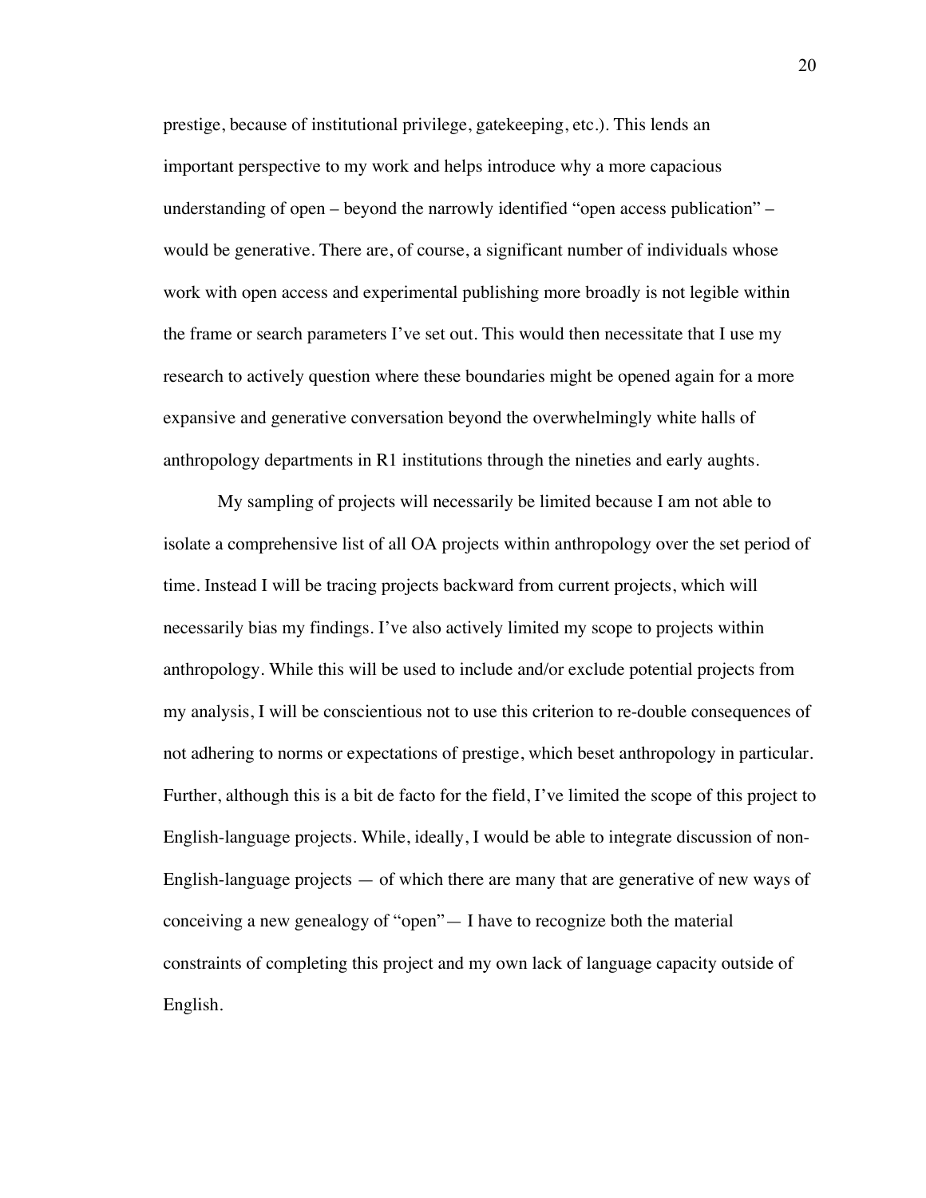prestige, because of institutional privilege, gatekeeping, etc.). This lends an important perspective to my work and helps introduce why a more capacious understanding of open – beyond the narrowly identified "open access publication" – would be generative. There are, of course, a significant number of individuals whose work with open access and experimental publishing more broadly is not legible within the frame or search parameters I've set out. This would then necessitate that I use my research to actively question where these boundaries might be opened again for a more expansive and generative conversation beyond the overwhelmingly white halls of anthropology departments in R1 institutions through the nineties and early aughts.

My sampling of projects will necessarily be limited because I am not able to isolate a comprehensive list of all OA projects within anthropology over the set period of time. Instead I will be tracing projects backward from current projects, which will necessarily bias my findings. I've also actively limited my scope to projects within anthropology. While this will be used to include and/or exclude potential projects from my analysis, I will be conscientious not to use this criterion to re-double consequences of not adhering to norms or expectations of prestige, which beset anthropology in particular. Further, although this is a bit de facto for the field, I've limited the scope of this project to English-language projects. While, ideally, I would be able to integrate discussion of non-English-language projects — of which there are many that are generative of new ways of conceiving a new genealogy of "open"— I have to recognize both the material constraints of completing this project and my own lack of language capacity outside of English.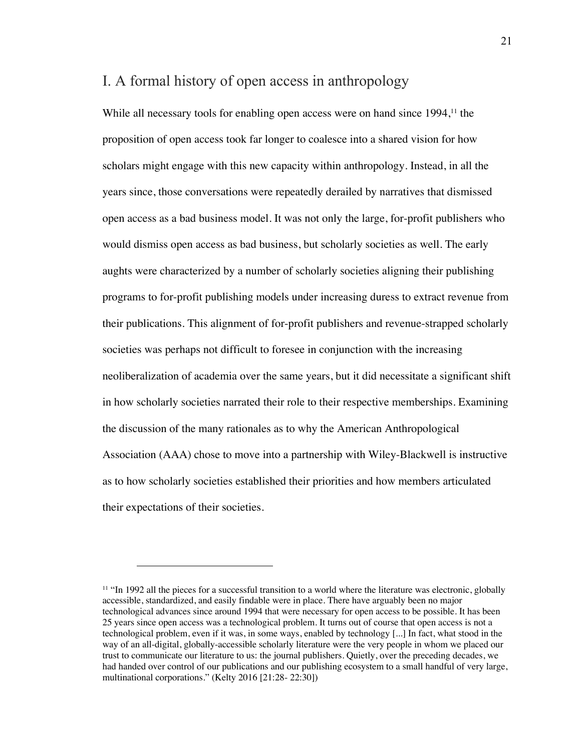## I. A formal history of open access in anthropology

While all necessary tools for enabling open access were on hand since 1994,[11] the proposition of open access took far longer to coalesce into a shared vision for how scholars might engage with this new capacity within anthropology. Instead, in all the years since, those conversations were repeatedly derailed by narratives that dismissed open access as a bad business model. It was not only the large, for-profit publishers who would dismiss open access as bad business, but scholarly societies as well. The early aughts were characterized by a number of scholarly societies aligning their publishing programs to for-profit publishing models under increasing duress to extract revenue from their publications. This alignment of for-profit publishers and revenue-strapped scholarly societies was perhaps not difficult to foresee in conjunction with the increasing neoliberalization of academia over the same years, but it did necessitate a significant shift in how scholarly societies narrated their role to their respective memberships. Examining the discussion of the many rationales as to why the American Anthropological Association (AAA) chose to move into a partnership with Wiley-Blackwell is instructive as to how scholarly societies established their priorities and how members articulated their expectations of their societies.

---

[11] "In 1992 all the pieces for a successful transition to a world where the literature was electronic, globally accessible, standardized, and easily findable were in place. There have arguably been no major technological advances since around 1994 that were necessary for open access to be possible. It has been 25 years since open access was a technological problem. It turns out of course that open access is not a technological problem, even if it was, in some ways, enabled by technology [...] In fact, what stood in the way of an all-digital, globally-accessible scholarly literature were the very people in whom we placed our trust to communicate our literature to us: the journal publishers. Quietly, over the preceding decades, we had handed over control of our publications and our publishing ecosystem to a small handful of very large, multinational corporations." (Kelty 2016 [21:28- 22:30])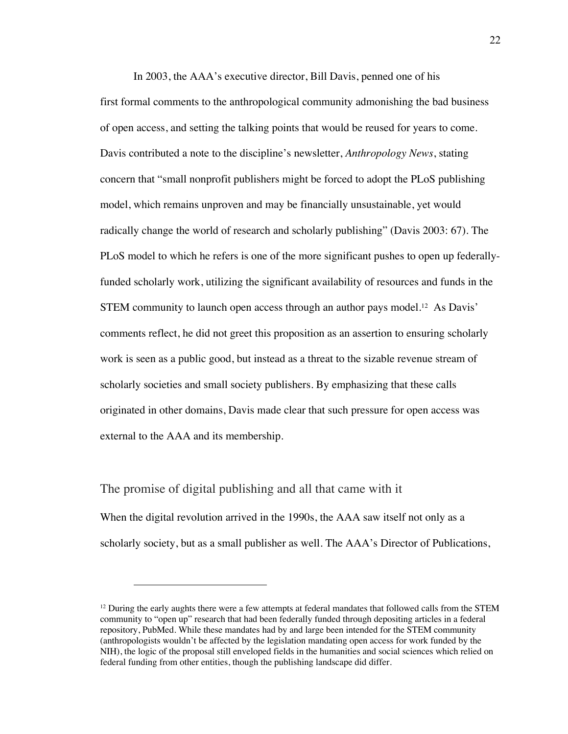In 2003, the AAA's executive director, Bill Davis, penned one of his first formal comments to the anthropological community admonishing the bad business of open access, and setting the talking points that would be reused for years to come. Davis contributed a note to the discipline's newsletter, *Anthropology News*, stating concern that "small nonprofit publishers might be forced to adopt the PLoS publishing model, which remains unproven and may be financially unsustainable, yet would radically change the world of research and scholarly publishing" (Davis 2003: 67). The PLoS model to which he refers is one of the more significant pushes to open up federally-funded scholarly work, utilizing the significant availability of resources and funds in the STEM community to launch open access through an author pays model.[12] As Davis' comments reflect, he did not greet this proposition as an assertion to ensuring scholarly work is seen as a public good, but instead as a threat to the sizable revenue stream of scholarly societies and small society publishers. By emphasizing that these calls originated in other domains, Davis made clear that such pressure for open access was external to the AAA and its membership.

## The promise of digital publishing and all that came with it

When the digital revolution arrived in the 1990s, the AAA saw itself not only as a scholarly society, but as a small publisher as well. The AAA's Director of Publications,

---

[12] During the early aughts there were a few attempts at federal mandates that followed calls from the STEM community to "open up" research that had been federally funded through depositing articles in a federal repository, PubMed. While these mandates had by and large been intended for the STEM community (anthropologists wouldn't be affected by the legislation mandating open access for work funded by the NIH), the logic of the proposal still enveloped fields in the humanities and social sciences which relied on federal funding from other entities, though the publishing landscape did differ.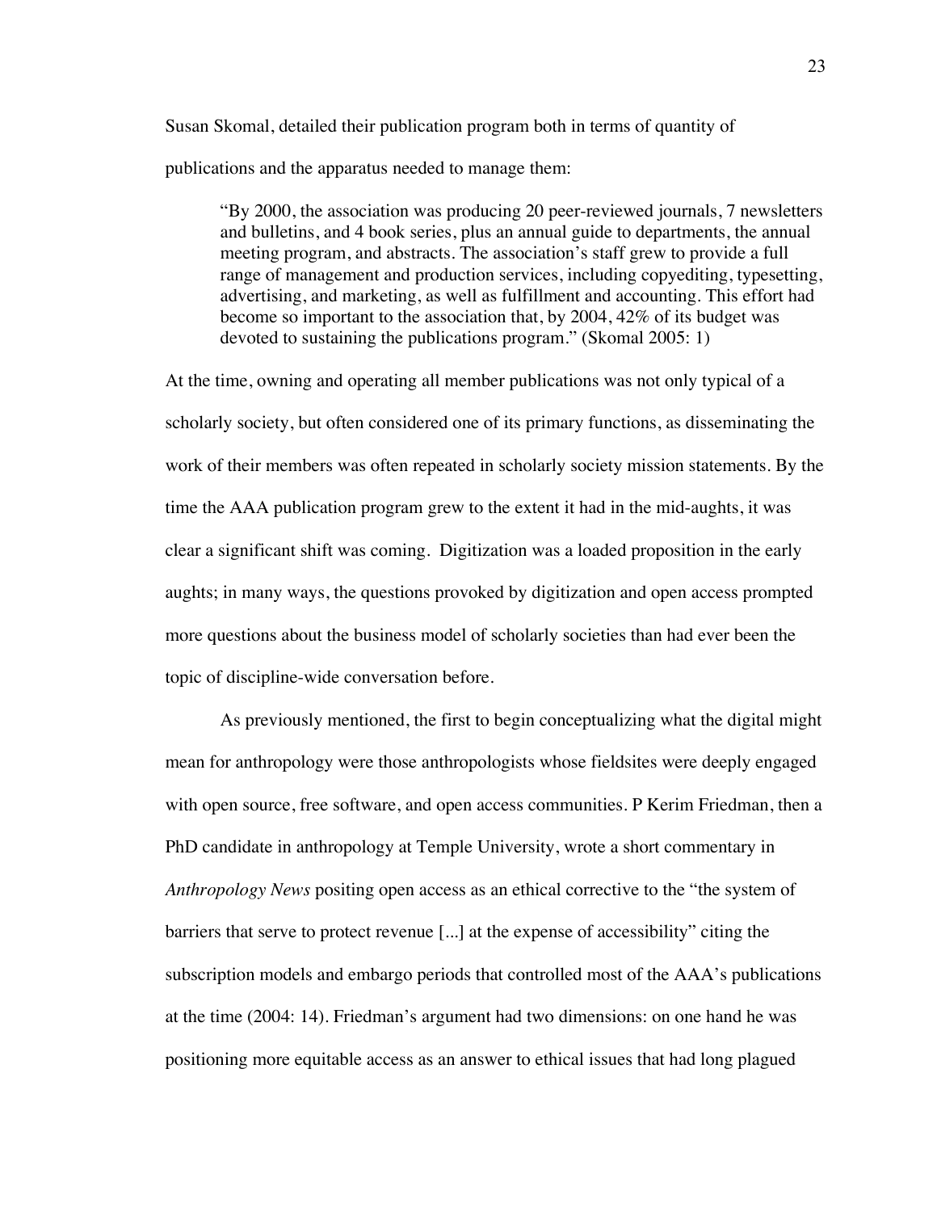Susan Skomal, detailed their publication program both in terms of quantity of publications and the apparatus needed to manage them:

> "By 2000, the association was producing 20 peer-reviewed journals, 7 newsletters and bulletins, and 4 book series, plus an annual guide to departments, the annual meeting program, and abstracts. The association's staff grew to provide a full range of management and production services, including copyediting, typesetting, advertising, and marketing, as well as fulfillment and accounting. This effort had become so important to the association that, by 2004, 42% of its budget was devoted to sustaining the publications program." (Skomal 2005: 1)

At the time, owning and operating all member publications was not only typical of a scholarly society, but often considered one of its primary functions, as disseminating the work of their members was often repeated in scholarly society mission statements. By the time the AAA publication program grew to the extent it had in the mid-aughts, it was clear a significant shift was coming. Digitization was a loaded proposition in the early aughts; in many ways, the questions provoked by digitization and open access prompted more questions about the business model of scholarly societies than had ever been the topic of discipline-wide conversation before.

As previously mentioned, the first to begin conceptualizing what the digital might mean for anthropology were those anthropologists whose fieldsites were deeply engaged with open source, free software, and open access communities. P Kerim Friedman, then a PhD candidate in anthropology at Temple University, wrote a short commentary in *Anthropology News* positing open access as an ethical corrective to the "the system of barriers that serve to protect revenue [...] at the expense of accessibility" citing the subscription models and embargo periods that controlled most of the AAA's publications at the time (2004: 14). Friedman's argument had two dimensions: on one hand he was positioning more equitable access as an answer to ethical issues that had long plagued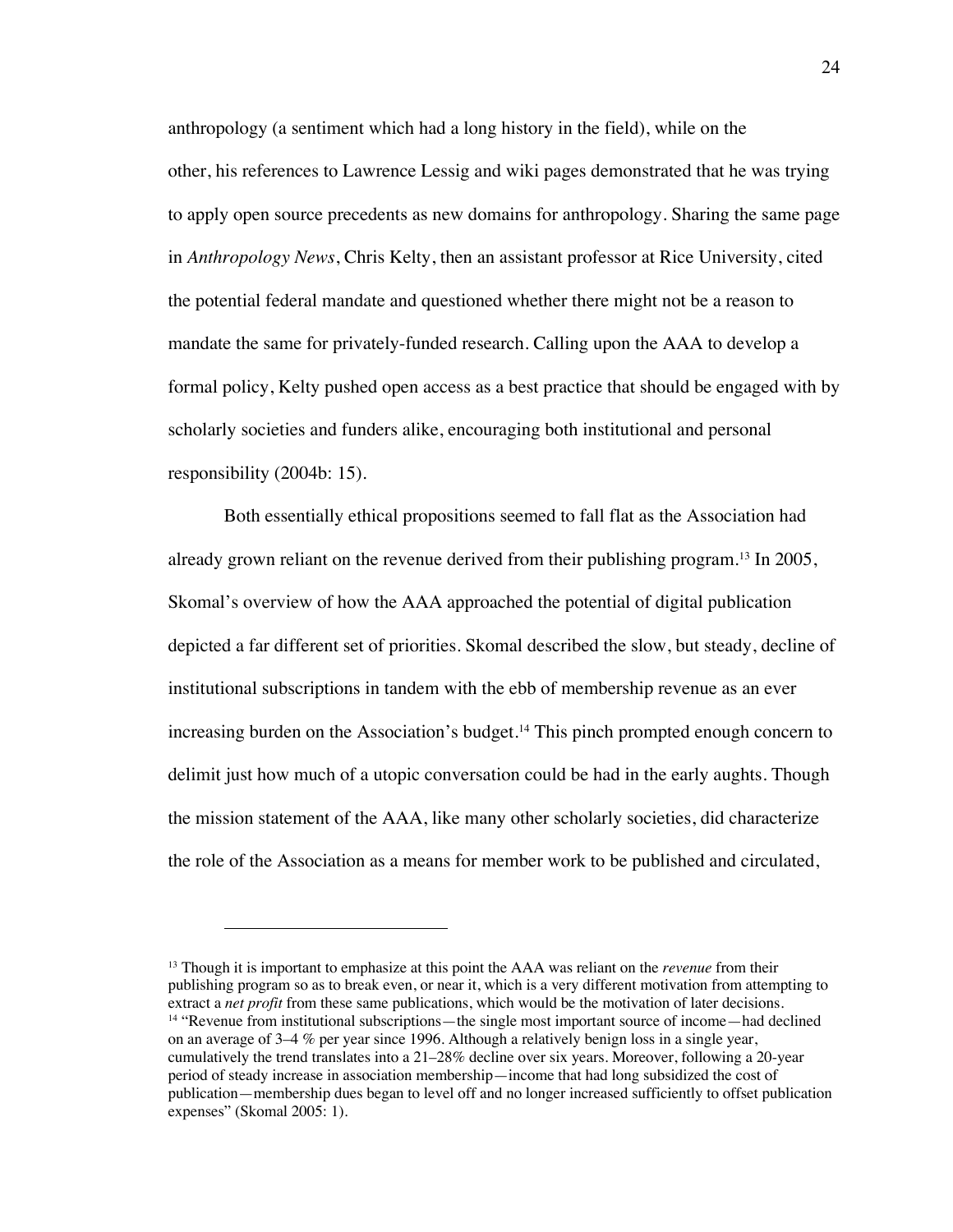anthropology (a sentiment which had a long history in the field), while on the other, his references to Lawrence Lessig and wiki pages demonstrated that he was trying to apply open source precedents as new domains for anthropology. Sharing the same page in *Anthropology News*, Chris Kelty, then an assistant professor at Rice University, cited the potential federal mandate and questioned whether there might not be a reason to mandate the same for privately-funded research. Calling upon the AAA to develop a formal policy, Kelty pushed open access as a best practice that should be engaged with by scholarly societies and funders alike, encouraging both institutional and personal responsibility (2004b: 15).

Both essentially ethical propositions seemed to fall flat as the Association had already grown reliant on the revenue derived from their publishing program.[13] In 2005, Skomal's overview of how the AAA approached the potential of digital publication depicted a far different set of priorities. Skomal described the slow, but steady, decline of institutional subscriptions in tandem with the ebb of membership revenue as an ever increasing burden on the Association's budget.[14] This pinch prompted enough concern to delimit just how much of a utopic conversation could be had in the early aughts. Though the mission statement of the AAA, like many other scholarly societies, did characterize the role of the Association as a means for member work to be published and circulated,

---

[13] Though it is important to emphasize at this point the AAA was reliant on the *revenue* from their publishing program so as to break even, or near it, which is a very different motivation from attempting to extract a *net profit* from these same publications, which would be the motivation of later decisions.

[14] "Revenue from institutional subscriptions—the single most important source of income—had declined on an average of 3–4 % per year since 1996. Although a relatively benign loss in a single year, cumulatively the trend translates into a 21–28% decline over six years. Moreover, following a 20-year period of steady increase in association membership—income that had long subsidized the cost of publication—membership dues began to level off and no longer increased sufficiently to offset publication expenses" (Skomal 2005: 1).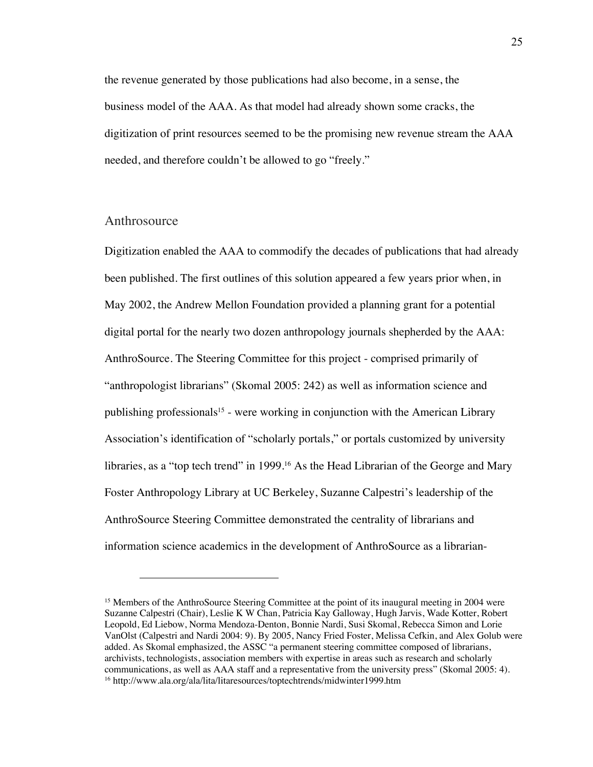the revenue generated by those publications had also become, in a sense, the business model of the AAA. As that model had already shown some cracks, the digitization of print resources seemed to be the promising new revenue stream the AAA needed, and therefore couldn't be allowed to go "freely."

## Anthrosource

Digitization enabled the AAA to commodify the decades of publications that had already been published. The first outlines of this solution appeared a few years prior when, in May 2002, the Andrew Mellon Foundation provided a planning grant for a potential digital portal for the nearly two dozen anthropology journals shepherded by the AAA: AnthroSource. The Steering Committee for this project - comprised primarily of "anthropologist librarians" (Skomal 2005: 242) as well as information science and publishing professionals[15] - were working in conjunction with the American Library Association's identification of "scholarly portals," or portals customized by university libraries, as a "top tech trend" in 1999.[16] As the Head Librarian of the George and Mary Foster Anthropology Library at UC Berkeley, Suzanne Calpestri's leadership of the AnthroSource Steering Committee demonstrated the centrality of librarians and information science academics in the development of AnthroSource as a librarian-

---

[15] Members of the AnthroSource Steering Committee at the point of its inaugural meeting in 2004 were Suzanne Calpestri (Chair), Leslie K W Chan, Patricia Kay Galloway, Hugh Jarvis, Wade Kotter, Robert Leopold, Ed Liebow, Norma Mendoza-Denton, Bonnie Nardi, Susi Skomal, Rebecca Simon and Lorie VanOlst (Calpestri and Nardi 2004: 9). By 2005, Nancy Fried Foster, Melissa Cefkin, and Alex Golub were added. As Skomal emphasized, the ASSC "a permanent steering committee composed of librarians, archivists, technologists, association members with expertise in areas such as research and scholarly communications, as well as AAA staff and a representative from the university press" (Skomal 2005: 4).

[16] http://www.ala.org/ala/lita/litaresources/toptechtrends/midwinter1999.htm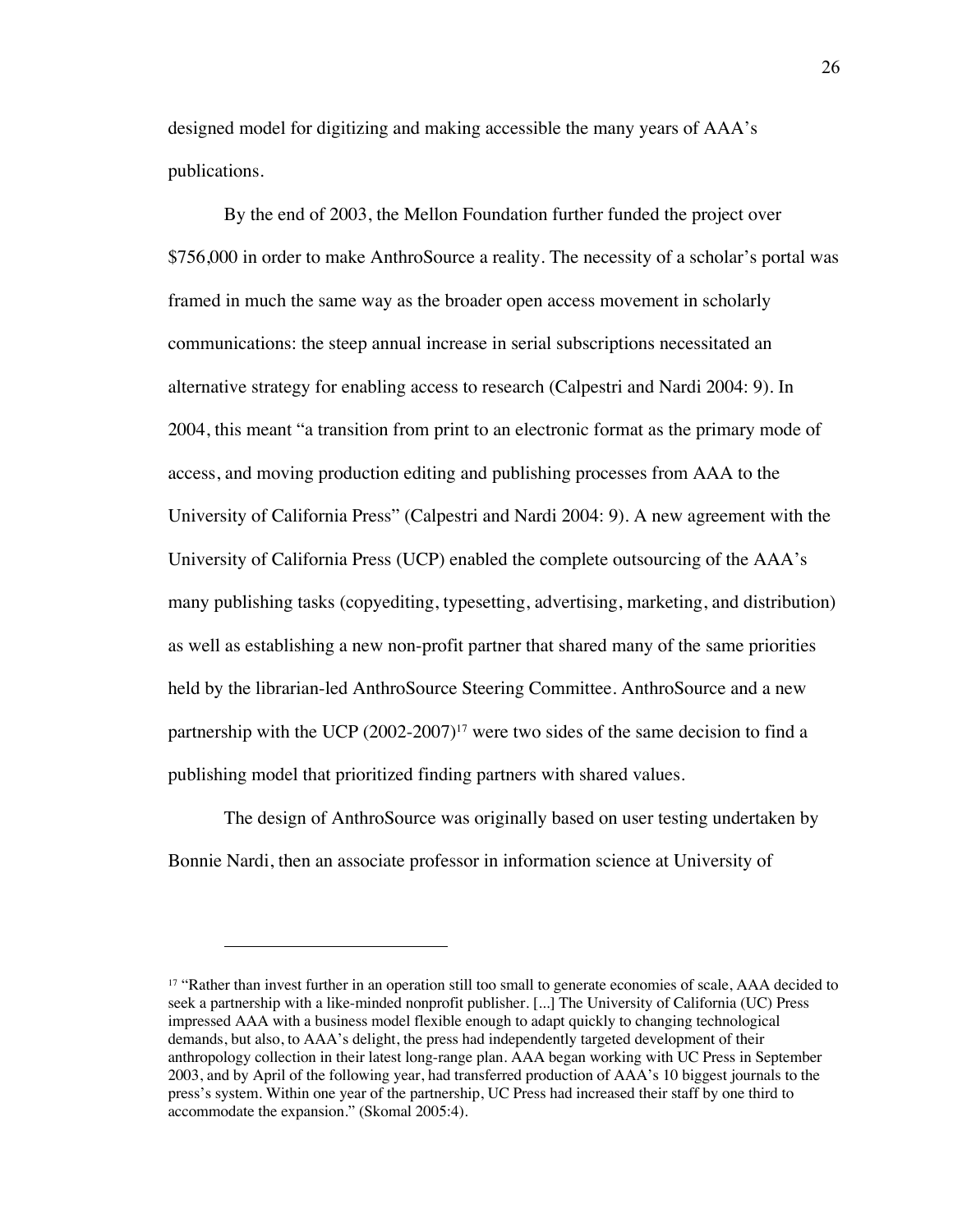designed model for digitizing and making accessible the many years of AAA's publications.

By the end of 2003, the Mellon Foundation further funded the project over $756,000 in order to make AnthroSource a reality. The necessity of a scholar's portal was framed in much the same way as the broader open access movement in scholarly communications: the steep annual increase in serial subscriptions necessitated an alternative strategy for enabling access to research (Calpestri and Nardi 2004: 9). In 2004, this meant "a transition from print to an electronic format as the primary mode of access, and moving production editing and publishing processes from AAA to the University of California Press" (Calpestri and Nardi 2004: 9). A new agreement with the University of California Press (UCP) enabled the complete outsourcing of the AAA's many publishing tasks (copyediting, typesetting, advertising, marketing, and distribution) as well as establishing a new non-profit partner that shared many of the same priorities held by the librarian-led AnthroSource Steering Committee. AnthroSource and a new partnership with the UCP (2002-2007)[17] were two sides of the same decision to find a publishing model that prioritized finding partners with shared values.

The design of AnthroSource was originally based on user testing undertaken by Bonnie Nardi, then an associate professor in information science at University of

---

[17] "Rather than invest further in an operation still too small to generate economies of scale, AAA decided to seek a partnership with a like-minded nonprofit publisher. [...] The University of California (UC) Press impressed AAA with a business model flexible enough to adapt quickly to changing technological demands, but also, to AAA's delight, the press had independently targeted development of their anthropology collection in their latest long-range plan. AAA began working with UC Press in September 2003, and by April of the following year, had transferred production of AAA's 10 biggest journals to the press's system. Within one year of the partnership, UC Press had increased their staff by one third to accommodate the expansion." (Skomal 2005:4).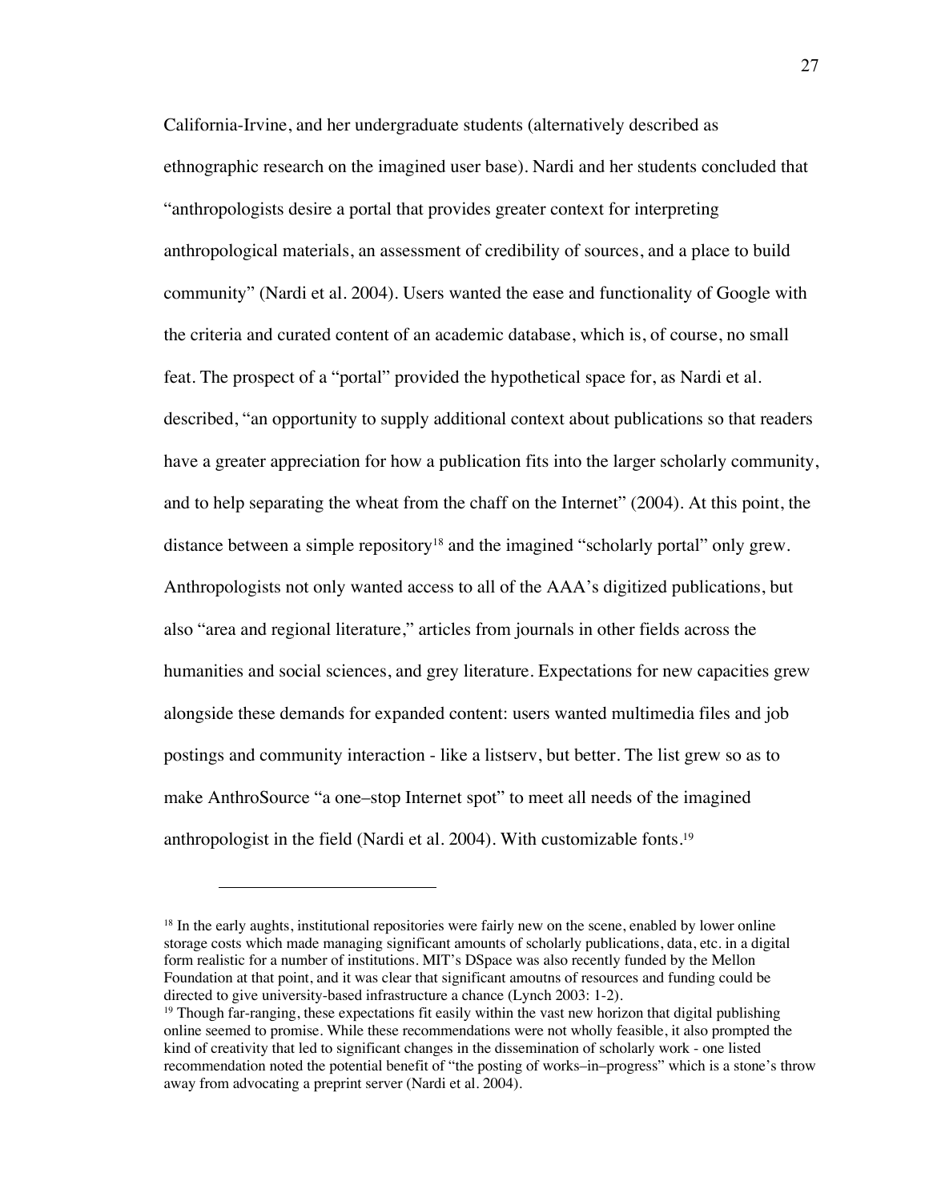California-Irvine, and her undergraduate students (alternatively described as ethnographic research on the imagined user base). Nardi and her students concluded that "anthropologists desire a portal that provides greater context for interpreting anthropological materials, an assessment of credibility of sources, and a place to build community" (Nardi et al. 2004). Users wanted the ease and functionality of Google with the criteria and curated content of an academic database, which is, of course, no small feat. The prospect of a "portal" provided the hypothetical space for, as Nardi et al. described, "an opportunity to supply additional context about publications so that readers have a greater appreciation for how a publication fits into the larger scholarly community, and to help separating the wheat from the chaff on the Internet" (2004). At this point, the distance between a simple repository[18] and the imagined "scholarly portal" only grew. Anthropologists not only wanted access to all of the AAA's digitized publications, but also "area and regional literature," articles from journals in other fields across the humanities and social sciences, and grey literature. Expectations for new capacities grew alongside these demands for expanded content: users wanted multimedia files and job postings and community interaction - like a listserv, but better. The list grew so as to make AnthroSource "a one–stop Internet spot" to meet all needs of the imagined anthropologist in the field (Nardi et al. 2004). With customizable fonts.[19]

---

[18] In the early aughts, institutional repositories were fairly new on the scene, enabled by lower online storage costs which made managing significant amounts of scholarly publications, data, etc. in a digital form realistic for a number of institutions. MIT's DSpace was also recently funded by the Mellon Foundation at that point, and it was clear that significant amoutns of resources and funding could be directed to give university-based infrastructure a chance (Lynch 2003: 1-2).

[19] Though far-ranging, these expectations fit easily within the vast new horizon that digital publishing online seemed to promise. While these recommendations were not wholly feasible, it also prompted the kind of creativity that led to significant changes in the dissemination of scholarly work - one listed recommendation noted the potential benefit of "the posting of works–in–progress" which is a stone's throw away from advocating a preprint server (Nardi et al. 2004).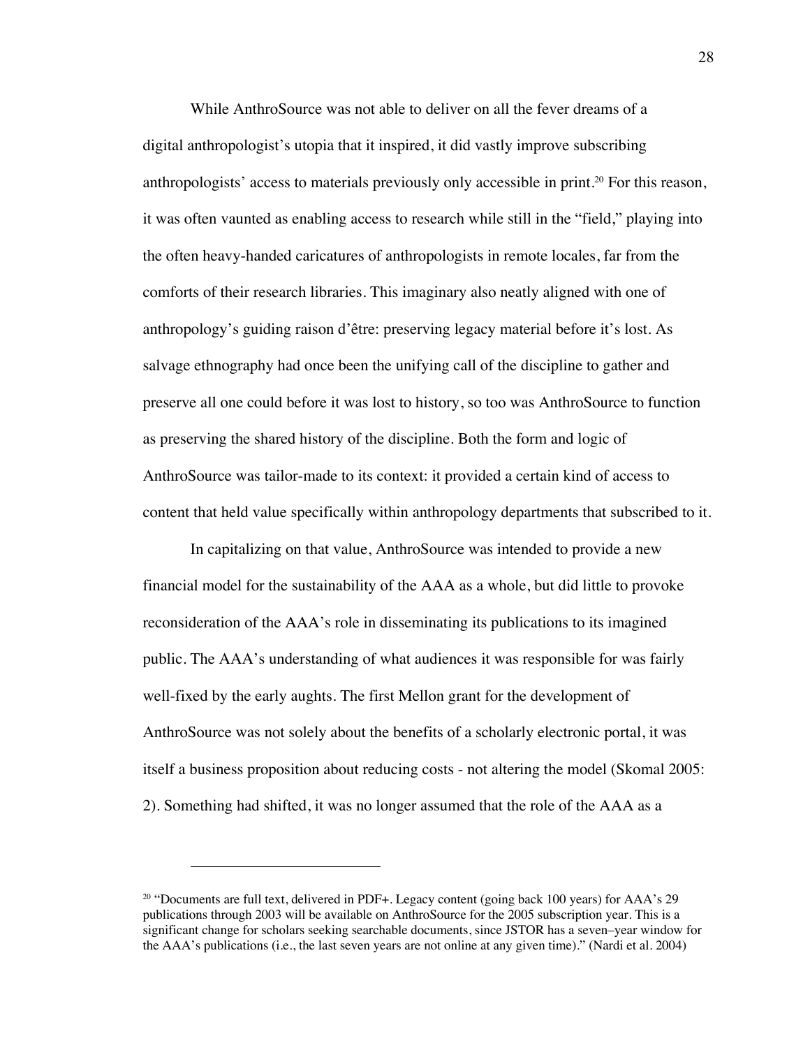While AnthroSource was not able to deliver on all the fever dreams of a digital anthropologist's utopia that it inspired, it did vastly improve subscribing anthropologists' access to materials previously only accessible in print.[20] For this reason, it was often vaunted as enabling access to research while still in the "field," playing into the often heavy-handed caricatures of anthropologists in remote locales, far from the comforts of their research libraries. This imaginary also neatly aligned with one of anthropology's guiding raison d'être: preserving legacy material before it's lost. As salvage ethnography had once been the unifying call of the discipline to gather and preserve all one could before it was lost to history, so too was AnthroSource to function as preserving the shared history of the discipline. Both the form and logic of AnthroSource was tailor-made to its context: it provided a certain kind of access to content that held value specifically within anthropology departments that subscribed to it.

In capitalizing on that value, AnthroSource was intended to provide a new financial model for the sustainability of the AAA as a whole, but did little to provoke reconsideration of the AAA's role in disseminating its publications to its imagined public. The AAA's understanding of what audiences it was responsible for was fairly well-fixed by the early aughts. The first Mellon grant for the development of AnthroSource was not solely about the benefits of a scholarly electronic portal, it was itself a business proposition about reducing costs - not altering the model (Skomal 2005: 2). Something had shifted, it was no longer assumed that the role of the AAA as a

---

[20] "Documents are full text, delivered in PDF+. Legacy content (going back 100 years) for AAA's 29 publications through 2003 will be available on AnthroSource for the 2005 subscription year. This is a significant change for scholars seeking searchable documents, since JSTOR has a seven–year window for the AAA's publications (i.e., the last seven years are not online at any given time)." (Nardi et al. 2004)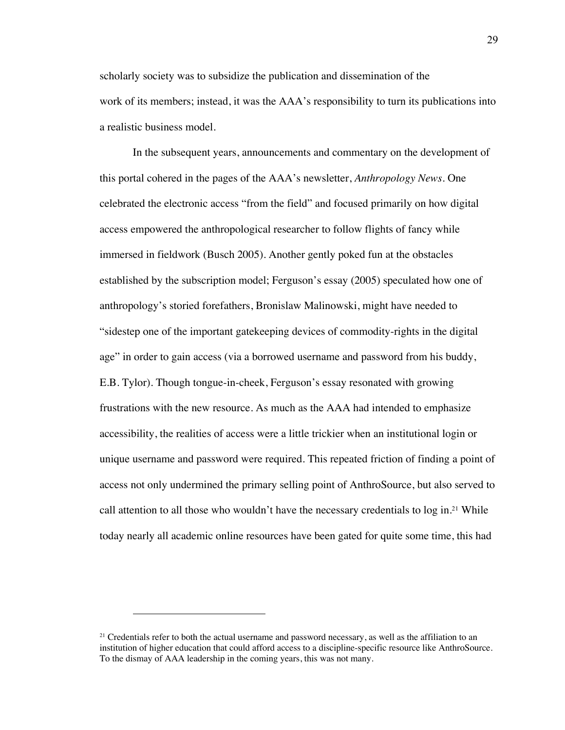scholarly society was to subsidize the publication and dissemination of the work of its members; instead, it was the AAA's responsibility to turn its publications into a realistic business model.

In the subsequent years, announcements and commentary on the development of this portal cohered in the pages of the AAA's newsletter, *Anthropology News*. One celebrated the electronic access "from the field" and focused primarily on how digital access empowered the anthropological researcher to follow flights of fancy while immersed in fieldwork (Busch 2005). Another gently poked fun at the obstacles established by the subscription model; Ferguson's essay (2005) speculated how one of anthropology's storied forefathers, Bronislaw Malinowski, might have needed to "sidestep one of the important gatekeeping devices of commodity-rights in the digital age" in order to gain access (via a borrowed username and password from his buddy, E.B. Tylor). Though tongue-in-cheek, Ferguson's essay resonated with growing frustrations with the new resource. As much as the AAA had intended to emphasize accessibility, the realities of access were a little trickier when an institutional login or unique username and password were required. This repeated friction of finding a point of access not only undermined the primary selling point of AnthroSource, but also served to call attention to all those who wouldn't have the necessary credentials to log in.[21] While today nearly all academic online resources have been gated for quite some time, this had

---

[21] Credentials refer to both the actual username and password necessary, as well as the affiliation to an institution of higher education that could afford access to a discipline-specific resource like AnthroSource. To the dismay of AAA leadership in the coming years, this was not many.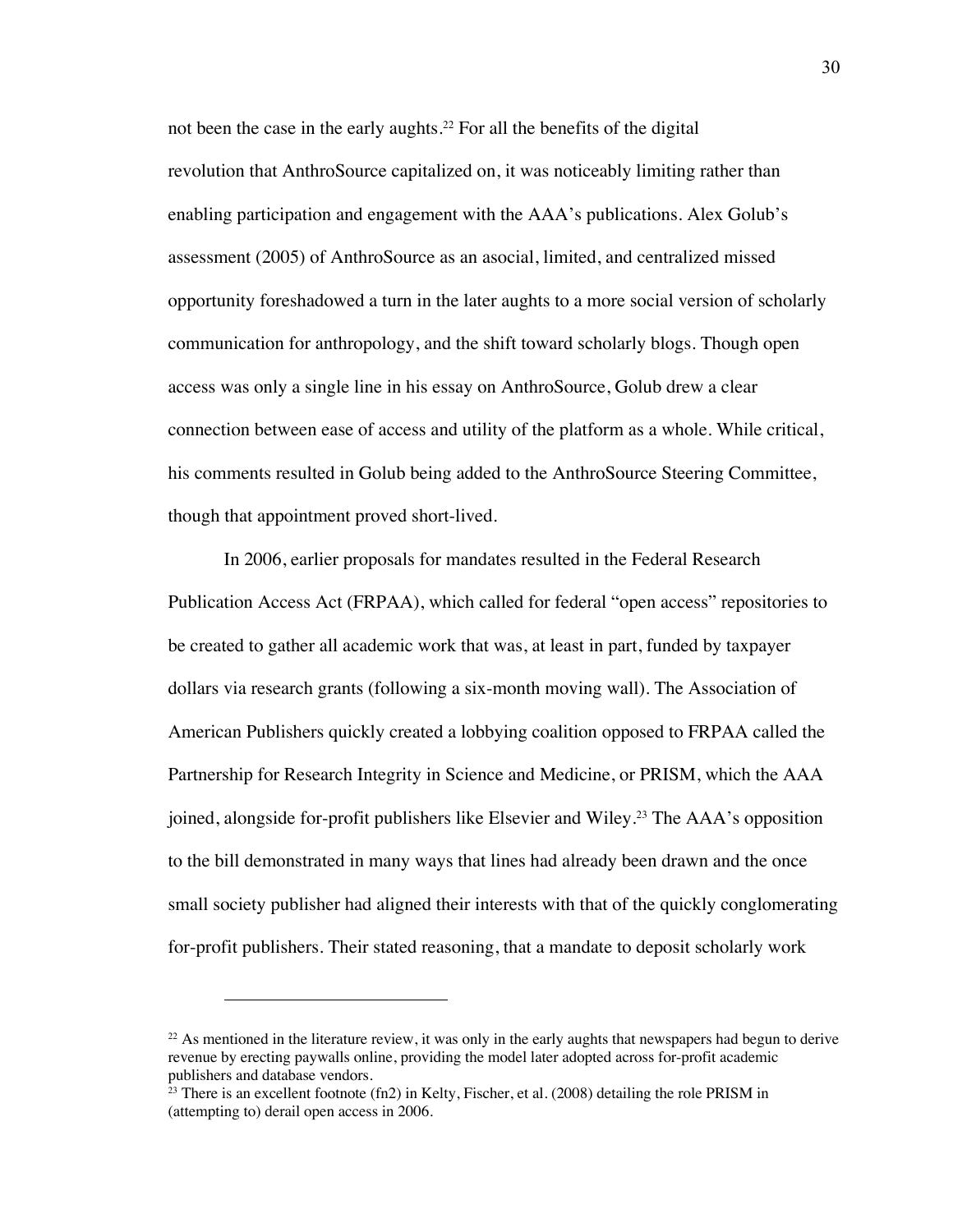not been the case in the early aughts.[22] For all the benefits of the digital revolution that AnthroSource capitalized on, it was noticeably limiting rather than enabling participation and engagement with the AAA's publications. Alex Golub's assessment (2005) of AnthroSource as an asocial, limited, and centralized missed opportunity foreshadowed a turn in the later aughts to a more social version of scholarly communication for anthropology, and the shift toward scholarly blogs. Though open access was only a single line in his essay on AnthroSource, Golub drew a clear connection between ease of access and utility of the platform as a whole. While critical, his comments resulted in Golub being added to the AnthroSource Steering Committee, though that appointment proved short-lived.

In 2006, earlier proposals for mandates resulted in the Federal Research Publication Access Act (FRPAA), which called for federal "open access" repositories to be created to gather all academic work that was, at least in part, funded by taxpayer dollars via research grants (following a six-month moving wall). The Association of American Publishers quickly created a lobbying coalition opposed to FRPAA called the Partnership for Research Integrity in Science and Medicine, or PRISM, which the AAA joined, alongside for-profit publishers like Elsevier and Wiley.[23] The AAA's opposition to the bill demonstrated in many ways that lines had already been drawn and the once small society publisher had aligned their interests with that of the quickly conglomerating for-profit publishers. Their stated reasoning, that a mandate to deposit scholarly work

---

[22] As mentioned in the literature review, it was only in the early aughts that newspapers had begun to derive revenue by erecting paywalls online, providing the model later adopted across for-profit academic publishers and database vendors.

[23] There is an excellent footnote (fn2) in Kelty, Fischer, et al. (2008) detailing the role PRISM in (attempting to) derail open access in 2006.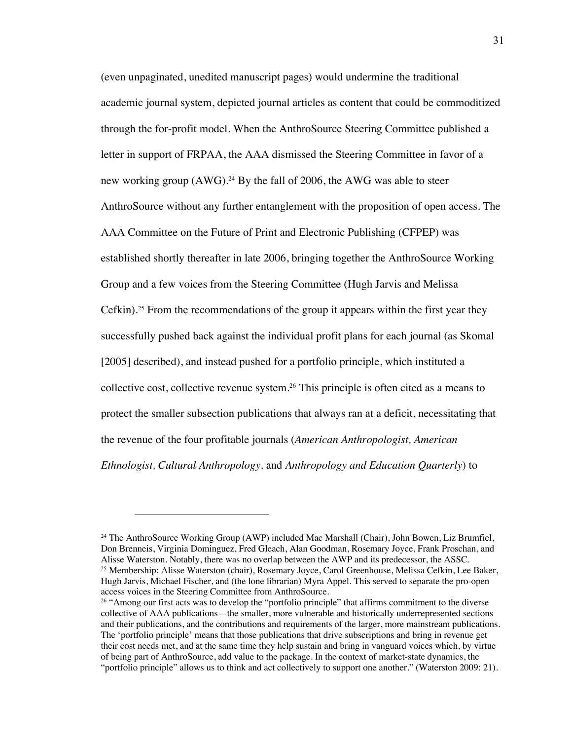(even unpaginated, unedited manuscript pages) would undermine the traditional academic journal system, depicted journal articles as content that could be commoditized through the for-profit model. When the AnthroSource Steering Committee published a letter in support of FRPAA, the AAA dismissed the Steering Committee in favor of a new working group (AWG).[24] By the fall of 2006, the AWG was able to steer AnthroSource without any further entanglement with the proposition of open access. The AAA Committee on the Future of Print and Electronic Publishing (CFPEP) was established shortly thereafter in late 2006, bringing together the AnthroSource Working Group and a few voices from the Steering Committee (Hugh Jarvis and Melissa Cefkin).[25] From the recommendations of the group it appears within the first year they successfully pushed back against the individual profit plans for each journal (as Skomal [2005] described), and instead pushed for a portfolio principle, which instituted a collective cost, collective revenue system.[26] This principle is often cited as a means to protect the smaller subsection publications that always ran at a deficit, necessitating that the revenue of the four profitable journals (*American Anthropologist, American Ethnologist, Cultural Anthropology,* and *Anthropology and Education Quarterly*) to

---

[24] The AnthroSource Working Group (AWP) included Mac Marshall (Chair), John Bowen, Liz Brumfiel, Don Brenneis, Virginia Dominguez, Fred Gleach, Alan Goodman, Rosemary Joyce, Frank Proschan, and Alisse Waterston. Notably, there was no overlap between the AWP and its predecessor, the ASSC.

[25] Membership: Alisse Waterston (chair), Rosemary Joyce, Carol Greenhouse, Melissa Cefkin, Lee Baker, Hugh Jarvis, Michael Fischer, and (the lone librarian) Myra Appel. This served to separate the pro-open access voices in the Steering Committee from AnthroSource.

[26] "Among our first acts was to develop the "portfolio principle" that affirms commitment to the diverse collective of AAA publications—the smaller, more vulnerable and historically underrepresented sections and their publications, and the contributions and requirements of the larger, more mainstream publications. The 'portfolio principle' means that those publications that drive subscriptions and bring in revenue get their cost needs met, and at the same time they help sustain and bring in vanguard voices which, by virtue of being part of AnthroSource, add value to the package. In the context of market-state dynamics, the "portfolio principle" allows us to think and act collectively to support one another." (Waterston 2009: 21).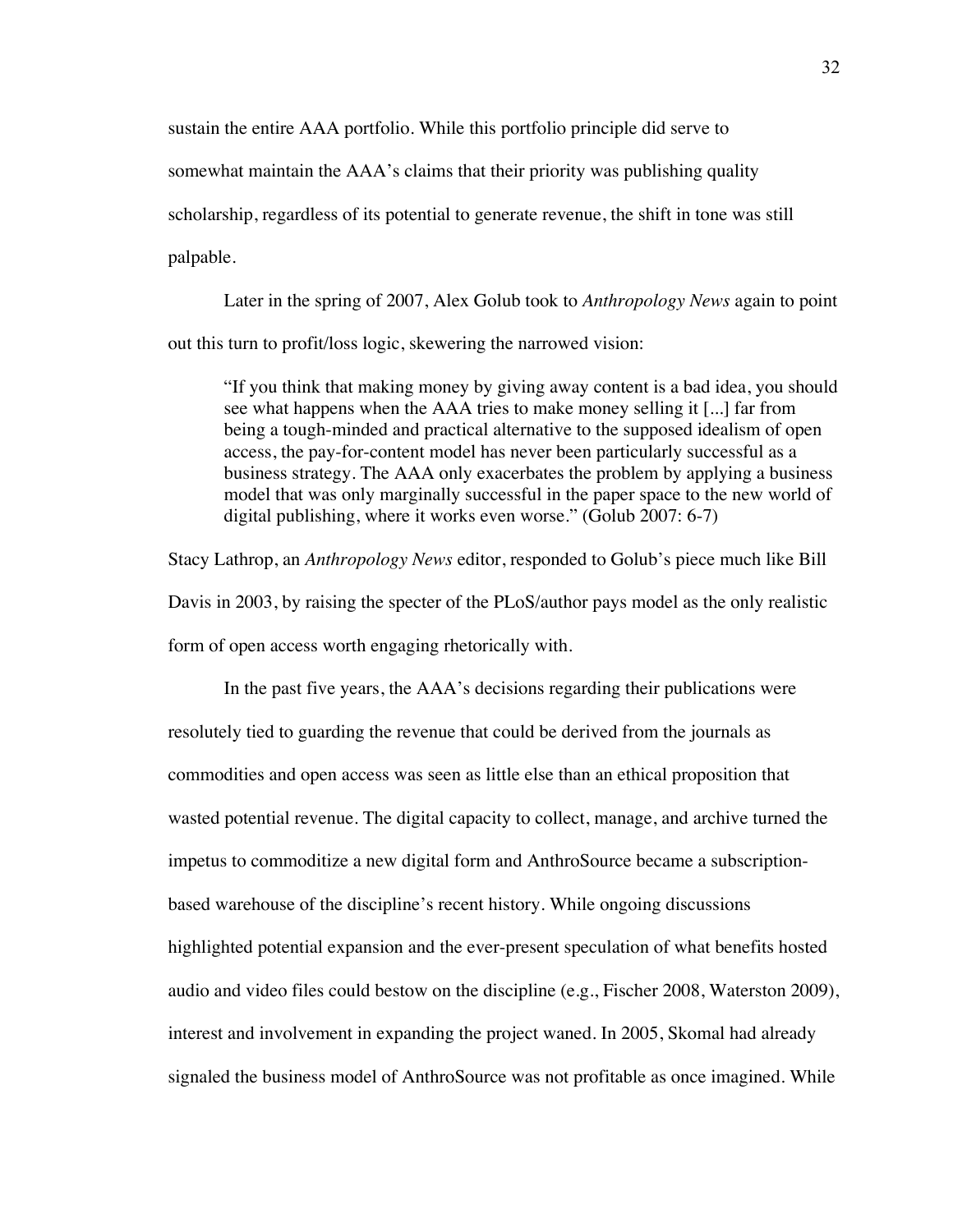sustain the entire AAA portfolio. While this portfolio principle did serve to somewhat maintain the AAA's claims that their priority was publishing quality scholarship, regardless of its potential to generate revenue, the shift in tone was still palpable.

Later in the spring of 2007, Alex Golub took to *Anthropology News* again to point out this turn to profit/loss logic, skewering the narrowed vision:

> "If you think that making money by giving away content is a bad idea, you should see what happens when the AAA tries to make money selling it [...] far from being a tough-minded and practical alternative to the supposed idealism of open access, the pay-for-content model has never been particularly successful as a business strategy. The AAA only exacerbates the problem by applying a business model that was only marginally successful in the paper space to the new world of digital publishing, where it works even worse." (Golub 2007: 6-7)

Stacy Lathrop, an *Anthropology News* editor, responded to Golub's piece much like Bill Davis in 2003, by raising the specter of the PLoS/author pays model as the only realistic form of open access worth engaging rhetorically with.

In the past five years, the AAA's decisions regarding their publications were resolutely tied to guarding the revenue that could be derived from the journals as commodities and open access was seen as little else than an ethical proposition that wasted potential revenue. The digital capacity to collect, manage, and archive turned the impetus to commoditize a new digital form and AnthroSource became a subscription-based warehouse of the discipline's recent history. While ongoing discussions highlighted potential expansion and the ever-present speculation of what benefits hosted audio and video files could bestow on the discipline (e.g., Fischer 2008, Waterston 2009), interest and involvement in expanding the project waned. In 2005, Skomal had already signaled the business model of AnthroSource was not profitable as once imagined. While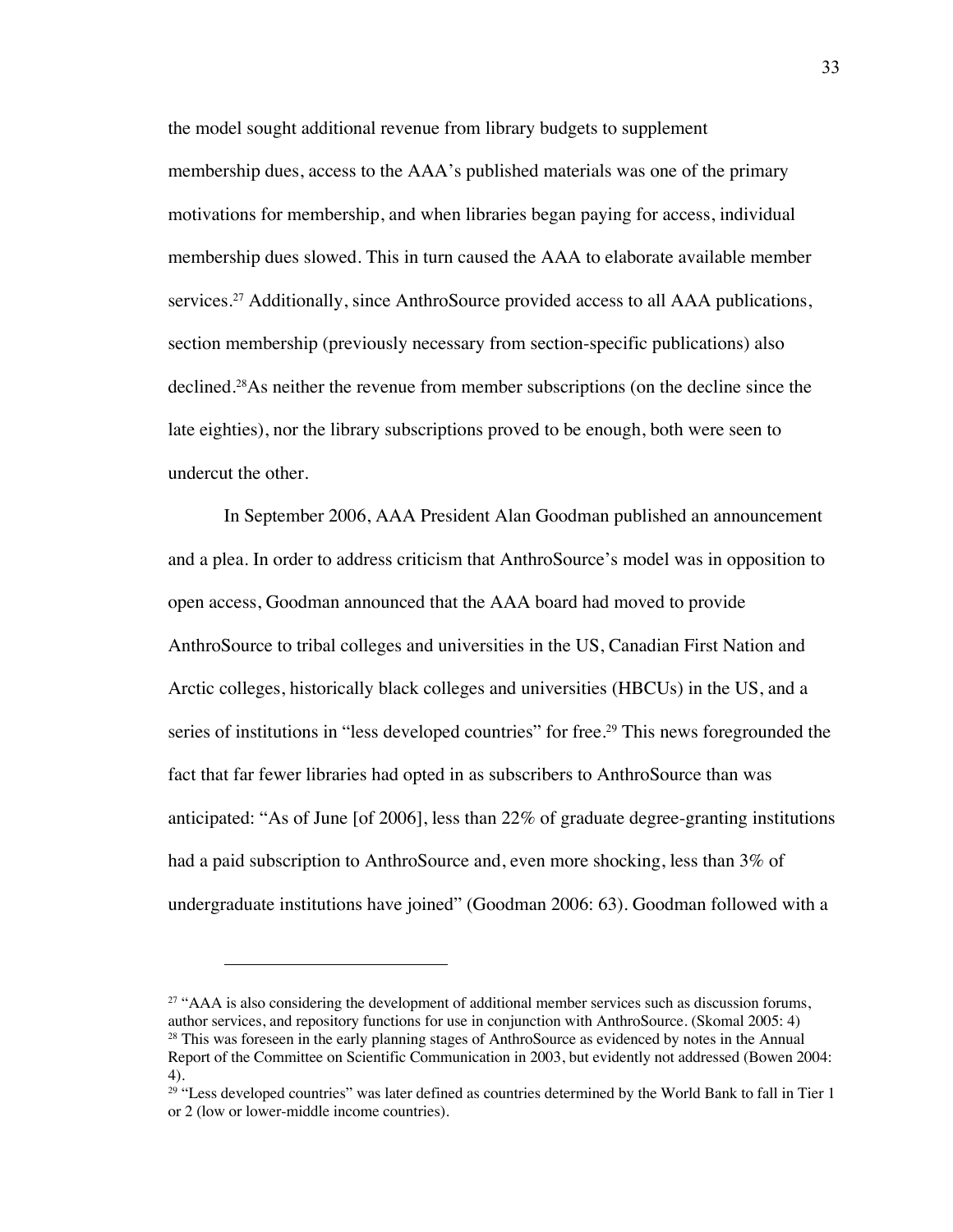the model sought additional revenue from library budgets to supplement membership dues, access to the AAA's published materials was one of the primary motivations for membership, and when libraries began paying for access, individual membership dues slowed. This in turn caused the AAA to elaborate available member services.[27] Additionally, since AnthroSource provided access to all AAA publications, section membership (previously necessary from section-specific publications) also declined.[28]As neither the revenue from member subscriptions (on the decline since the late eighties), nor the library subscriptions proved to be enough, both were seen to undercut the other.

In September 2006, AAA President Alan Goodman published an announcement and a plea. In order to address criticism that AnthroSource's model was in opposition to open access, Goodman announced that the AAA board had moved to provide AnthroSource to tribal colleges and universities in the US, Canadian First Nation and Arctic colleges, historically black colleges and universities (HBCUs) in the US, and a series of institutions in "less developed countries" for free.[29] This news foregrounded the fact that far fewer libraries had opted in as subscribers to AnthroSource than was anticipated: "As of June [of 2006], less than 22% of graduate degree-granting institutions had a paid subscription to AnthroSource and, even more shocking, less than 3% of undergraduate institutions have joined" (Goodman 2006: 63). Goodman followed with a

---

[27] "AAA is also considering the development of additional member services such as discussion forums, author services, and repository functions for use in conjunction with AnthroSource. (Skomal 2005: 4)

[28] This was foreseen in the early planning stages of AnthroSource as evidenced by notes in the Annual Report of the Committee on Scientific Communication in 2003, but evidently not addressed (Bowen 2004: 4).

[29] "Less developed countries" was later defined as countries determined by the World Bank to fall in Tier 1 or 2 (low or lower-middle income countries).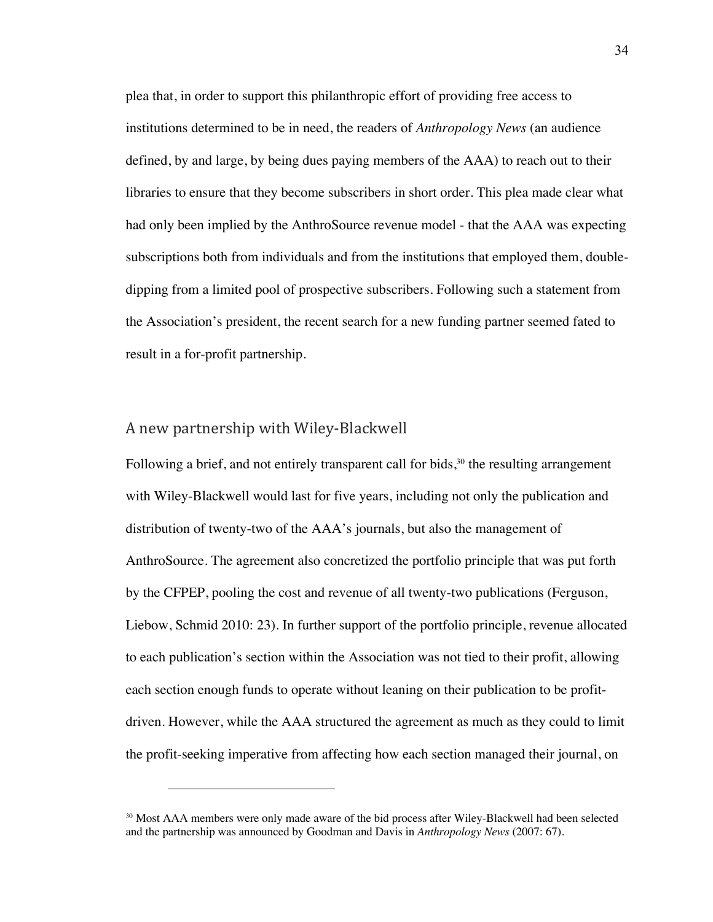plea that, in order to support this philanthropic effort of providing free access to institutions determined to be in need, the readers of *Anthropology News* (an audience defined, by and large, by being dues paying members of the AAA) to reach out to their libraries to ensure that they become subscribers in short order. This plea made clear what had only been implied by the AnthroSource revenue model - that the AAA was expecting subscriptions both from individuals and from the institutions that employed them, double-dipping from a limited pool of prospective subscribers. Following such a statement from the Association's president, the recent search for a new funding partner seemed fated to result in a for-profit partnership.

## A new partnership with Wiley-Blackwell

Following a brief, and not entirely transparent call for bids,[30] the resulting arrangement with Wiley-Blackwell would last for five years, including not only the publication and distribution of twenty-two of the AAA's journals, but also the management of AnthroSource. The agreement also concretized the portfolio principle that was put forth by the CFPEP, pooling the cost and revenue of all twenty-two publications (Ferguson, Liebow, Schmid 2010: 23). In further support of the portfolio principle, revenue allocated to each publication's section within the Association was not tied to their profit, allowing each section enough funds to operate without leaning on their publication to be profit-driven. However, while the AAA structured the agreement as much as they could to limit the profit-seeking imperative from affecting how each section managed their journal, on

[30] Most AAA members were only made aware of the bid process after Wiley-Blackwell had been selected and the partnership was announced by Goodman and Davis in *Anthropology News* (2007: 67).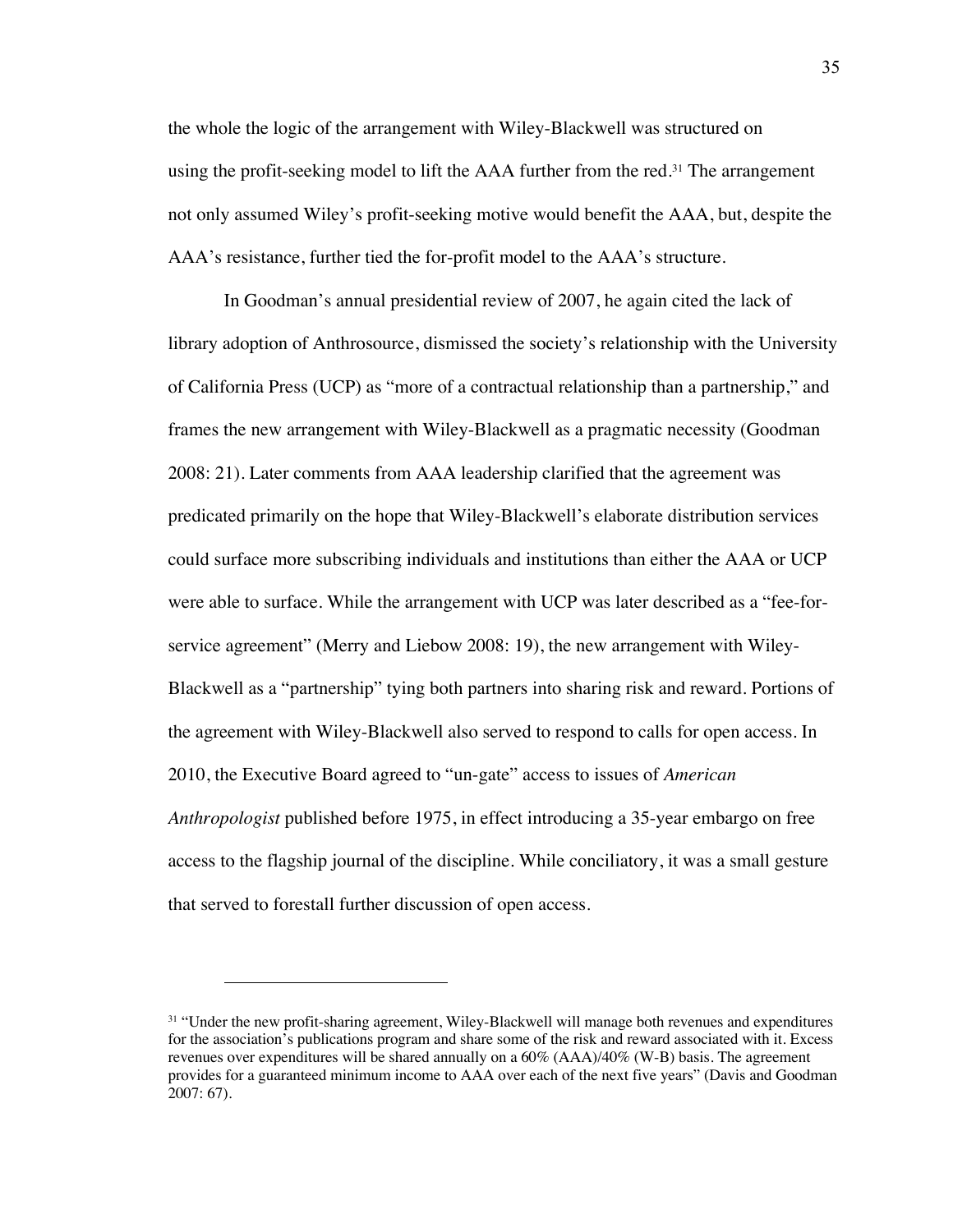the whole the logic of the arrangement with Wiley-Blackwell was structured on using the profit-seeking model to lift the AAA further from the red.[31] The arrangement not only assumed Wiley's profit-seeking motive would benefit the AAA, but, despite the AAA's resistance, further tied the for-profit model to the AAA's structure.

In Goodman's annual presidential review of 2007, he again cited the lack of library adoption of Anthrosource, dismissed the society's relationship with the University of California Press (UCP) as "more of a contractual relationship than a partnership," and frames the new arrangement with Wiley-Blackwell as a pragmatic necessity (Goodman 2008: 21). Later comments from AAA leadership clarified that the agreement was predicated primarily on the hope that Wiley-Blackwell's elaborate distribution services could surface more subscribing individuals and institutions than either the AAA or UCP were able to surface. While the arrangement with UCP was later described as a "fee-for-service agreement" (Merry and Liebow 2008: 19), the new arrangement with Wiley-Blackwell as a "partnership" tying both partners into sharing risk and reward. Portions of the agreement with Wiley-Blackwell also served to respond to calls for open access. In 2010, the Executive Board agreed to "un-gate" access to issues of *American Anthropologist* published before 1975, in effect introducing a 35-year embargo on free access to the flagship journal of the discipline. While conciliatory, it was a small gesture that served to forestall further discussion of open access.

---

[31] "Under the new profit-sharing agreement, Wiley-Blackwell will manage both revenues and expenditures for the association's publications program and share some of the risk and reward associated with it. Excess revenues over expenditures will be shared annually on a 60% (AAA)/40% (W-B) basis. The agreement provides for a guaranteed minimum income to AAA over each of the next five years" (Davis and Goodman 2007: 67).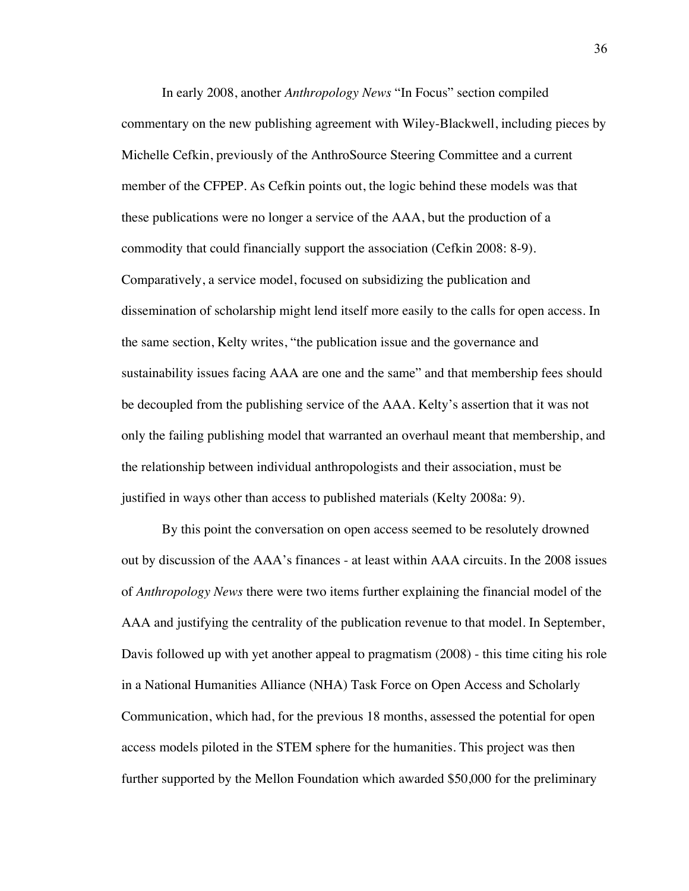In early 2008, another *Anthropology News* "In Focus" section compiled commentary on the new publishing agreement with Wiley-Blackwell, including pieces by Michelle Cefkin, previously of the AnthroSource Steering Committee and a current member of the CFPEP. As Cefkin points out, the logic behind these models was that these publications were no longer a service of the AAA, but the production of a commodity that could financially support the association (Cefkin 2008: 8-9). Comparatively, a service model, focused on subsidizing the publication and dissemination of scholarship might lend itself more easily to the calls for open access. In the same section, Kelty writes, "the publication issue and the governance and sustainability issues facing AAA are one and the same" and that membership fees should be decoupled from the publishing service of the AAA. Kelty's assertion that it was not only the failing publishing model that warranted an overhaul meant that membership, and the relationship between individual anthropologists and their association, must be justified in ways other than access to published materials (Kelty 2008a: 9).

By this point the conversation on open access seemed to be resolutely drowned out by discussion of the AAA's finances - at least within AAA circuits. In the 2008 issues of *Anthropology News* there were two items further explaining the financial model of the AAA and justifying the centrality of the publication revenue to that model. In September, Davis followed up with yet another appeal to pragmatism (2008) - this time citing his role in a National Humanities Alliance (NHA) Task Force on Open Access and Scholarly Communication, which had, for the previous 18 months, assessed the potential for open access models piloted in the STEM sphere for the humanities. This project was then further supported by the Mellon Foundation which awarded $50,000 for the preliminary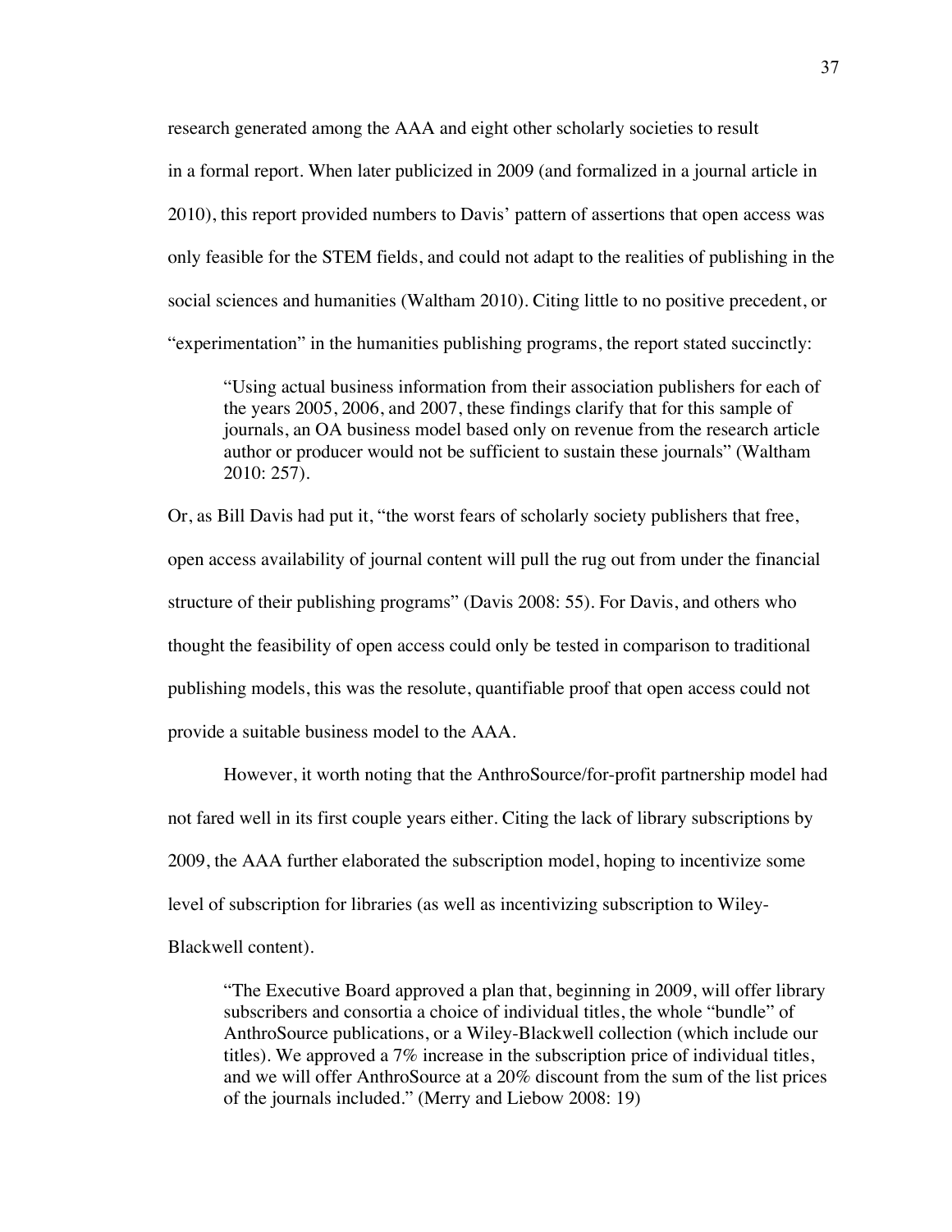research generated among the AAA and eight other scholarly societies to result in a formal report. When later publicized in 2009 (and formalized in a journal article in 2010), this report provided numbers to Davis' pattern of assertions that open access was only feasible for the STEM fields, and could not adapt to the realities of publishing in the social sciences and humanities (Waltham 2010). Citing little to no positive precedent, or "experimentation" in the humanities publishing programs, the report stated succinctly:

> "Using actual business information from their association publishers for each of the years 2005, 2006, and 2007, these findings clarify that for this sample of journals, an OA business model based only on revenue from the research article author or producer would not be sufficient to sustain these journals" (Waltham 2010: 257).

Or, as Bill Davis had put it, "the worst fears of scholarly society publishers that free, open access availability of journal content will pull the rug out from under the financial structure of their publishing programs" (Davis 2008: 55). For Davis, and others who thought the feasibility of open access could only be tested in comparison to traditional publishing models, this was the resolute, quantifiable proof that open access could not provide a suitable business model to the AAA.

However, it worth noting that the AnthroSource/for-profit partnership model had not fared well in its first couple years either. Citing the lack of library subscriptions by 2009, the AAA further elaborated the subscription model, hoping to incentivize some level of subscription for libraries (as well as incentivizing subscription to Wiley-Blackwell content).

> "The Executive Board approved a plan that, beginning in 2009, will offer library subscribers and consortia a choice of individual titles, the whole "bundle" of AnthroSource publications, or a Wiley-Blackwell collection (which include our titles). We approved a 7% increase in the subscription price of individual titles, and we will offer AnthroSource at a 20% discount from the sum of the list prices of the journals included." (Merry and Liebow 2008: 19)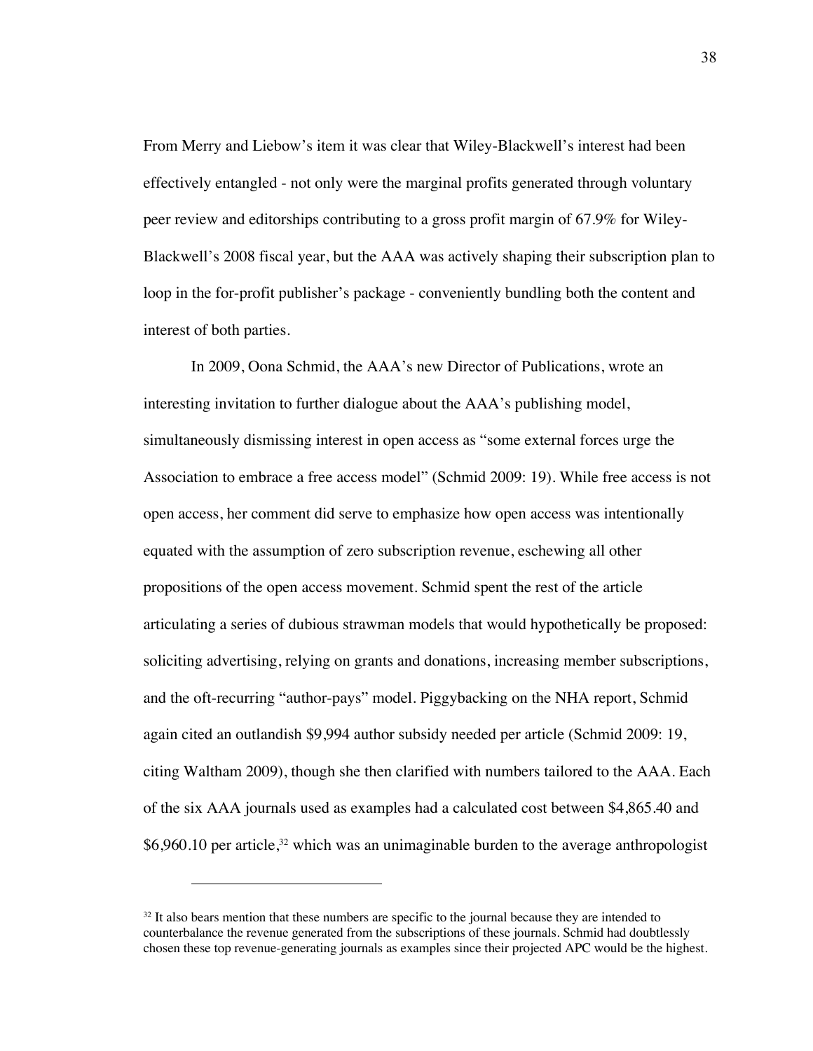From Merry and Liebow's item it was clear that Wiley-Blackwell's interest had been effectively entangled - not only were the marginal profits generated through voluntary peer review and editorships contributing to a gross profit margin of 67.9% for Wiley-Blackwell's 2008 fiscal year, but the AAA was actively shaping their subscription plan to loop in the for-profit publisher's package - conveniently bundling both the content and interest of both parties.

In 2009, Oona Schmid, the AAA's new Director of Publications, wrote an interesting invitation to further dialogue about the AAA's publishing model, simultaneously dismissing interest in open access as "some external forces urge the Association to embrace a free access model" (Schmid 2009: 19). While free access is not open access, her comment did serve to emphasize how open access was intentionally equated with the assumption of zero subscription revenue, eschewing all other propositions of the open access movement. Schmid spent the rest of the article articulating a series of dubious strawman models that would hypothetically be proposed: soliciting advertising, relying on grants and donations, increasing member subscriptions, and the oft-recurring "author-pays" model. Piggybacking on the NHA report, Schmid again cited an outlandish $9,994 author subsidy needed per article (Schmid 2009: 19, citing Waltham 2009), though she then clarified with numbers tailored to the AAA. Each of the six AAA journals used as examples had a calculated cost between $4,865.40 and $6,960.10 per article,[32] which was an unimaginable burden to the average anthropologist

---

[32] It also bears mention that these numbers are specific to the journal because they are intended to counterbalance the revenue generated from the subscriptions of these journals. Schmid had doubtlessly chosen these top revenue-generating journals as examples since their projected APC would be the highest.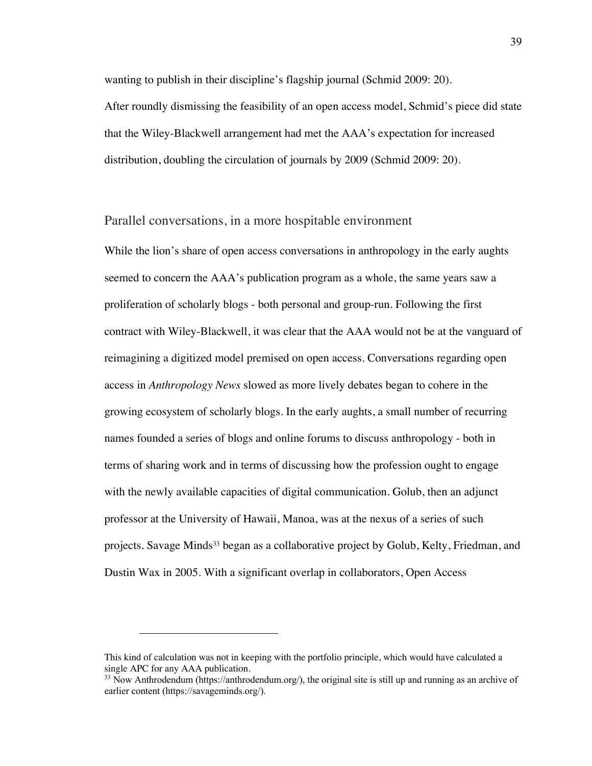wanting to publish in their discipline's flagship journal (Schmid 2009: 20).

After roundly dismissing the feasibility of an open access model, Schmid's piece did state that the Wiley-Blackwell arrangement had met the AAA's expectation for increased distribution, doubling the circulation of journals by 2009 (Schmid 2009: 20).

## Parallel conversations, in a more hospitable environment

While the lion's share of open access conversations in anthropology in the early aughts seemed to concern the AAA's publication program as a whole, the same years saw a proliferation of scholarly blogs - both personal and group-run. Following the first contract with Wiley-Blackwell, it was clear that the AAA would not be at the vanguard of reimagining a digitized model premised on open access. Conversations regarding open access in *Anthropology News* slowed as more lively debates began to cohere in the growing ecosystem of scholarly blogs. In the early aughts, a small number of recurring names founded a series of blogs and online forums to discuss anthropology - both in terms of sharing work and in terms of discussing how the profession ought to engage with the newly available capacities of digital communication. Golub, then an adjunct professor at the University of Hawaii, Manoa, was at the nexus of a series of such projects. Savage Minds[33] began as a collaborative project by Golub, Kelty, Friedman, and Dustin Wax in 2005. With a significant overlap in collaborators, Open Access

---

This kind of calculation was not in keeping with the portfolio principle, which would have calculated a single APC for any AAA publication.

[33] Now Anthrodendum (https://anthrodendum.org/), the original site is still up and running as an archive of earlier content (https://savageminds.org/).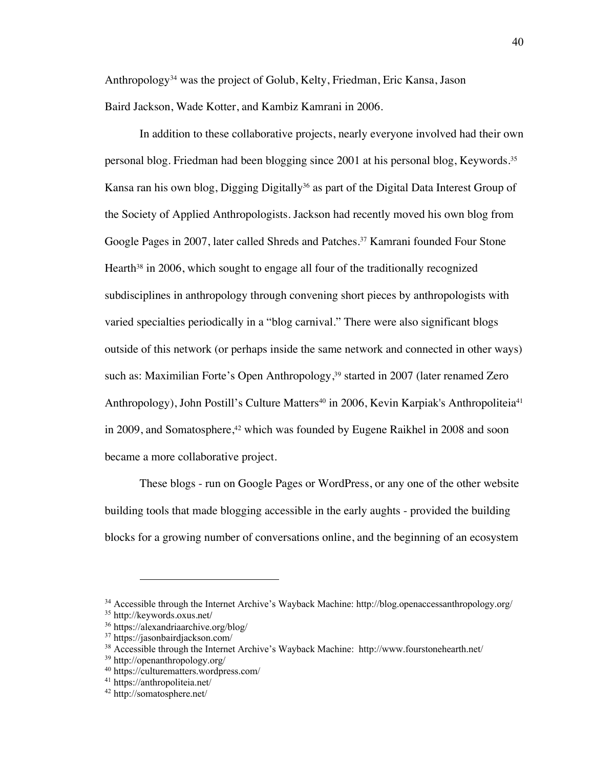Anthropology[34] was the project of Golub, Kelty, Friedman, Eric Kansa, Jason Baird Jackson, Wade Kotter, and Kambiz Kamrani in 2006.

In addition to these collaborative projects, nearly everyone involved had their own personal blog. Friedman had been blogging since 2001 at his personal blog, Keywords.[35] Kansa ran his own blog, Digging Digitally[36] as part of the Digital Data Interest Group of the Society of Applied Anthropologists. Jackson had recently moved his own blog from Google Pages in 2007, later called Shreds and Patches.[37] Kamrani founded Four Stone Hearth[38] in 2006, which sought to engage all four of the traditionally recognized subdisciplines in anthropology through convening short pieces by anthropologists with varied specialties periodically in a "blog carnival." There were also significant blogs outside of this network (or perhaps inside the same network and connected in other ways) such as: Maximilian Forte's Open Anthropology,[39] started in 2007 (later renamed Zero Anthropology), John Postill's Culture Matters[40] in 2006, Kevin Karpiak's Anthropoliteia[41] in 2009, and Somatosphere,[42] which was founded by Eugene Raikhel in 2008 and soon became a more collaborative project.

These blogs - run on Google Pages or WordPress, or any one of the other website building tools that made blogging accessible in the early aughts - provided the building blocks for a growing number of conversations online, and the beginning of an ecosystem

---

[34] Accessible through the Internet Archive's Wayback Machine: http://blog.openaccessanthropology.org/

[35] http://keywords.oxus.net/

[36] https://alexandriaarchive.org/blog/

[37] https://jasonbairdjackson.com/

[38] Accessible through the Internet Archive's Wayback Machine: http://www.fourstonehearth.net/

[39] http://openanthropology.org/

[40] https://culturematters.wordpress.com/

[41] https://anthropoliteia.net/

[42] http://somatosphere.net/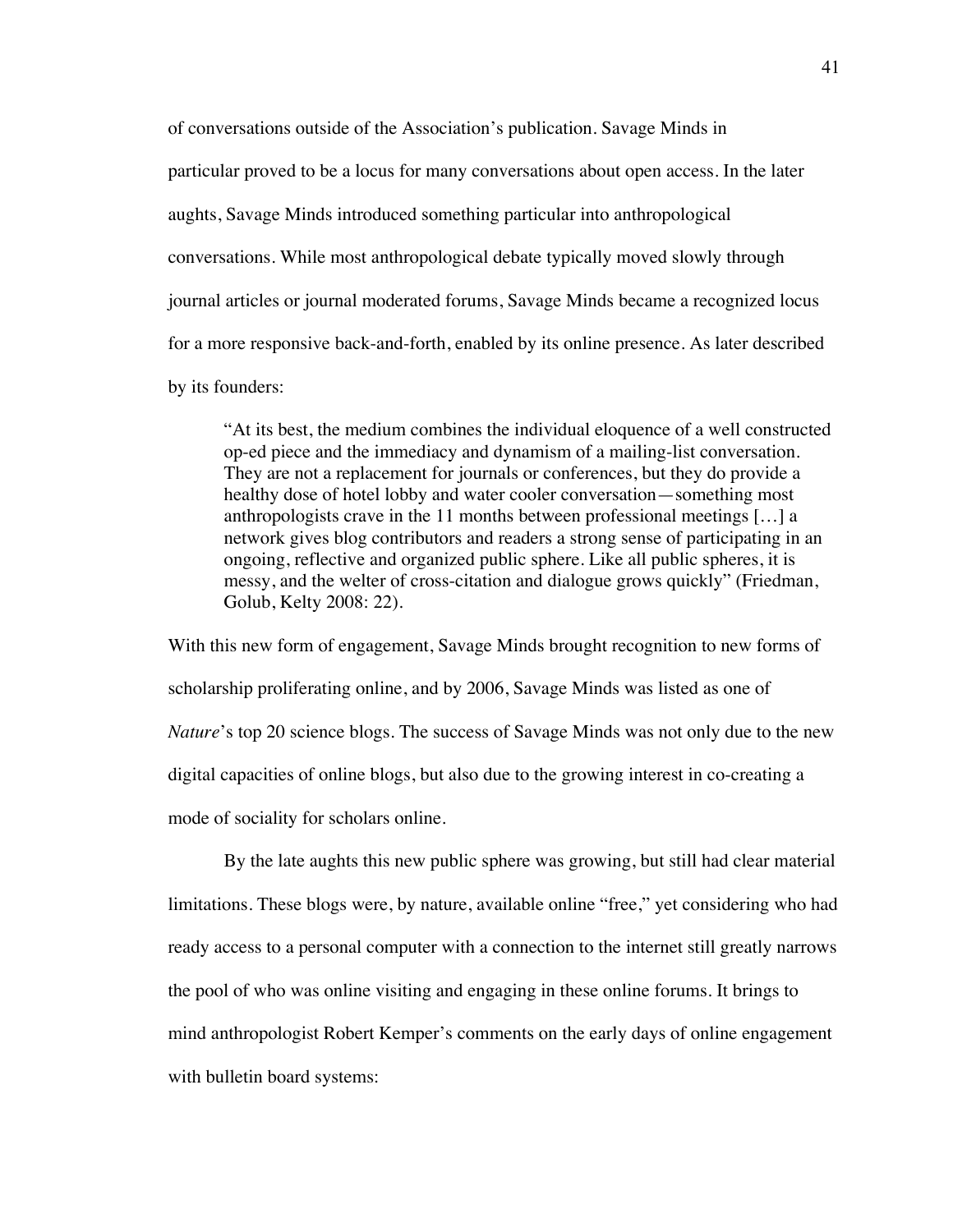of conversations outside of the Association's publication. Savage Minds in particular proved to be a locus for many conversations about open access. In the later aughts, Savage Minds introduced something particular into anthropological conversations. While most anthropological debate typically moved slowly through journal articles or journal moderated forums, Savage Minds became a recognized locus for a more responsive back-and-forth, enabled by its online presence. As later described by its founders:

> "At its best, the medium combines the individual eloquence of a well constructed op-ed piece and the immediacy and dynamism of a mailing-list conversation. They are not a replacement for journals or conferences, but they do provide a healthy dose of hotel lobby and water cooler conversation—something most anthropologists crave in the 11 months between professional meetings […] a network gives blog contributors and readers a strong sense of participating in an ongoing, reflective and organized public sphere. Like all public spheres, it is messy, and the welter of cross-citation and dialogue grows quickly" (Friedman, Golub, Kelty 2008: 22).

With this new form of engagement, Savage Minds brought recognition to new forms of scholarship proliferating online, and by 2006, Savage Minds was listed as one of *Nature*'s top 20 science blogs. The success of Savage Minds was not only due to the new digital capacities of online blogs, but also due to the growing interest in co-creating a mode of sociality for scholars online.

By the late aughts this new public sphere was growing, but still had clear material limitations. These blogs were, by nature, available online "free," yet considering who had ready access to a personal computer with a connection to the internet still greatly narrows the pool of who was online visiting and engaging in these online forums. It brings to mind anthropologist Robert Kemper's comments on the early days of online engagement with bulletin board systems: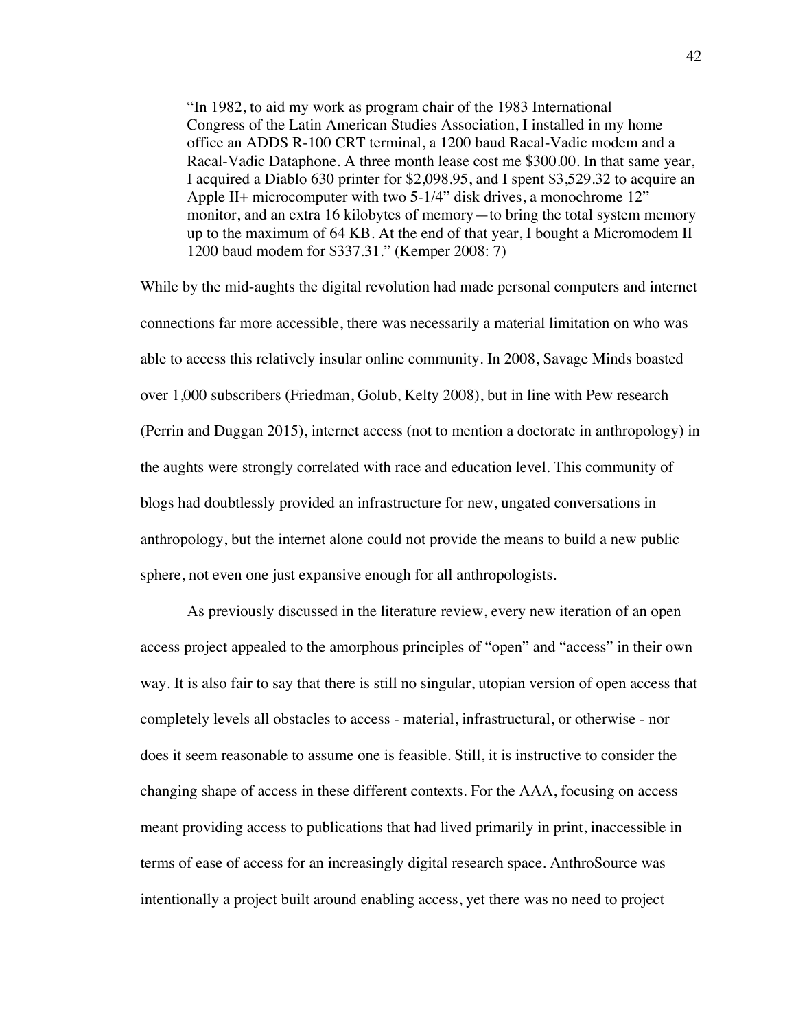> "In 1982, to aid my work as program chair of the 1983 International Congress of the Latin American Studies Association, I installed in my home office an ADDS R-100 CRT terminal, a 1200 baud Racal-Vadic modem and a Racal-Vadic Dataphone. A three month lease cost me $300.00. In that same year, I acquired a Diablo 630 printer for $2,098.95, and I spent $3,529.32 to acquire an Apple II+ microcomputer with two 5-1/4" disk drives, a monochrome 12" monitor, and an extra 16 kilobytes of memory—to bring the total system memory up to the maximum of 64 KB. At the end of that year, I bought a Micromodem II 1200 baud modem for $337.31." (Kemper 2008: 7)

While by the mid-aughts the digital revolution had made personal computers and internet connections far more accessible, there was necessarily a material limitation on who was able to access this relatively insular online community. In 2008, Savage Minds boasted over 1,000 subscribers (Friedman, Golub, Kelty 2008), but in line with Pew research (Perrin and Duggan 2015), internet access (not to mention a doctorate in anthropology) in the aughts were strongly correlated with race and education level. This community of blogs had doubtlessly provided an infrastructure for new, ungated conversations in anthropology, but the internet alone could not provide the means to build a new public sphere, not even one just expansive enough for all anthropologists.

As previously discussed in the literature review, every new iteration of an open access project appealed to the amorphous principles of "open" and "access" in their own way. It is also fair to say that there is still no singular, utopian version of open access that completely levels all obstacles to access - material, infrastructural, or otherwise - nor does it seem reasonable to assume one is feasible. Still, it is instructive to consider the changing shape of access in these different contexts. For the AAA, focusing on access meant providing access to publications that had lived primarily in print, inaccessible in terms of ease of access for an increasingly digital research space. AnthroSource was intentionally a project built around enabling access, yet there was no need to project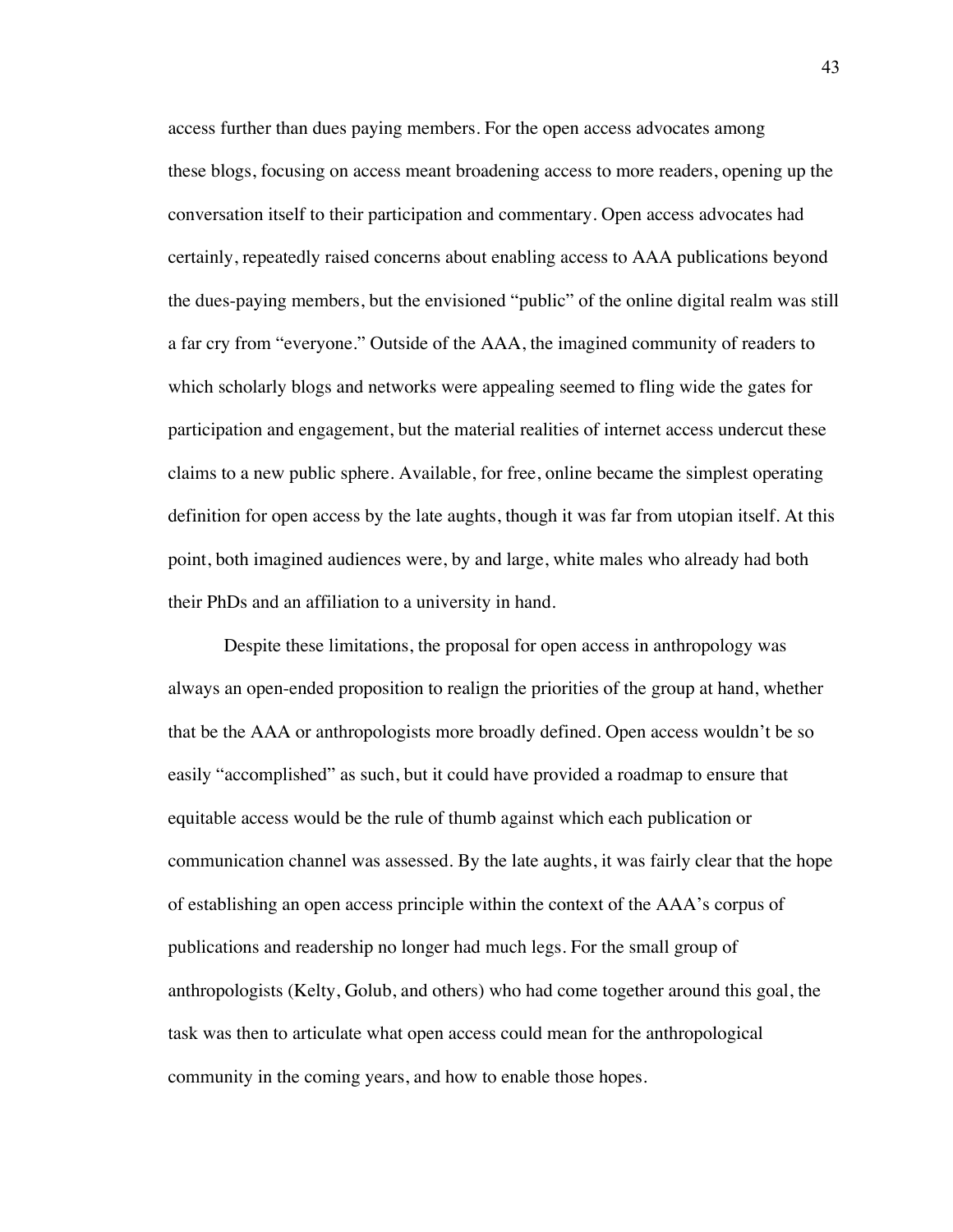access further than dues paying members. For the open access advocates among these blogs, focusing on access meant broadening access to more readers, opening up the conversation itself to their participation and commentary. Open access advocates had certainly, repeatedly raised concerns about enabling access to AAA publications beyond the dues-paying members, but the envisioned "public" of the online digital realm was still a far cry from "everyone." Outside of the AAA, the imagined community of readers to which scholarly blogs and networks were appealing seemed to fling wide the gates for participation and engagement, but the material realities of internet access undercut these claims to a new public sphere. Available, for free, online became the simplest operating definition for open access by the late aughts, though it was far from utopian itself. At this point, both imagined audiences were, by and large, white males who already had both their PhDs and an affiliation to a university in hand.

Despite these limitations, the proposal for open access in anthropology was always an open-ended proposition to realign the priorities of the group at hand, whether that be the AAA or anthropologists more broadly defined. Open access wouldn't be so easily "accomplished" as such, but it could have provided a roadmap to ensure that equitable access would be the rule of thumb against which each publication or communication channel was assessed. By the late aughts, it was fairly clear that the hope of establishing an open access principle within the context of the AAA's corpus of publications and readership no longer had much legs. For the small group of anthropologists (Kelty, Golub, and others) who had come together around this goal, the task was then to articulate what open access could mean for the anthropological community in the coming years, and how to enable those hopes.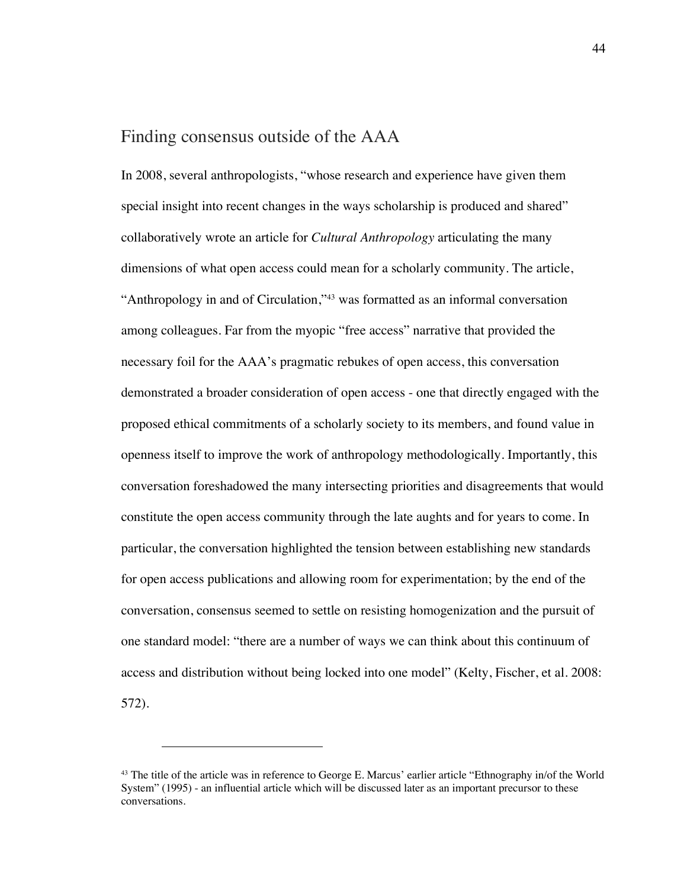## Finding consensus outside of the AAA

In 2008, several anthropologists, "whose research and experience have given them special insight into recent changes in the ways scholarship is produced and shared" collaboratively wrote an article for *Cultural Anthropology* articulating the many dimensions of what open access could mean for a scholarly community. The article, "Anthropology in and of Circulation,"[43] was formatted as an informal conversation among colleagues. Far from the myopic "free access" narrative that provided the necessary foil for the AAA's pragmatic rebukes of open access, this conversation demonstrated a broader consideration of open access - one that directly engaged with the proposed ethical commitments of a scholarly society to its members, and found value in openness itself to improve the work of anthropology methodologically. Importantly, this conversation foreshadowed the many intersecting priorities and disagreements that would constitute the open access community through the late aughts and for years to come. In particular, the conversation highlighted the tension between establishing new standards for open access publications and allowing room for experimentation; by the end of the conversation, consensus seemed to settle on resisting homogenization and the pursuit of one standard model: "there are a number of ways we can think about this continuum of access and distribution without being locked into one model" (Kelty, Fischer, et al. 2008: 572).

[43] The title of the article was in reference to George E. Marcus' earlier article "Ethnography in/of the World System" (1995) - an influential article which will be discussed later as an important precursor to these conversations.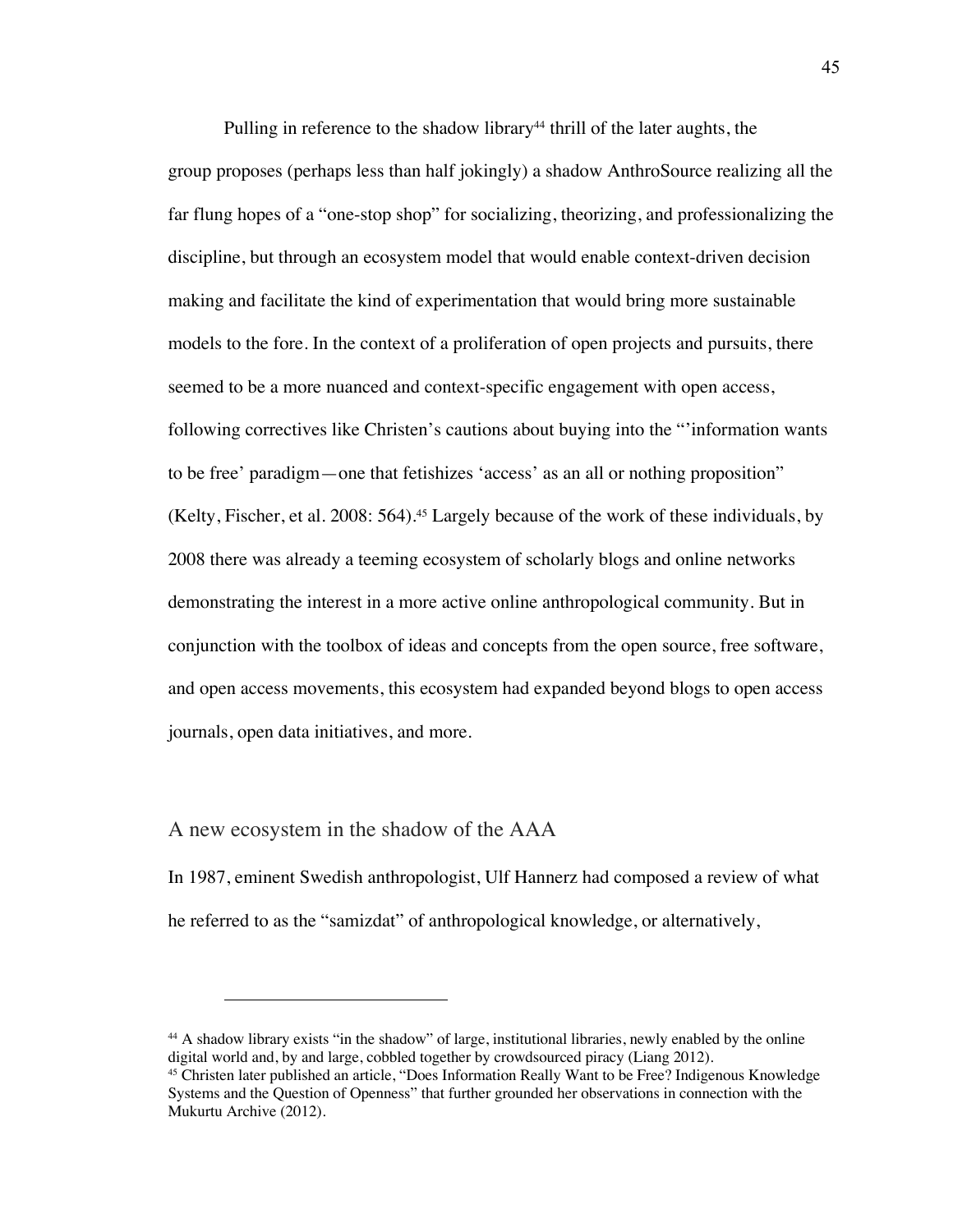Pulling in reference to the shadow library[44] thrill of the later aughts, the group proposes (perhaps less than half jokingly) a shadow AnthroSource realizing all the far flung hopes of a "one-stop shop" for socializing, theorizing, and professionalizing the discipline, but through an ecosystem model that would enable context-driven decision making and facilitate the kind of experimentation that would bring more sustainable models to the fore. In the context of a proliferation of open projects and pursuits, there seemed to be a more nuanced and context-specific engagement with open access, following correctives like Christen's cautions about buying into the "'information wants to be free' paradigm—one that fetishizes 'access' as an all or nothing proposition" (Kelty, Fischer, et al. 2008: 564).[45] Largely because of the work of these individuals, by 2008 there was already a teeming ecosystem of scholarly blogs and online networks demonstrating the interest in a more active online anthropological community. But in conjunction with the toolbox of ideas and concepts from the open source, free software, and open access movements, this ecosystem had expanded beyond blogs to open access journals, open data initiatives, and more.

## A new ecosystem in the shadow of the AAA

In 1987, eminent Swedish anthropologist, Ulf Hannerz had composed a review of what he referred to as the "samizdat" of anthropological knowledge, or alternatively,

---

[44] A shadow library exists "in the shadow" of large, institutional libraries, newly enabled by the online digital world and, by and large, cobbled together by crowdsourced piracy (Liang 2012).

[45] Christen later published an article, "Does Information Really Want to be Free? Indigenous Knowledge Systems and the Question of Openness" that further grounded her observations in connection with the Mukurtu Archive (2012).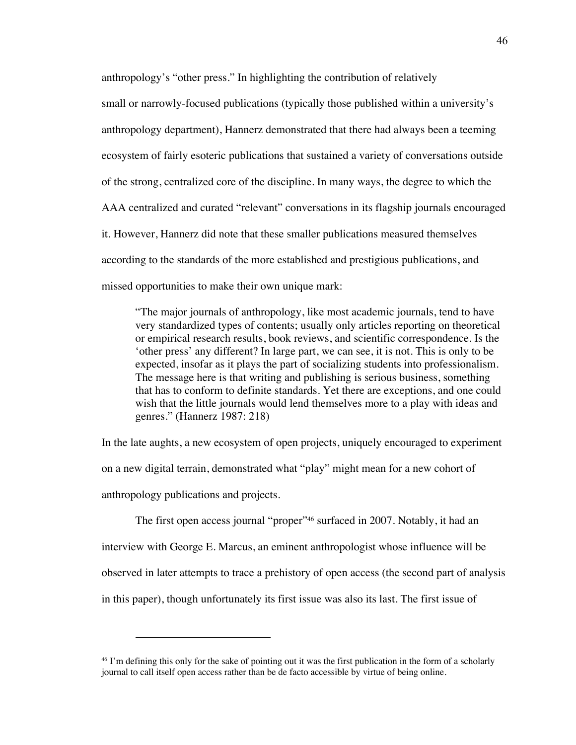anthropology's "other press." In highlighting the contribution of relatively small or narrowly-focused publications (typically those published within a university's anthropology department), Hannerz demonstrated that there had always been a teeming ecosystem of fairly esoteric publications that sustained a variety of conversations outside of the strong, centralized core of the discipline. In many ways, the degree to which the AAA centralized and curated "relevant" conversations in its flagship journals encouraged it. However, Hannerz did note that these smaller publications measured themselves according to the standards of the more established and prestigious publications, and missed opportunities to make their own unique mark:

> "The major journals of anthropology, like most academic journals, tend to have very standardized types of contents; usually only articles reporting on theoretical or empirical research results, book reviews, and scientific correspondence. Is the 'other press' any different? In large part, we can see, it is not. This is only to be expected, insofar as it plays the part of socializing students into professionalism. The message here is that writing and publishing is serious business, something that has to conform to definite standards. Yet there are exceptions, and one could wish that the little journals would lend themselves more to a play with ideas and genres." (Hannerz 1987: 218)

In the late aughts, a new ecosystem of open projects, uniquely encouraged to experiment on a new digital terrain, demonstrated what "play" might mean for a new cohort of anthropology publications and projects.

The first open access journal "proper"[46] surfaced in 2007. Notably, it had an interview with George E. Marcus, an eminent anthropologist whose influence will be observed in later attempts to trace a prehistory of open access (the second part of analysis in this paper), though unfortunately its first issue was also its last. The first issue of

---

[46] I'm defining this only for the sake of pointing out it was the first publication in the form of a scholarly journal to call itself open access rather than be de facto accessible by virtue of being online.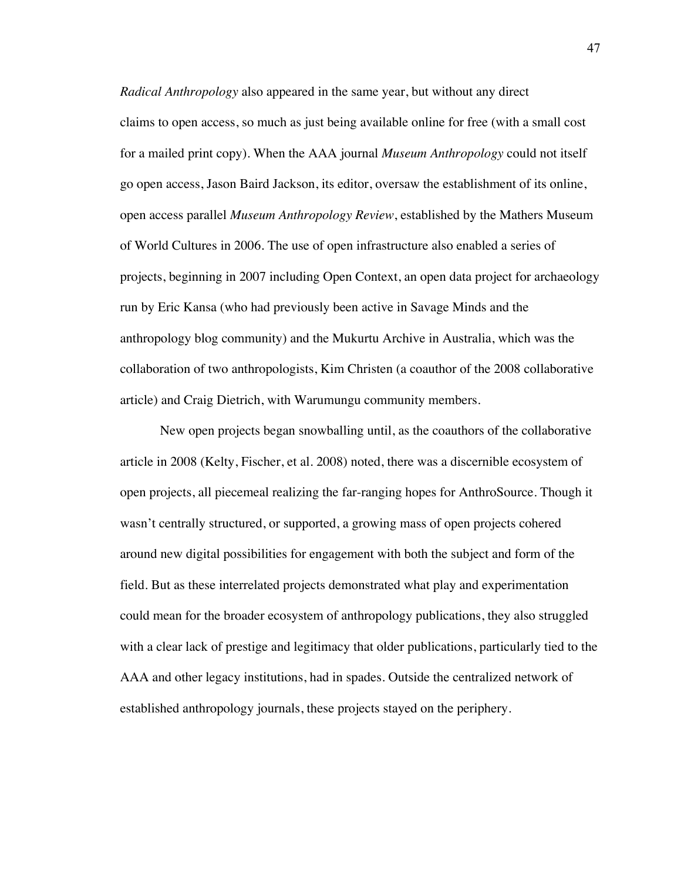*Radical Anthropology* also appeared in the same year, but without any direct claims to open access, so much as just being available online for free (with a small cost for a mailed print copy). When the AAA journal *Museum Anthropology* could not itself go open access, Jason Baird Jackson, its editor, oversaw the establishment of its online, open access parallel *Museum Anthropology Review*, established by the Mathers Museum of World Cultures in 2006. The use of open infrastructure also enabled a series of projects, beginning in 2007 including Open Context, an open data project for archaeology run by Eric Kansa (who had previously been active in Savage Minds and the anthropology blog community) and the Mukurtu Archive in Australia, which was the collaboration of two anthropologists, Kim Christen (a coauthor of the 2008 collaborative article) and Craig Dietrich, with Warumungu community members.

New open projects began snowballing until, as the coauthors of the collaborative article in 2008 (Kelty, Fischer, et al. 2008) noted, there was a discernible ecosystem of open projects, all piecemeal realizing the far-ranging hopes for AnthroSource. Though it wasn't centrally structured, or supported, a growing mass of open projects cohered around new digital possibilities for engagement with both the subject and form of the field. But as these interrelated projects demonstrated what play and experimentation could mean for the broader ecosystem of anthropology publications, they also struggled with a clear lack of prestige and legitimacy that older publications, particularly tied to the AAA and other legacy institutions, had in spades. Outside the centralized network of established anthropology journals, these projects stayed on the periphery.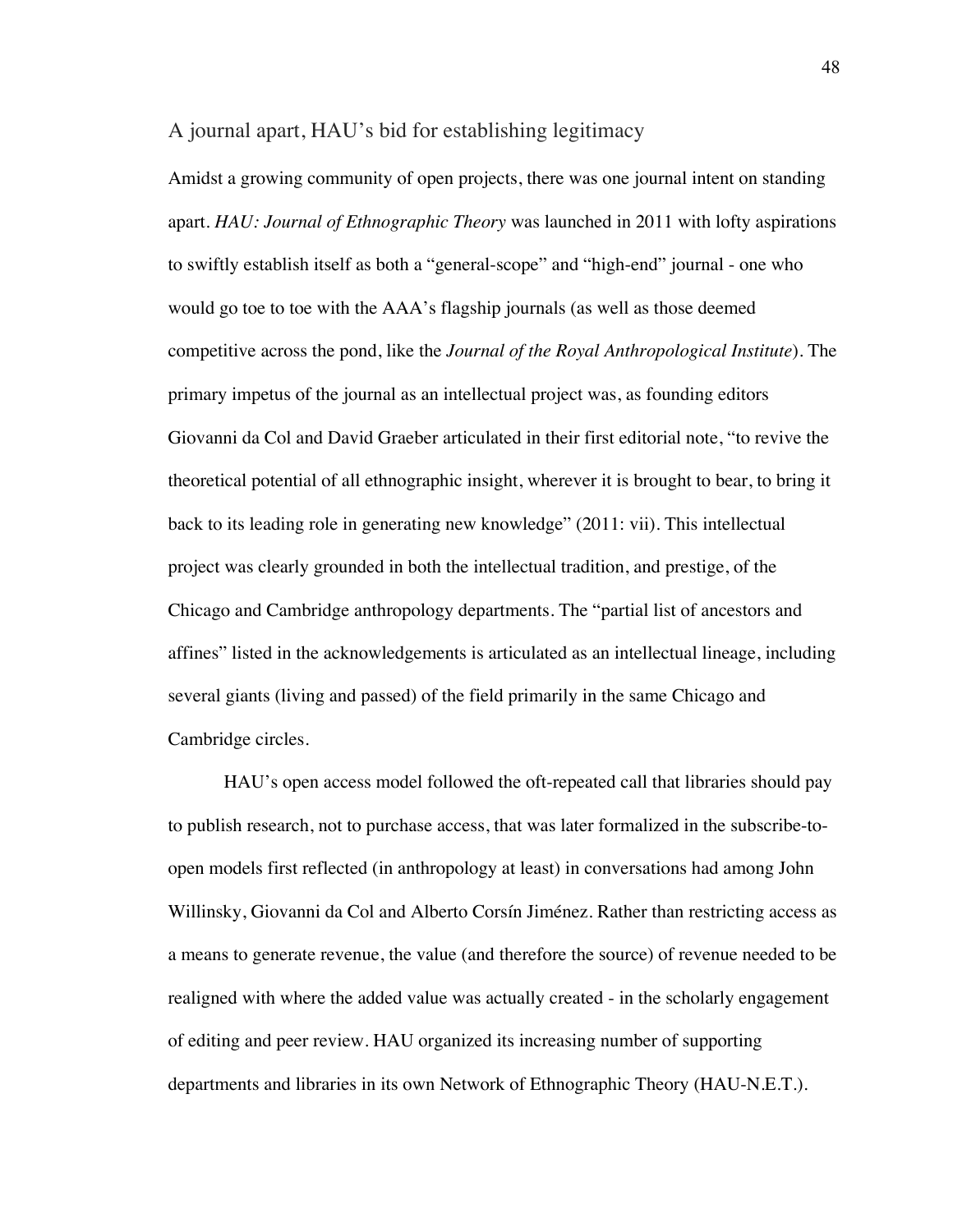## A journal apart, HAU's bid for establishing legitimacy

Amidst a growing community of open projects, there was one journal intent on standing apart. *HAU: Journal of Ethnographic Theory* was launched in 2011 with lofty aspirations to swiftly establish itself as both a "general-scope" and "high-end" journal - one who would go toe to toe with the AAA's flagship journals (as well as those deemed competitive across the pond, like the *Journal of the Royal Anthropological Institute*). The primary impetus of the journal as an intellectual project was, as founding editors Giovanni da Col and David Graeber articulated in their first editorial note, "to revive the theoretical potential of all ethnographic insight, wherever it is brought to bear, to bring it back to its leading role in generating new knowledge" (2011: vii). This intellectual project was clearly grounded in both the intellectual tradition, and prestige, of the Chicago and Cambridge anthropology departments. The "partial list of ancestors and affines" listed in the acknowledgements is articulated as an intellectual lineage, including several giants (living and passed) of the field primarily in the same Chicago and Cambridge circles.

HAU's open access model followed the oft-repeated call that libraries should pay to publish research, not to purchase access, that was later formalized in the subscribe-to-open models first reflected (in anthropology at least) in conversations had among John Willinsky, Giovanni da Col and Alberto Corsín Jiménez. Rather than restricting access as a means to generate revenue, the value (and therefore the source) of revenue needed to be realigned with where the added value was actually created - in the scholarly engagement of editing and peer review. HAU organized its increasing number of supporting departments and libraries in its own Network of Ethnographic Theory (HAU-N.E.T.).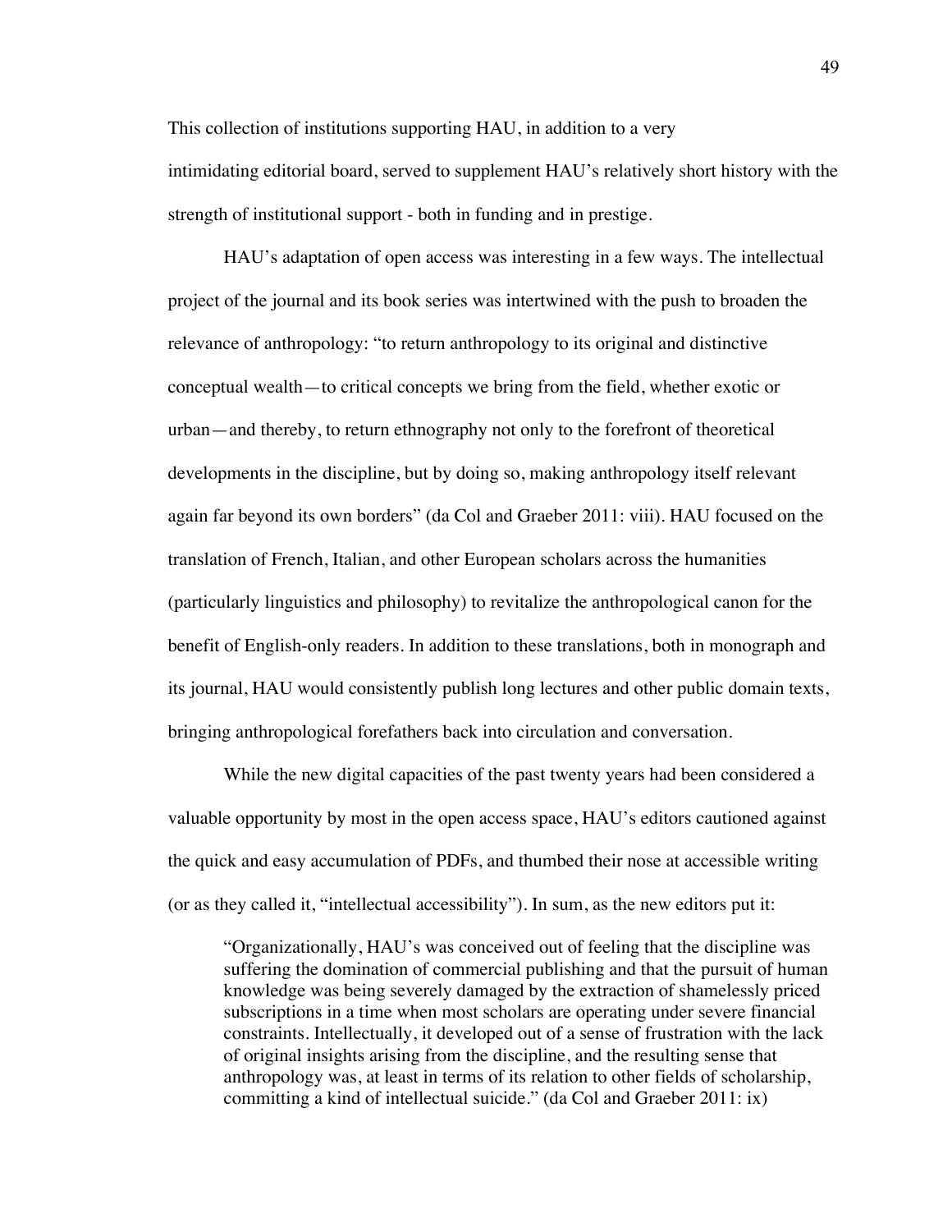This collection of institutions supporting HAU, in addition to a very intimidating editorial board, served to supplement HAU's relatively short history with the strength of institutional support - both in funding and in prestige.

HAU's adaptation of open access was interesting in a few ways. The intellectual project of the journal and its book series was intertwined with the push to broaden the relevance of anthropology: "to return anthropology to its original and distinctive conceptual wealth—to critical concepts we bring from the field, whether exotic or urban—and thereby, to return ethnography not only to the forefront of theoretical developments in the discipline, but by doing so, making anthropology itself relevant again far beyond its own borders" (da Col and Graeber 2011: viii). HAU focused on the translation of French, Italian, and other European scholars across the humanities (particularly linguistics and philosophy) to revitalize the anthropological canon for the benefit of English-only readers. In addition to these translations, both in monograph and its journal, HAU would consistently publish long lectures and other public domain texts, bringing anthropological forefathers back into circulation and conversation.

While the new digital capacities of the past twenty years had been considered a valuable opportunity by most in the open access space, HAU's editors cautioned against the quick and easy accumulation of PDFs, and thumbed their nose at accessible writing (or as they called it, "intellectual accessibility"). In sum, as the new editors put it:

> "Organizationally, HAU's was conceived out of feeling that the discipline was suffering the domination of commercial publishing and that the pursuit of human knowledge was being severely damaged by the extraction of shamelessly priced subscriptions in a time when most scholars are operating under severe financial constraints. Intellectually, it developed out of a sense of frustration with the lack of original insights arising from the discipline, and the resulting sense that anthropology was, at least in terms of its relation to other fields of scholarship, committing a kind of intellectual suicide." (da Col and Graeber 2011: ix)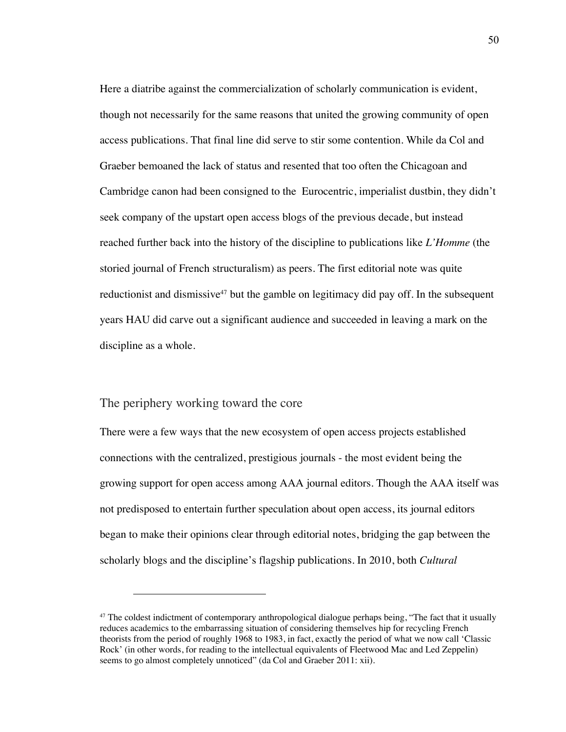Here a diatribe against the commercialization of scholarly communication is evident, though not necessarily for the same reasons that united the growing community of open access publications. That final line did serve to stir some contention. While da Col and Graeber bemoaned the lack of status and resented that too often the Chicagoan and Cambridge canon had been consigned to the Eurocentric, imperialist dustbin, they didn't seek company of the upstart open access blogs of the previous decade, but instead reached further back into the history of the discipline to publications like *L'Homme* (the storied journal of French structuralism) as peers. The first editorial note was quite reductionist and dismissive[47] but the gamble on legitimacy did pay off. In the subsequent years HAU did carve out a significant audience and succeeded in leaving a mark on the discipline as a whole.

## The periphery working toward the core

There were a few ways that the new ecosystem of open access projects established connections with the centralized, prestigious journals - the most evident being the growing support for open access among AAA journal editors. Though the AAA itself was not predisposed to entertain further speculation about open access, its journal editors began to make their opinions clear through editorial notes, bridging the gap between the scholarly blogs and the discipline's flagship publications. In 2010, both *Cultural*

---

[47] The coldest indictment of contemporary anthropological dialogue perhaps being, "The fact that it usually reduces academics to the embarrassing situation of considering themselves hip for recycling French theorists from the period of roughly 1968 to 1983, in fact, exactly the period of what we now call 'Classic Rock' (in other words, for reading to the intellectual equivalents of Fleetwood Mac and Led Zeppelin) seems to go almost completely unnoticed" (da Col and Graeber 2011: xii).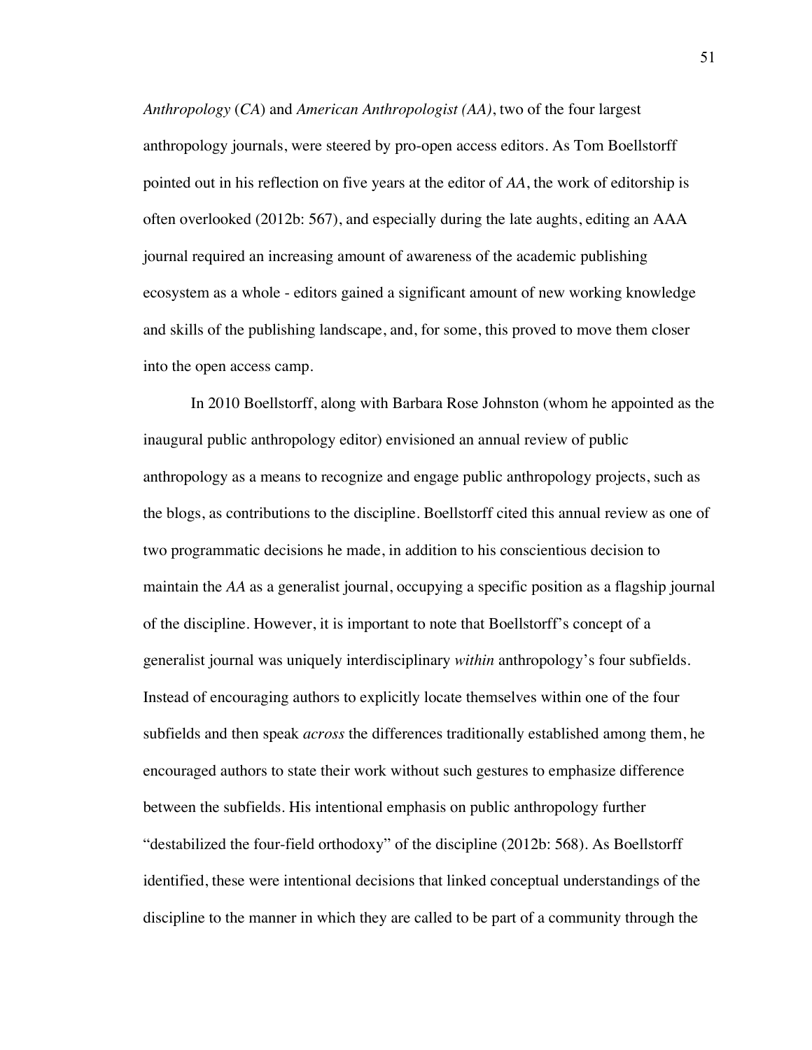*Anthropology* (*CA*) and *American Anthropologist (AA)*, two of the four largest anthropology journals, were steered by pro-open access editors. As Tom Boellstorff pointed out in his reflection on five years at the editor of *AA*, the work of editorship is often overlooked (2012b: 567), and especially during the late aughts, editing an AAA journal required an increasing amount of awareness of the academic publishing ecosystem as a whole - editors gained a significant amount of new working knowledge and skills of the publishing landscape, and, for some, this proved to move them closer into the open access camp.

In 2010 Boellstorff, along with Barbara Rose Johnston (whom he appointed as the inaugural public anthropology editor) envisioned an annual review of public anthropology as a means to recognize and engage public anthropology projects, such as the blogs, as contributions to the discipline. Boellstorff cited this annual review as one of two programmatic decisions he made, in addition to his conscientious decision to maintain the *AA* as a generalist journal, occupying a specific position as a flagship journal of the discipline. However, it is important to note that Boellstorff's concept of a generalist journal was uniquely interdisciplinary *within* anthropology's four subfields. Instead of encouraging authors to explicitly locate themselves within one of the four subfields and then speak *across* the differences traditionally established among them, he encouraged authors to state their work without such gestures to emphasize difference between the subfields. His intentional emphasis on public anthropology further "destabilized the four-field orthodoxy" of the discipline (2012b: 568). As Boellstorff identified, these were intentional decisions that linked conceptual understandings of the discipline to the manner in which they are called to be part of a community through the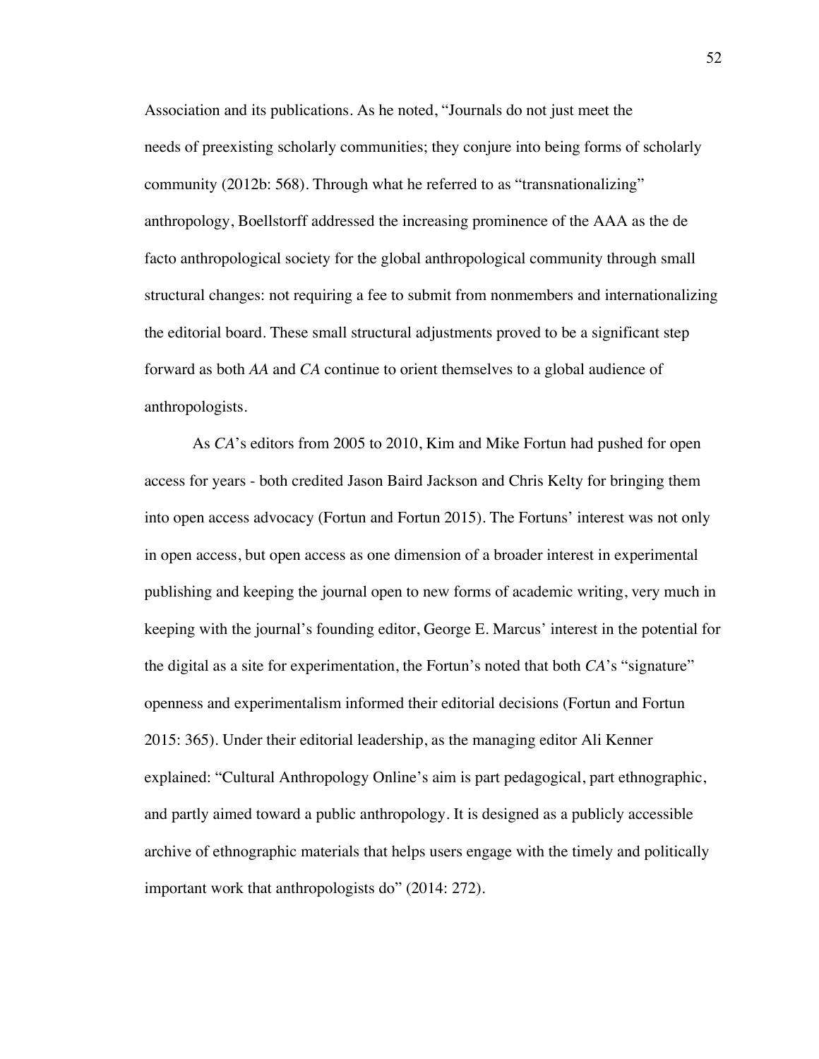Association and its publications. As he noted, "Journals do not just meet the needs of preexisting scholarly communities; they conjure into being forms of scholarly community (2012b: 568). Through what he referred to as "transnationalizing" anthropology, Boellstorff addressed the increasing prominence of the AAA as the de facto anthropological society for the global anthropological community through small structural changes: not requiring a fee to submit from nonmembers and internationalizing the editorial board. These small structural adjustments proved to be a significant step forward as both *AA* and *CA* continue to orient themselves to a global audience of anthropologists.

As *CA*'s editors from 2005 to 2010, Kim and Mike Fortun had pushed for open access for years - both credited Jason Baird Jackson and Chris Kelty for bringing them into open access advocacy (Fortun and Fortun 2015). The Fortuns' interest was not only in open access, but open access as one dimension of a broader interest in experimental publishing and keeping the journal open to new forms of academic writing, very much in keeping with the journal's founding editor, George E. Marcus' interest in the potential for the digital as a site for experimentation, the Fortun's noted that both *CA*'s "signature" openness and experimentalism informed their editorial decisions (Fortun and Fortun 2015: 365). Under their editorial leadership, as the managing editor Ali Kenner explained: "Cultural Anthropology Online's aim is part pedagogical, part ethnographic, and partly aimed toward a public anthropology. It is designed as a publicly accessible archive of ethnographic materials that helps users engage with the timely and politically important work that anthropologists do" (2014: 272).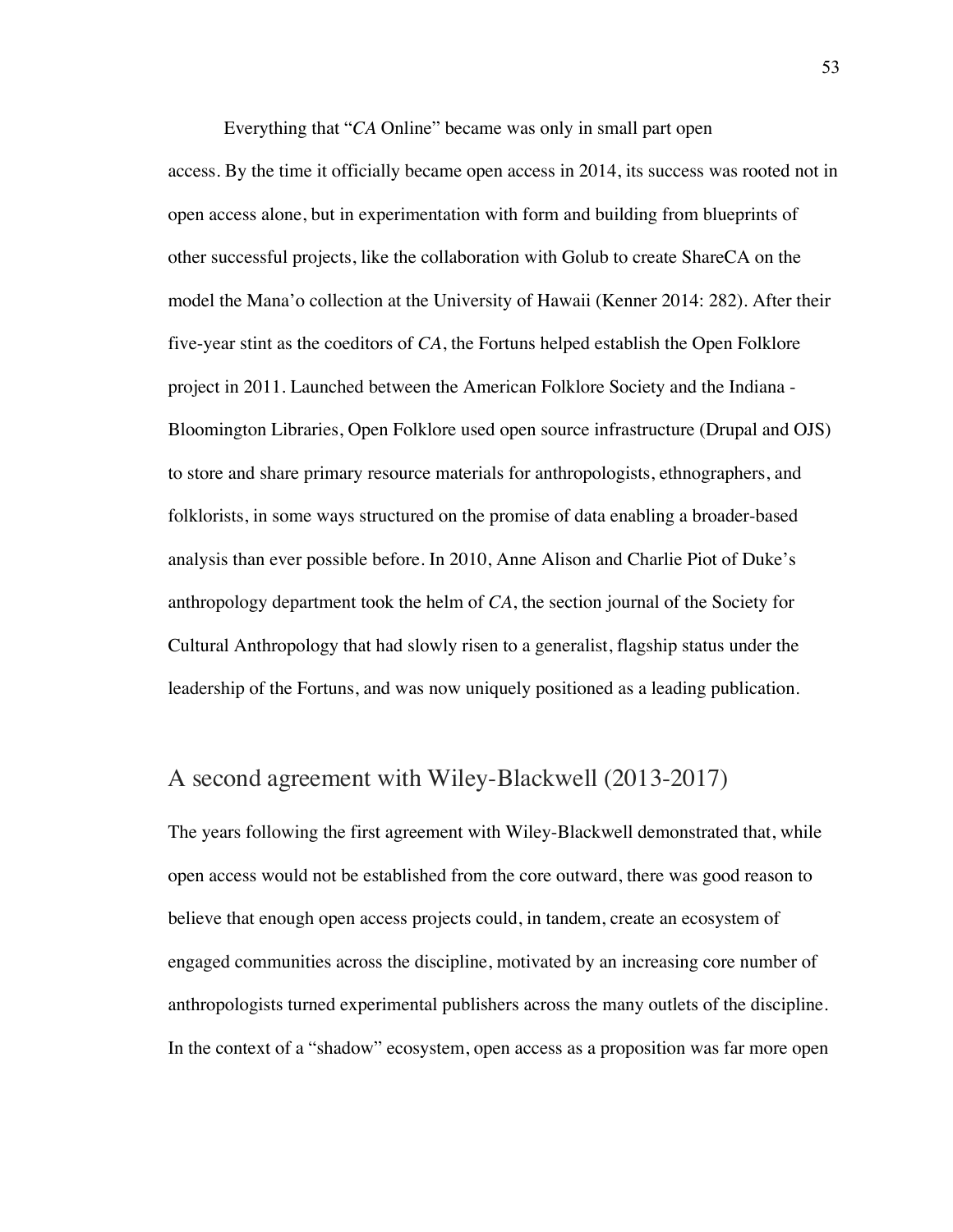Everything that "*CA* Online" became was only in small part open access. By the time it officially became open access in 2014, its success was rooted not in open access alone, but in experimentation with form and building from blueprints of other successful projects, like the collaboration with Golub to create ShareCA on the model the Mana'o collection at the University of Hawaii (Kenner 2014: 282). After their five-year stint as the coeditors of *CA*, the Fortuns helped establish the Open Folklore project in 2011. Launched between the American Folklore Society and the Indiana - Bloomington Libraries, Open Folklore used open source infrastructure (Drupal and OJS) to store and share primary resource materials for anthropologists, ethnographers, and folklorists, in some ways structured on the promise of data enabling a broader-based analysis than ever possible before. In 2010, Anne Alison and Charlie Piot of Duke's anthropology department took the helm of *CA*, the section journal of the Society for Cultural Anthropology that had slowly risen to a generalist, flagship status under the leadership of the Fortuns, and was now uniquely positioned as a leading publication.

## A second agreement with Wiley-Blackwell (2013-2017)

The years following the first agreement with Wiley-Blackwell demonstrated that, while open access would not be established from the core outward, there was good reason to believe that enough open access projects could, in tandem, create an ecosystem of engaged communities across the discipline, motivated by an increasing core number of anthropologists turned experimental publishers across the many outlets of the discipline. In the context of a "shadow" ecosystem, open access as a proposition was far more open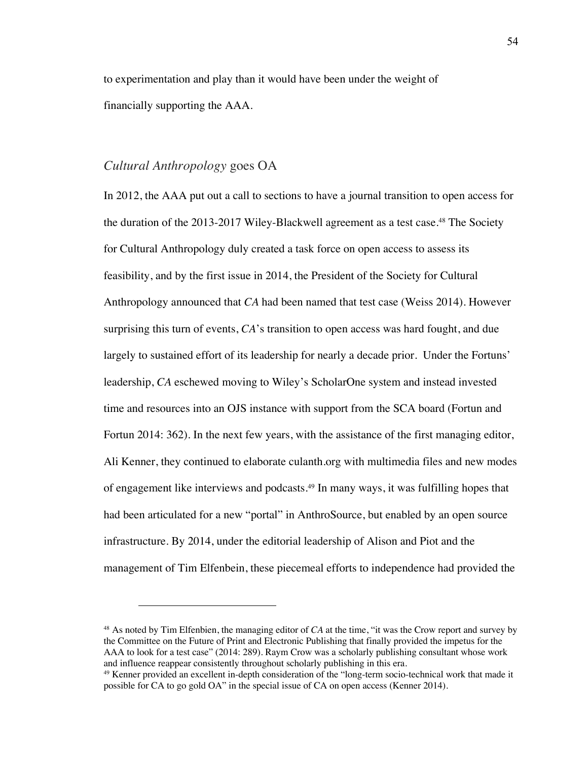to experimentation and play than it would have been under the weight of financially supporting the AAA.

## *Cultural Anthropology* goes OA

In 2012, the AAA put out a call to sections to have a journal transition to open access for the duration of the 2013-2017 Wiley-Blackwell agreement as a test case.[48] The Society for Cultural Anthropology duly created a task force on open access to assess its feasibility, and by the first issue in 2014, the President of the Society for Cultural Anthropology announced that *CA* had been named that test case (Weiss 2014). However surprising this turn of events, *CA*'s transition to open access was hard fought, and due largely to sustained effort of its leadership for nearly a decade prior. Under the Fortuns' leadership, *CA* eschewed moving to Wiley's ScholarOne system and instead invested time and resources into an OJS instance with support from the SCA board (Fortun and Fortun 2014: 362). In the next few years, with the assistance of the first managing editor, Ali Kenner, they continued to elaborate culanth.org with multimedia files and new modes of engagement like interviews and podcasts.[49] In many ways, it was fulfilling hopes that had been articulated for a new "portal" in AnthroSource, but enabled by an open source infrastructure. By 2014, under the editorial leadership of Alison and Piot and the management of Tim Elfenbein, these piecemeal efforts to independence had provided the

---

[48] As noted by Tim Elfenbien, the managing editor of *CA* at the time, "it was the Crow report and survey by the Committee on the Future of Print and Electronic Publishing that finally provided the impetus for the AAA to look for a test case" (2014: 289). Raym Crow was a scholarly publishing consultant whose work and influence reappear consistently throughout scholarly publishing in this era.

[49] Kenner provided an excellent in-depth consideration of the "long-term socio-technical work that made it possible for CA to go gold OA" in the special issue of CA on open access (Kenner 2014).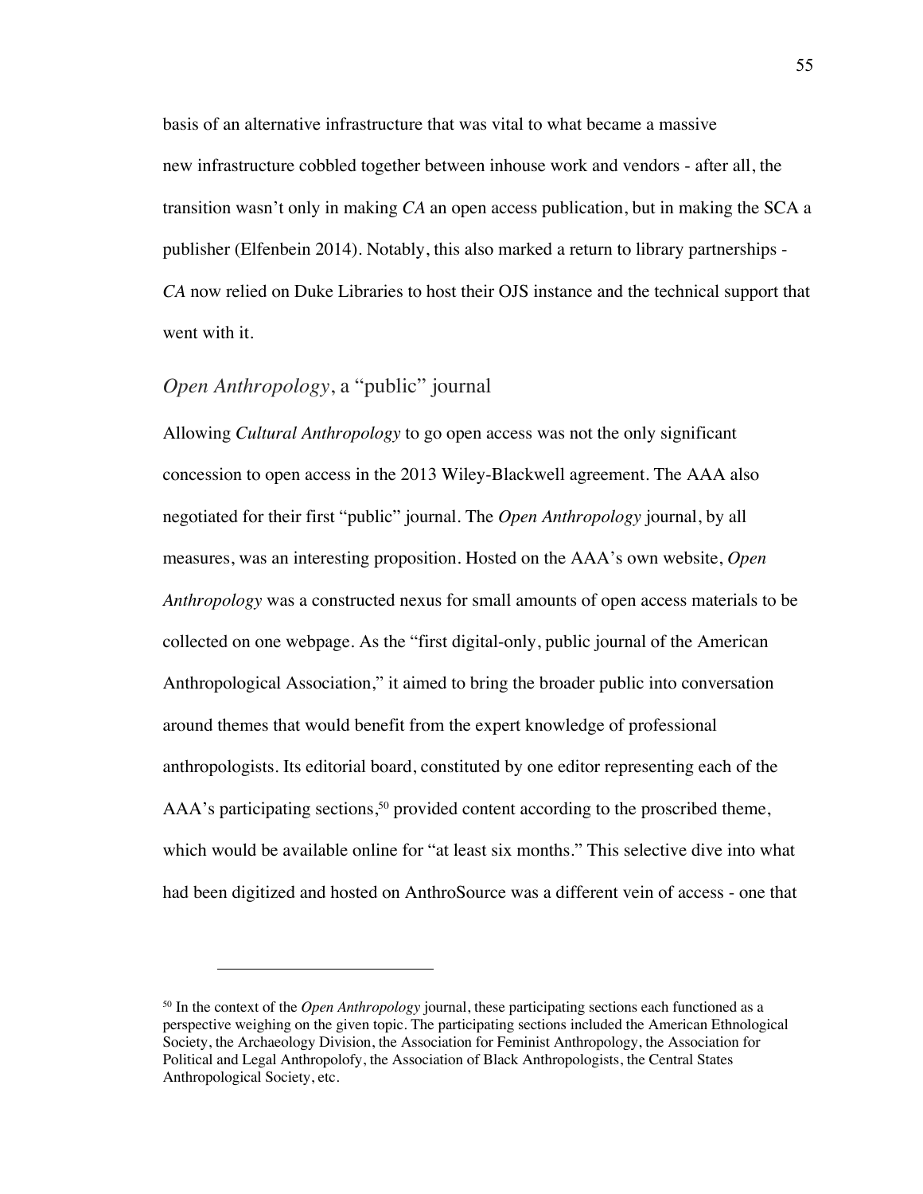basis of an alternative infrastructure that was vital to what became a massive new infrastructure cobbled together between inhouse work and vendors - after all, the transition wasn't only in making *CA* an open access publication, but in making the SCA a publisher (Elfenbein 2014). Notably, this also marked a return to library partnerships - *CA* now relied on Duke Libraries to host their OJS instance and the technical support that went with it.

## *Open Anthropology*, a "public" journal

Allowing *Cultural Anthropology* to go open access was not the only significant concession to open access in the 2013 Wiley-Blackwell agreement. The AAA also negotiated for their first "public" journal. The *Open Anthropology* journal, by all measures, was an interesting proposition. Hosted on the AAA's own website, *Open Anthropology* was a constructed nexus for small amounts of open access materials to be collected on one webpage. As the "first digital-only, public journal of the American Anthropological Association," it aimed to bring the broader public into conversation around themes that would benefit from the expert knowledge of professional anthropologists. Its editorial board, constituted by one editor representing each of the AAA's participating sections,[50] provided content according to the proscribed theme, which would be available online for "at least six months." This selective dive into what had been digitized and hosted on AnthroSource was a different vein of access - one that

[50] In the context of the *Open Anthropology* journal, these participating sections each functioned as a perspective weighing on the given topic. The participating sections included the American Ethnological Society, the Archaeology Division, the Association for Feminist Anthropology, the Association for Political and Legal Anthropolofy, the Association of Black Anthropologists, the Central States Anthropological Society, etc.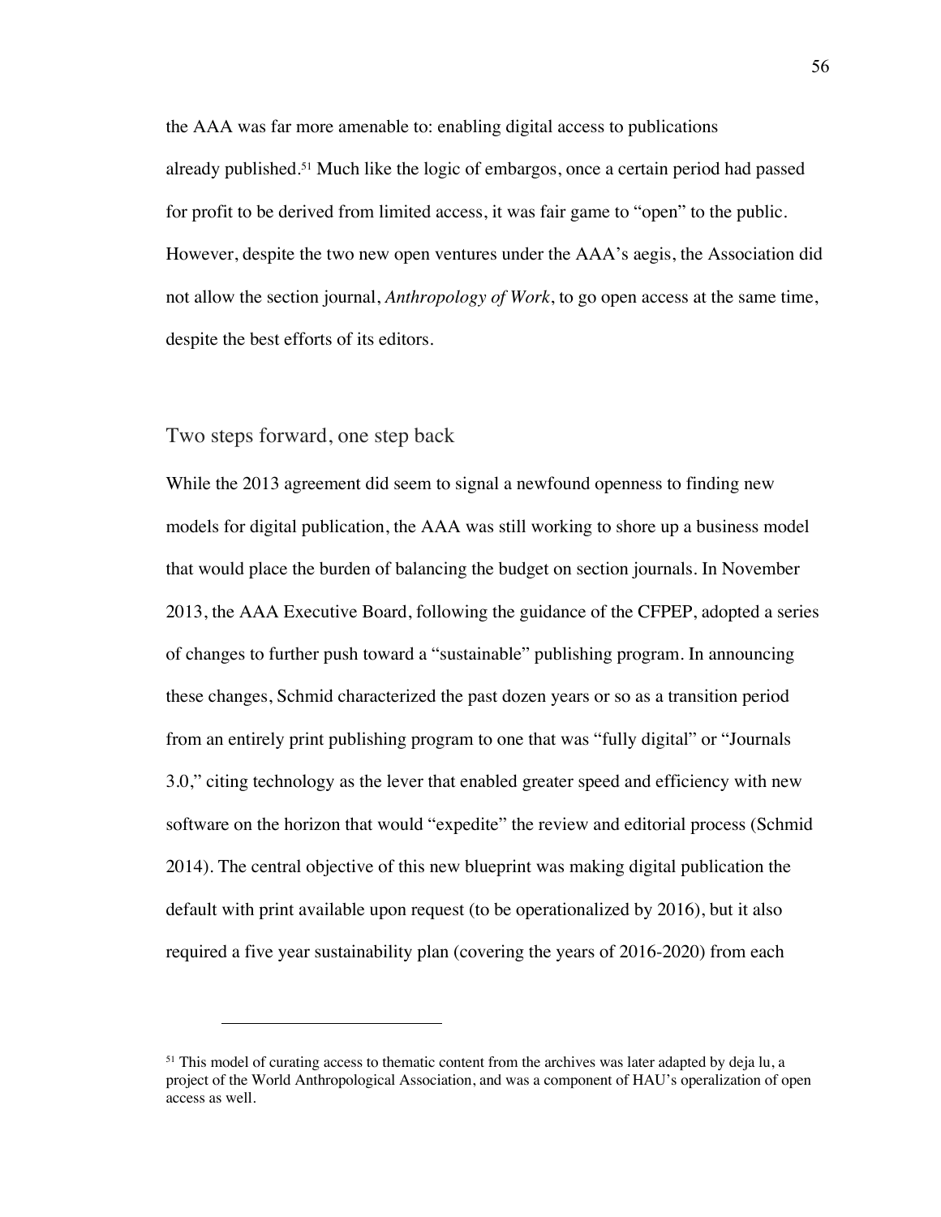the AAA was far more amenable to: enabling digital access to publications already published.[51] Much like the logic of embargos, once a certain period had passed for profit to be derived from limited access, it was fair game to "open" to the public. However, despite the two new open ventures under the AAA's aegis, the Association did not allow the section journal, *Anthropology of Work*, to go open access at the same time, despite the best efforts of its editors.

## Two steps forward, one step back

While the 2013 agreement did seem to signal a newfound openness to finding new models for digital publication, the AAA was still working to shore up a business model that would place the burden of balancing the budget on section journals. In November 2013, the AAA Executive Board, following the guidance of the CFPEP, adopted a series of changes to further push toward a "sustainable" publishing program. In announcing these changes, Schmid characterized the past dozen years or so as a transition period from an entirely print publishing program to one that was "fully digital" or "Journals 3.0," citing technology as the lever that enabled greater speed and efficiency with new software on the horizon that would "expedite" the review and editorial process (Schmid 2014). The central objective of this new blueprint was making digital publication the default with print available upon request (to be operationalized by 2016), but it also required a five year sustainability plan (covering the years of 2016-2020) from each

---

[51] This model of curating access to thematic content from the archives was later adapted by deja lu, a project of the World Anthropological Association, and was a component of HAU's operalization of open access as well.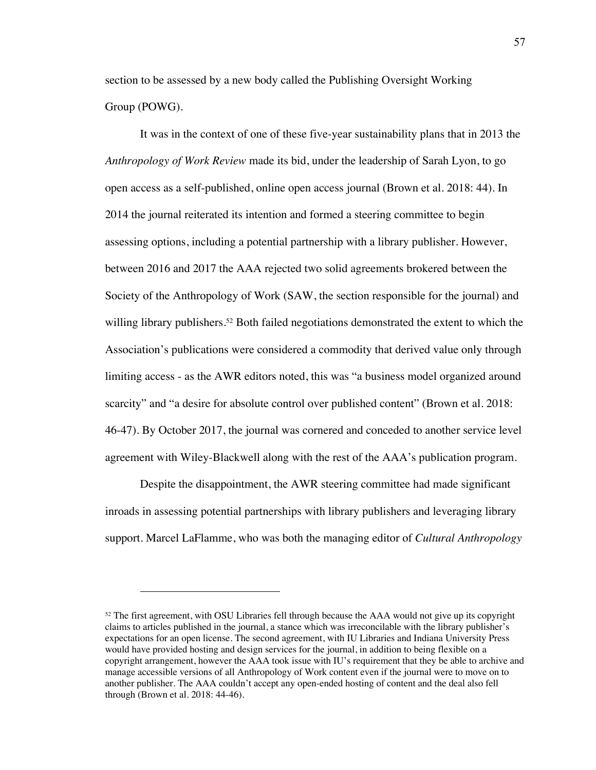section to be assessed by a new body called the Publishing Oversight Working Group (POWG).

It was in the context of one of these five-year sustainability plans that in 2013 the *Anthropology of Work Review* made its bid, under the leadership of Sarah Lyon, to go open access as a self-published, online open access journal (Brown et al. 2018: 44). In 2014 the journal reiterated its intention and formed a steering committee to begin assessing options, including a potential partnership with a library publisher. However, between 2016 and 2017 the AAA rejected two solid agreements brokered between the Society of the Anthropology of Work (SAW, the section responsible for the journal) and willing library publishers.[52] Both failed negotiations demonstrated the extent to which the Association's publications were considered a commodity that derived value only through limiting access - as the AWR editors noted, this was "a business model organized around scarcity" and "a desire for absolute control over published content" (Brown et al. 2018: 46-47). By October 2017, the journal was cornered and conceded to another service level agreement with Wiley-Blackwell along with the rest of the AAA's publication program.

Despite the disappointment, the AWR steering committee had made significant inroads in assessing potential partnerships with library publishers and leveraging library support. Marcel LaFlamme, who was both the managing editor of *Cultural Anthropology*

---

[52] The first agreement, with OSU Libraries fell through because the AAA would not give up its copyright claims to articles published in the journal, a stance which was irreconcilable with the library publisher's expectations for an open license. The second agreement, with IU Libraries and Indiana University Press would have provided hosting and design services for the journal, in addition to being flexible on a copyright arrangement, however the AAA took issue with IU's requirement that they be able to archive and manage accessible versions of all Anthropology of Work content even if the journal were to move on to another publisher. The AAA couldn't accept any open-ended hosting of content and the deal also fell through (Brown et al. 2018: 44-46).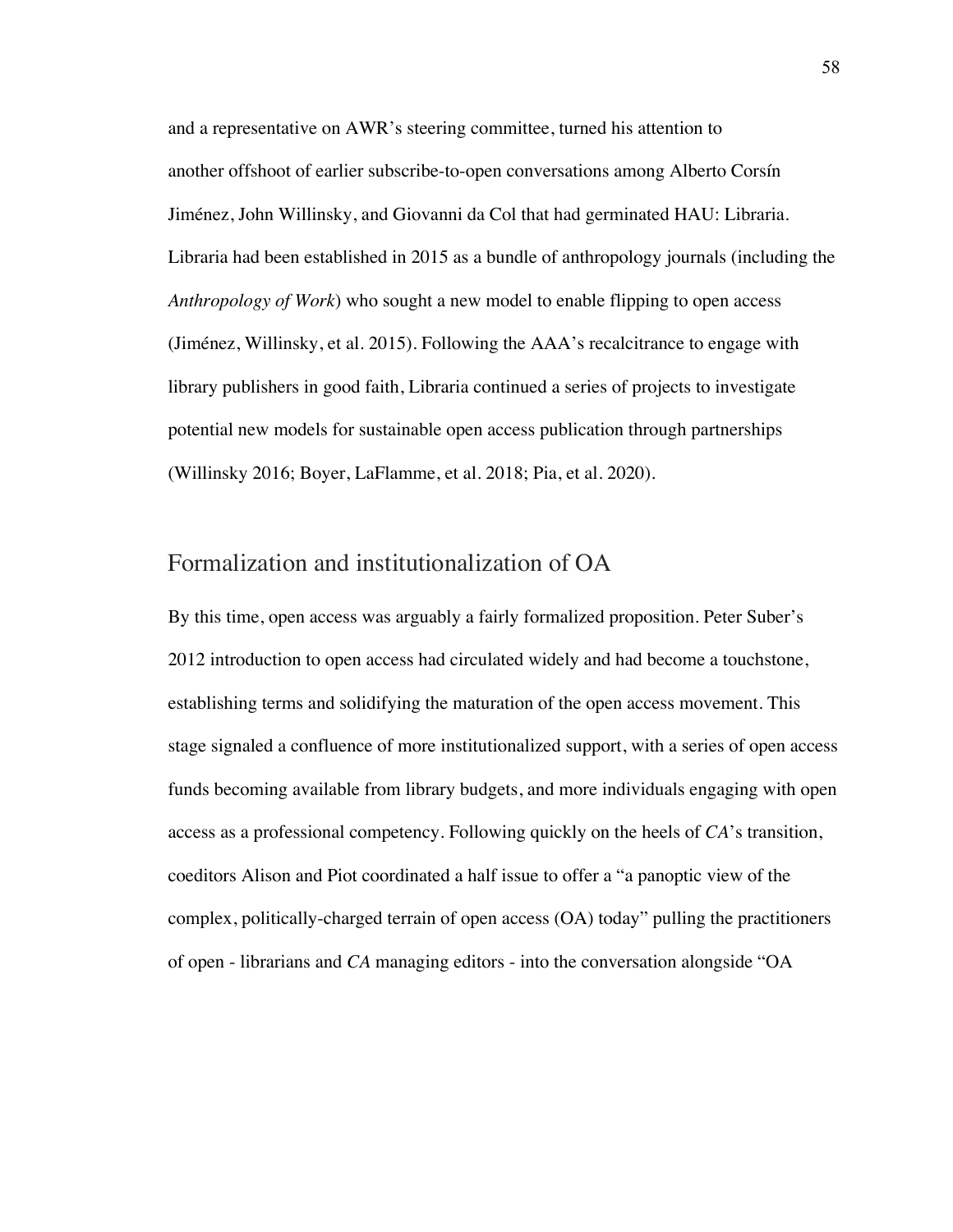and a representative on AWR's steering committee, turned his attention to another offshoot of earlier subscribe-to-open conversations among Alberto Corsín Jiménez, John Willinsky, and Giovanni da Col that had germinated HAU: Libraria. Libraria had been established in 2015 as a bundle of anthropology journals (including the *Anthropology of Work*) who sought a new model to enable flipping to open access (Jiménez, Willinsky, et al. 2015). Following the AAA's recalcitrance to engage with library publishers in good faith, Libraria continued a series of projects to investigate potential new models for sustainable open access publication through partnerships (Willinsky 2016; Boyer, LaFlamme, et al. 2018; Pia, et al. 2020).

## Formalization and institutionalization of OA

By this time, open access was arguably a fairly formalized proposition. Peter Suber's 2012 introduction to open access had circulated widely and had become a touchstone, establishing terms and solidifying the maturation of the open access movement. This stage signaled a confluence of more institutionalized support, with a series of open access funds becoming available from library budgets, and more individuals engaging with open access as a professional competency. Following quickly on the heels of *CA*'s transition, coeditors Alison and Piot coordinated a half issue to offer a "a panoptic view of the complex, politically-charged terrain of open access (OA) today" pulling the practitioners of open - librarians and *CA* managing editors - into the conversation alongside "OA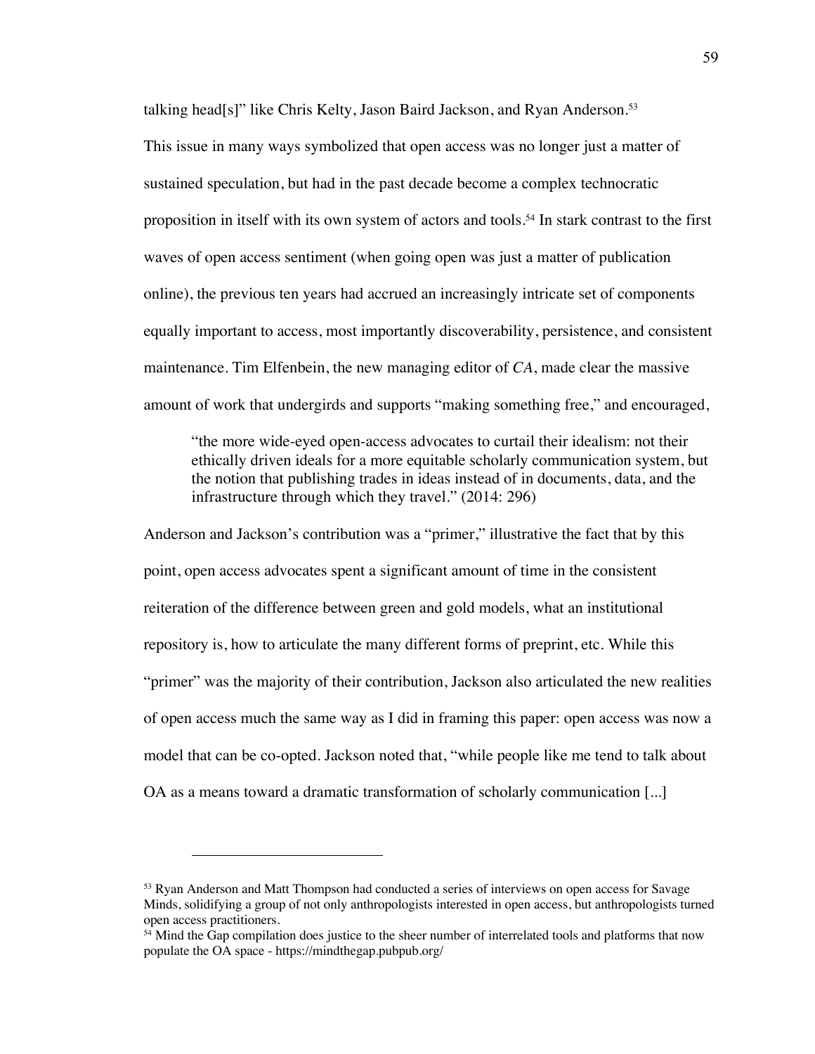talking head[s]" like Chris Kelty, Jason Baird Jackson, and Ryan Anderson.[53] This issue in many ways symbolized that open access was no longer just a matter of sustained speculation, but had in the past decade become a complex technocratic proposition in itself with its own system of actors and tools.[54] In stark contrast to the first waves of open access sentiment (when going open was just a matter of publication online), the previous ten years had accrued an increasingly intricate set of components equally important to access, most importantly discoverability, persistence, and consistent maintenance. Tim Elfenbein, the new managing editor of *CA*, made clear the massive amount of work that undergirds and supports "making something free," and encouraged,

> "the more wide-eyed open-access advocates to curtail their idealism: not their ethically driven ideals for a more equitable scholarly communication system, but the notion that publishing trades in ideas instead of in documents, data, and the infrastructure through which they travel." (2014: 296)

Anderson and Jackson's contribution was a "primer," illustrative the fact that by this point, open access advocates spent a significant amount of time in the consistent reiteration of the difference between green and gold models, what an institutional repository is, how to articulate the many different forms of preprint, etc. While this "primer" was the majority of their contribution, Jackson also articulated the new realities of open access much the same way as I did in framing this paper: open access was now a model that can be co-opted. Jackson noted that, "while people like me tend to talk about OA as a means toward a dramatic transformation of scholarly communication [...]

---

[53] Ryan Anderson and Matt Thompson had conducted a series of interviews on open access for Savage Minds, solidifying a group of not only anthropologists interested in open access, but anthropologists turned open access practitioners.

[54] Mind the Gap compilation does justice to the sheer number of interrelated tools and platforms that now populate the OA space - https://mindthegap.pubpub.org/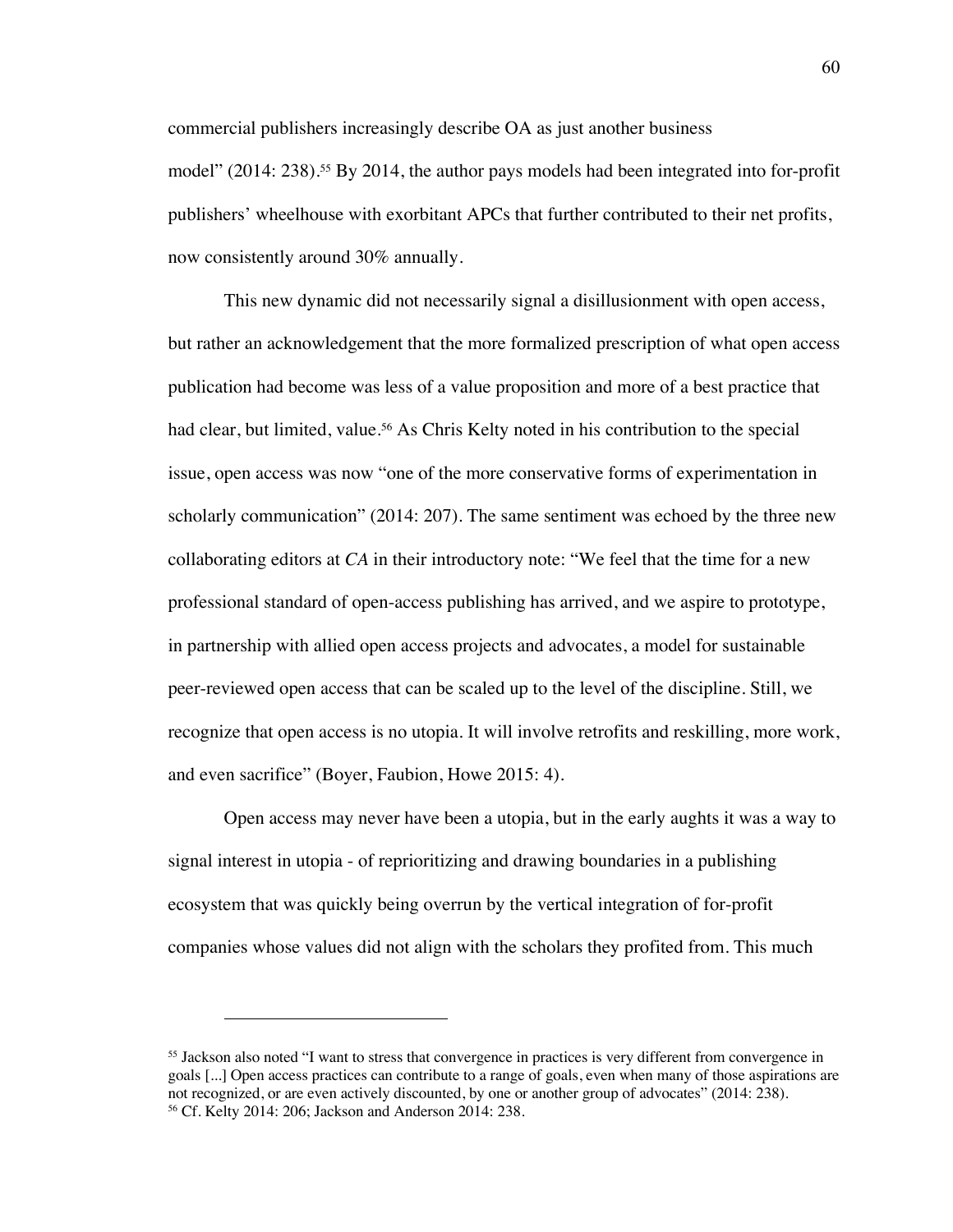commercial publishers increasingly describe OA as just another business model" (2014: 238).[55] By 2014, the author pays models had been integrated into for-profit publishers' wheelhouse with exorbitant APCs that further contributed to their net profits, now consistently around 30% annually.

This new dynamic did not necessarily signal a disillusionment with open access, but rather an acknowledgement that the more formalized prescription of what open access publication had become was less of a value proposition and more of a best practice that had clear, but limited, value.[56] As Chris Kelty noted in his contribution to the special issue, open access was now "one of the more conservative forms of experimentation in scholarly communication" (2014: 207). The same sentiment was echoed by the three new collaborating editors at *CA* in their introductory note: "We feel that the time for a new professional standard of open-access publishing has arrived, and we aspire to prototype, in partnership with allied open access projects and advocates, a model for sustainable peer-reviewed open access that can be scaled up to the level of the discipline. Still, we recognize that open access is no utopia. It will involve retrofits and reskilling, more work, and even sacrifice" (Boyer, Faubion, Howe 2015: 4).

Open access may never have been a utopia, but in the early aughts it was a way to signal interest in utopia - of reprioritizing and drawing boundaries in a publishing ecosystem that was quickly being overrun by the vertical integration of for-profit companies whose values did not align with the scholars they profited from. This much

---

[55] Jackson also noted "I want to stress that convergence in practices is very different from convergence in goals [...] Open access practices can contribute to a range of goals, even when many of those aspirations are not recognized, or are even actively discounted, by one or another group of advocates" (2014: 238).

[56] Cf. Kelty 2014: 206; Jackson and Anderson 2014: 238.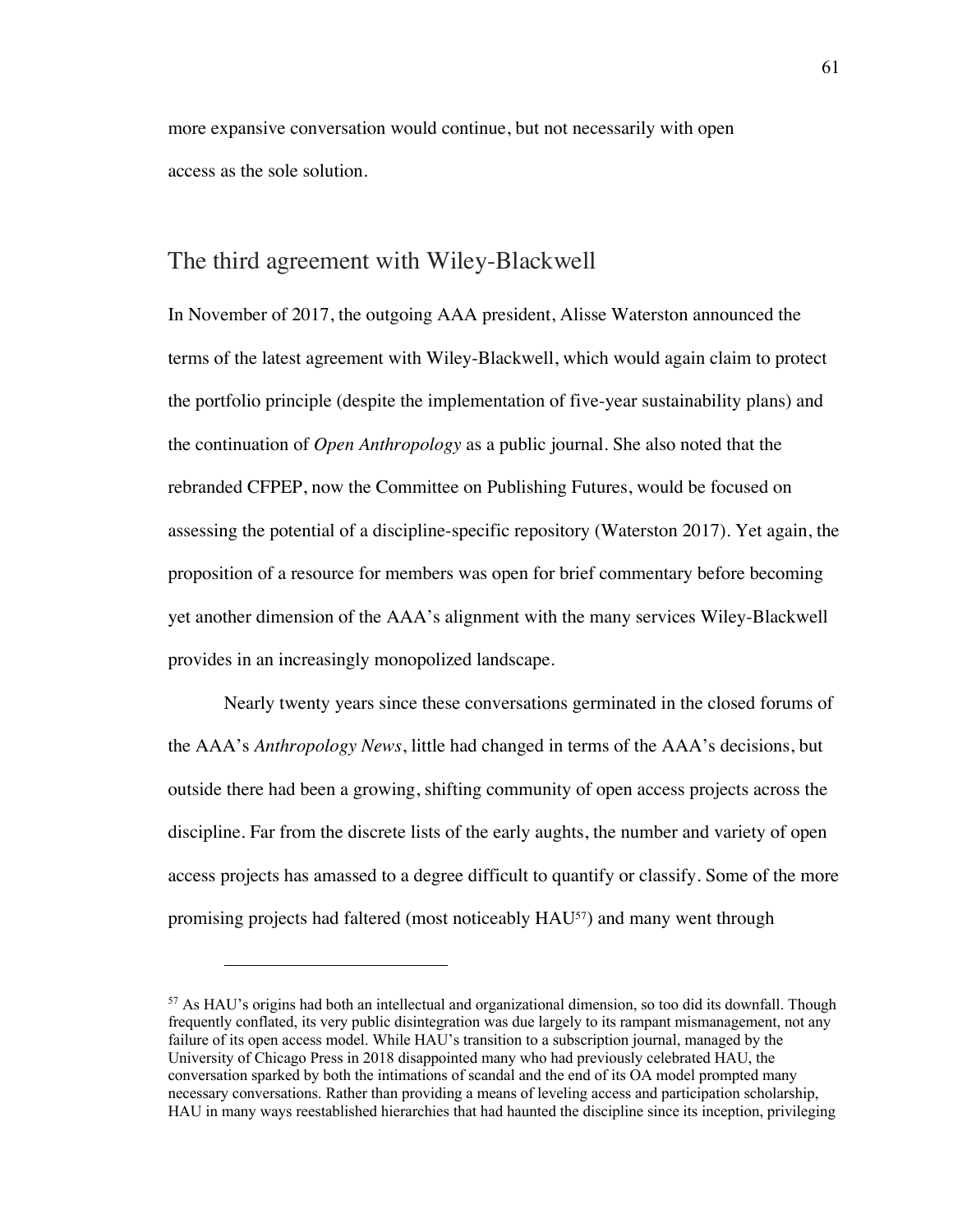more expansive conversation would continue, but not necessarily with open access as the sole solution.

## The third agreement with Wiley-Blackwell

In November of 2017, the outgoing AAA president, Alisse Waterston announced the terms of the latest agreement with Wiley-Blackwell, which would again claim to protect the portfolio principle (despite the implementation of five-year sustainability plans) and the continuation of *Open Anthropology* as a public journal. She also noted that the rebranded CFPEP, now the Committee on Publishing Futures, would be focused on assessing the potential of a discipline-specific repository (Waterston 2017). Yet again, the proposition of a resource for members was open for brief commentary before becoming yet another dimension of the AAA's alignment with the many services Wiley-Blackwell provides in an increasingly monopolized landscape.

Nearly twenty years since these conversations germinated in the closed forums of the AAA's *Anthropology News*, little had changed in terms of the AAA's decisions, but outside there had been a growing, shifting community of open access projects across the discipline. Far from the discrete lists of the early aughts, the number and variety of open access projects has amassed to a degree difficult to quantify or classify. Some of the more promising projects had faltered (most noticeably HAU[57]) and many went through

[57] As HAU's origins had both an intellectual and organizational dimension, so too did its downfall. Though frequently conflated, its very public disintegration was due largely to its rampant mismanagement, not any failure of its open access model. While HAU's transition to a subscription journal, managed by the University of Chicago Press in 2018 disappointed many who had previously celebrated HAU, the conversation sparked by both the intimations of scandal and the end of its OA model prompted many necessary conversations. Rather than providing a means of leveling access and participation scholarship, HAU in many ways reestablished hierarchies that had haunted the discipline since its inception, privileging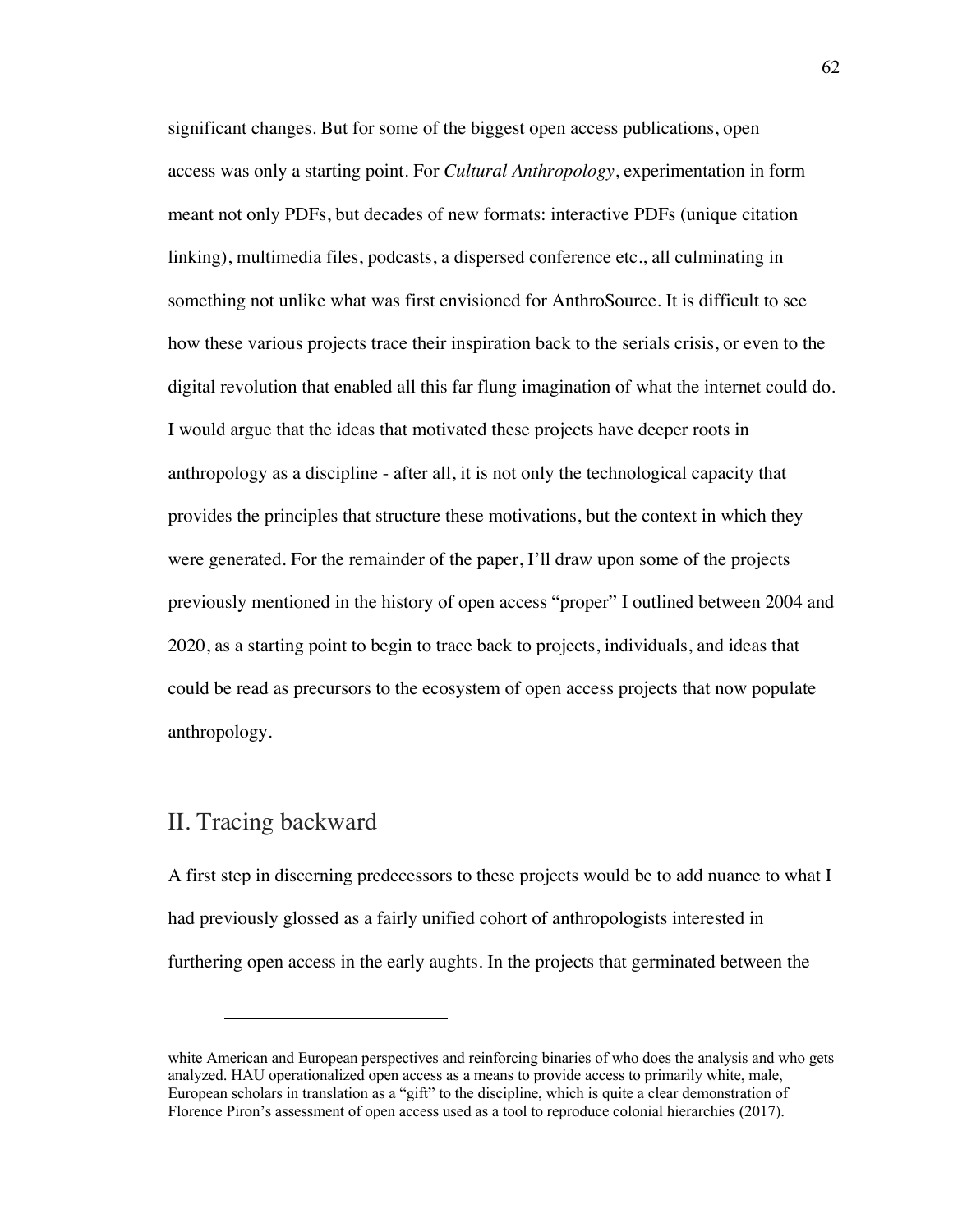significant changes. But for some of the biggest open access publications, open access was only a starting point. For *Cultural Anthropology*, experimentation in form meant not only PDFs, but decades of new formats: interactive PDFs (unique citation linking), multimedia files, podcasts, a dispersed conference etc., all culminating in something not unlike what was first envisioned for AnthroSource. It is difficult to see how these various projects trace their inspiration back to the serials crisis, or even to the digital revolution that enabled all this far flung imagination of what the internet could do. I would argue that the ideas that motivated these projects have deeper roots in anthropology as a discipline - after all, it is not only the technological capacity that provides the principles that structure these motivations, but the context in which they were generated. For the remainder of the paper, I'll draw upon some of the projects previously mentioned in the history of open access "proper" I outlined between 2004 and 2020, as a starting point to begin to trace back to projects, individuals, and ideas that could be read as precursors to the ecosystem of open access projects that now populate anthropology.

## II. Tracing backward

A first step in discerning predecessors to these projects would be to add nuance to what I had previously glossed as a fairly unified cohort of anthropologists interested in furthering open access in the early aughts. In the projects that germinated between the

---

white American and European perspectives and reinforcing binaries of who does the analysis and who gets analyzed. HAU operationalized open access as a means to provide access to primarily white, male, European scholars in translation as a "gift" to the discipline, which is quite a clear demonstration of Florence Piron's assessment of open access used as a tool to reproduce colonial hierarchies (2017).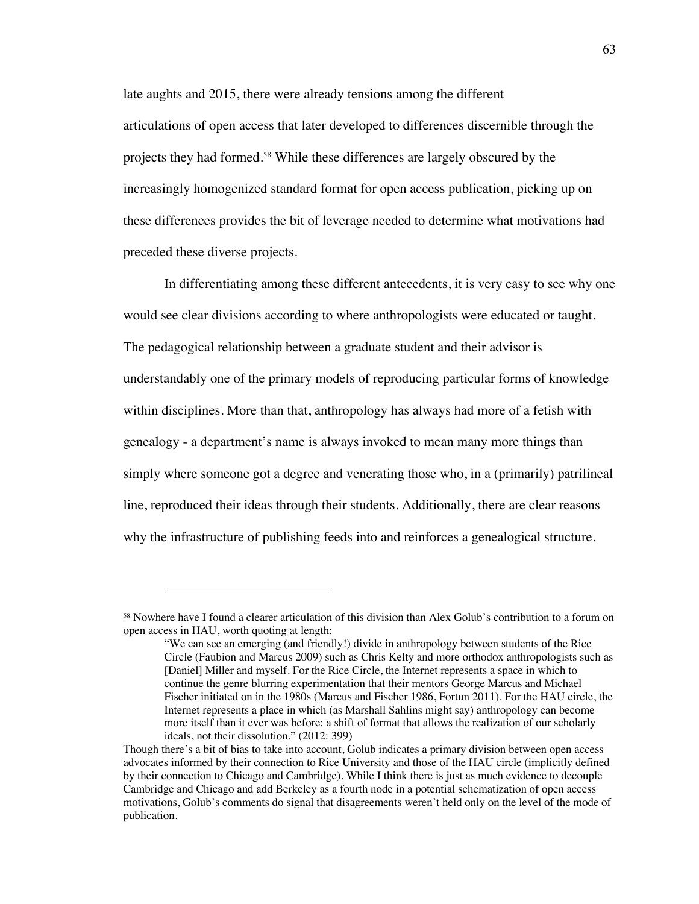late aughts and 2015, there were already tensions among the different articulations of open access that later developed to differences discernible through the projects they had formed.[58] While these differences are largely obscured by the increasingly homogenized standard format for open access publication, picking up on these differences provides the bit of leverage needed to determine what motivations had preceded these diverse projects.

In differentiating among these different antecedents, it is very easy to see why one would see clear divisions according to where anthropologists were educated or taught. The pedagogical relationship between a graduate student and their advisor is understandably one of the primary models of reproducing particular forms of knowledge within disciplines. More than that, anthropology has always had more of a fetish with genealogy - a department's name is always invoked to mean many more things than simply where someone got a degree and venerating those who, in a (primarily) patrilineal line, reproduced their ideas through their students. Additionally, there are clear reasons why the infrastructure of publishing feeds into and reinforces a genealogical structure.

---

[58] Nowhere have I found a clearer articulation of this division than Alex Golub's contribution to a forum on open access in HAU, worth quoting at length:

> "We can see an emerging (and friendly!) divide in anthropology between students of the Rice Circle (Faubion and Marcus 2009) such as Chris Kelty and more orthodox anthropologists such as [Daniel] Miller and myself. For the Rice Circle, the Internet represents a space in which to continue the genre blurring experimentation that their mentors George Marcus and Michael Fischer initiated on in the 1980s (Marcus and Fischer 1986, Fortun 2011). For the HAU circle, the Internet represents a place in which (as Marshall Sahlins might say) anthropology can become more itself than it ever was before: a shift of format that allows the realization of our scholarly ideals, not their dissolution." (2012: 399)

Though there's a bit of bias to take into account, Golub indicates a primary division between open access advocates informed by their connection to Rice University and those of the HAU circle (implicitly defined by their connection to Chicago and Cambridge). While I think there is just as much evidence to decouple Cambridge and Chicago and add Berkeley as a fourth node in a potential schematization of open access motivations, Golub's comments do signal that disagreements weren't held only on the level of the mode of publication.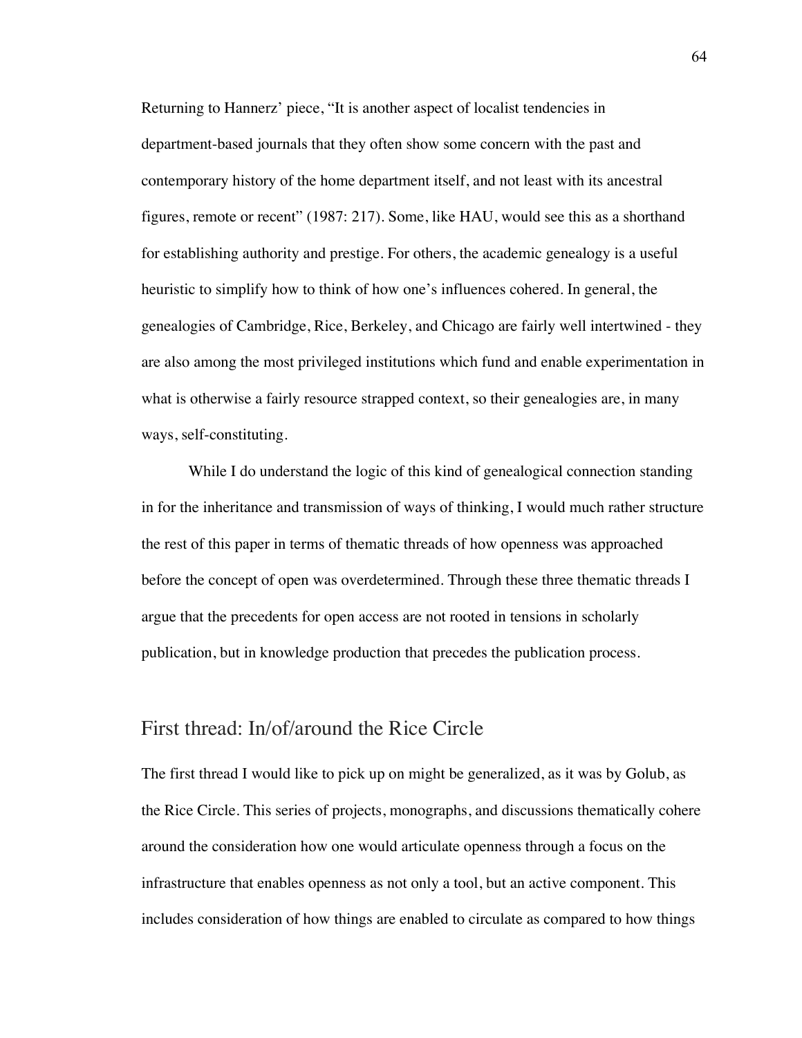Returning to Hannerz' piece, "It is another aspect of localist tendencies in department-based journals that they often show some concern with the past and contemporary history of the home department itself, and not least with its ancestral figures, remote or recent" (1987: 217). Some, like HAU, would see this as a shorthand for establishing authority and prestige. For others, the academic genealogy is a useful heuristic to simplify how to think of how one's influences cohered. In general, the genealogies of Cambridge, Rice, Berkeley, and Chicago are fairly well intertwined - they are also among the most privileged institutions which fund and enable experimentation in what is otherwise a fairly resource strapped context, so their genealogies are, in many ways, self-constituting.

While I do understand the logic of this kind of genealogical connection standing in for the inheritance and transmission of ways of thinking, I would much rather structure the rest of this paper in terms of thematic threads of how openness was approached before the concept of open was overdetermined. Through these three thematic threads I argue that the precedents for open access are not rooted in tensions in scholarly publication, but in knowledge production that precedes the publication process.

## First thread: In/of/around the Rice Circle

The first thread I would like to pick up on might be generalized, as it was by Golub, as the Rice Circle. This series of projects, monographs, and discussions thematically cohere around the consideration how one would articulate openness through a focus on the infrastructure that enables openness as not only a tool, but an active component. This includes consideration of how things are enabled to circulate as compared to how things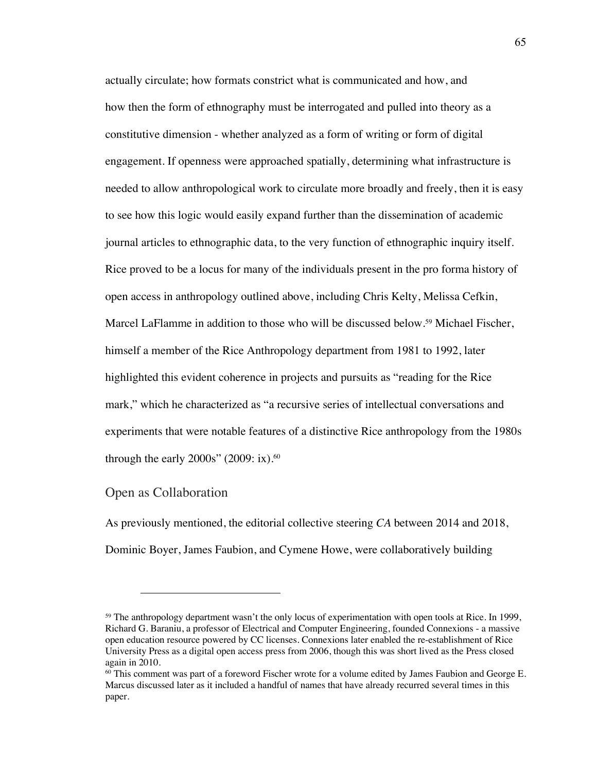actually circulate; how formats constrict what is communicated and how, and how then the form of ethnography must be interrogated and pulled into theory as a constitutive dimension - whether analyzed as a form of writing or form of digital engagement. If openness were approached spatially, determining what infrastructure is needed to allow anthropological work to circulate more broadly and freely, then it is easy to see how this logic would easily expand further than the dissemination of academic journal articles to ethnographic data, to the very function of ethnographic inquiry itself. Rice proved to be a locus for many of the individuals present in the pro forma history of open access in anthropology outlined above, including Chris Kelty, Melissa Cefkin, Marcel LaFlamme in addition to those who will be discussed below.[59] Michael Fischer, himself a member of the Rice Anthropology department from 1981 to 1992, later highlighted this evident coherence in projects and pursuits as "reading for the Rice mark," which he characterized as "a recursive series of intellectual conversations and experiments that were notable features of a distinctive Rice anthropology from the 1980s through the early 2000s" (2009: ix).[60]

## Open as Collaboration

As previously mentioned, the editorial collective steering *CA* between 2014 and 2018, Dominic Boyer, James Faubion, and Cymene Howe, were collaboratively building

---

[59] The anthropology department wasn't the only locus of experimentation with open tools at Rice. In 1999, Richard G. Baraniu, a professor of Electrical and Computer Engineering, founded Connexions - a massive open education resource powered by CC licenses. Connexions later enabled the re-establishment of Rice University Press as a digital open access press from 2006, though this was short lived as the Press closed again in 2010.

[60] This comment was part of a foreword Fischer wrote for a volume edited by James Faubion and George E. Marcus discussed later as it included a handful of names that have already recurred several times in this paper.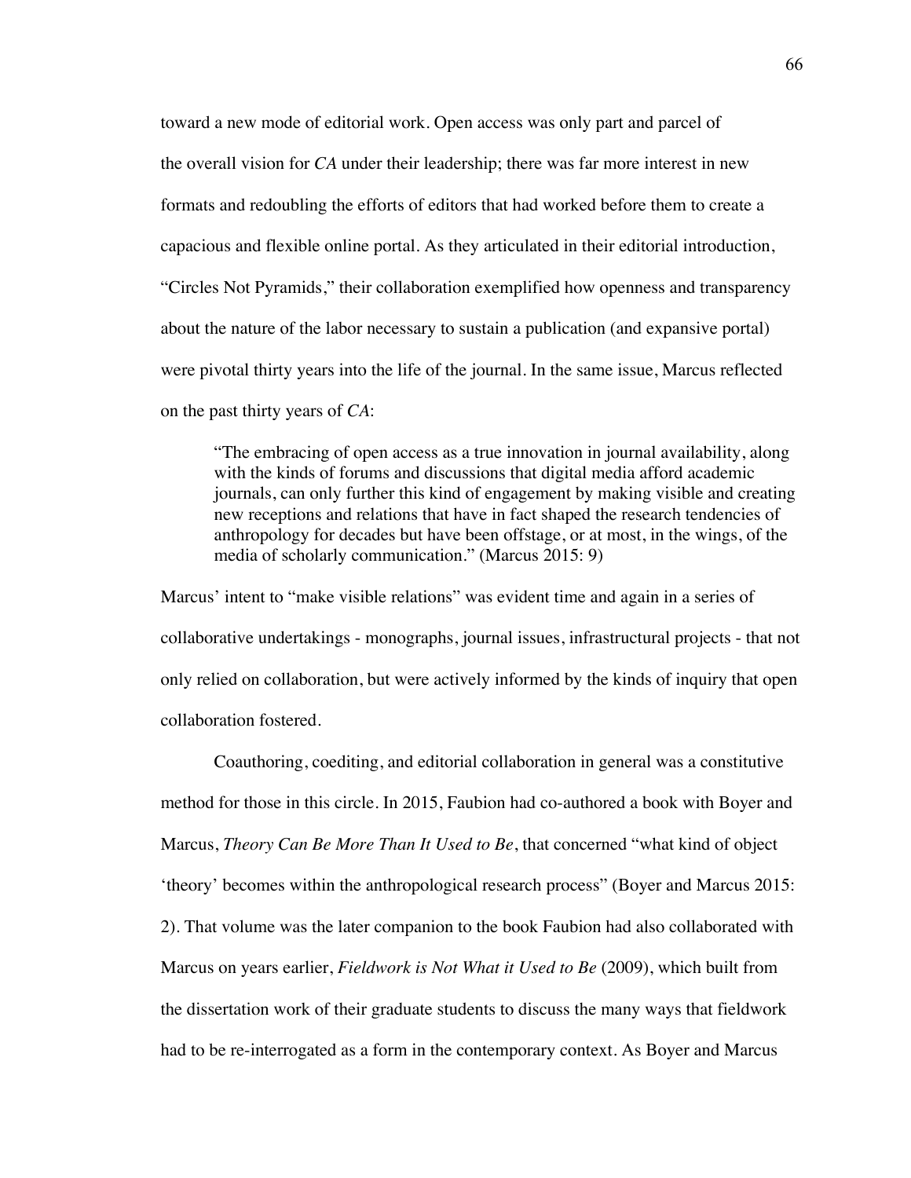toward a new mode of editorial work. Open access was only part and parcel of the overall vision for *CA* under their leadership; there was far more interest in new formats and redoubling the efforts of editors that had worked before them to create a capacious and flexible online portal. As they articulated in their editorial introduction, "Circles Not Pyramids," their collaboration exemplified how openness and transparency about the nature of the labor necessary to sustain a publication (and expansive portal) were pivotal thirty years into the life of the journal. In the same issue, Marcus reflected on the past thirty years of *CA*:

> "The embracing of open access as a true innovation in journal availability, along with the kinds of forums and discussions that digital media afford academic journals, can only further this kind of engagement by making visible and creating new receptions and relations that have in fact shaped the research tendencies of anthropology for decades but have been offstage, or at most, in the wings, of the media of scholarly communication." (Marcus 2015: 9)

Marcus' intent to "make visible relations" was evident time and again in a series of collaborative undertakings - monographs, journal issues, infrastructural projects - that not only relied on collaboration, but were actively informed by the kinds of inquiry that open collaboration fostered.

Coauthoring, coediting, and editorial collaboration in general was a constitutive method for those in this circle. In 2015, Faubion had co-authored a book with Boyer and Marcus, *Theory Can Be More Than It Used to Be*, that concerned "what kind of object 'theory' becomes within the anthropological research process" (Boyer and Marcus 2015: 2). That volume was the later companion to the book Faubion had also collaborated with Marcus on years earlier, *Fieldwork is Not What it Used to Be* (2009), which built from the dissertation work of their graduate students to discuss the many ways that fieldwork had to be re-interrogated as a form in the contemporary context. As Boyer and Marcus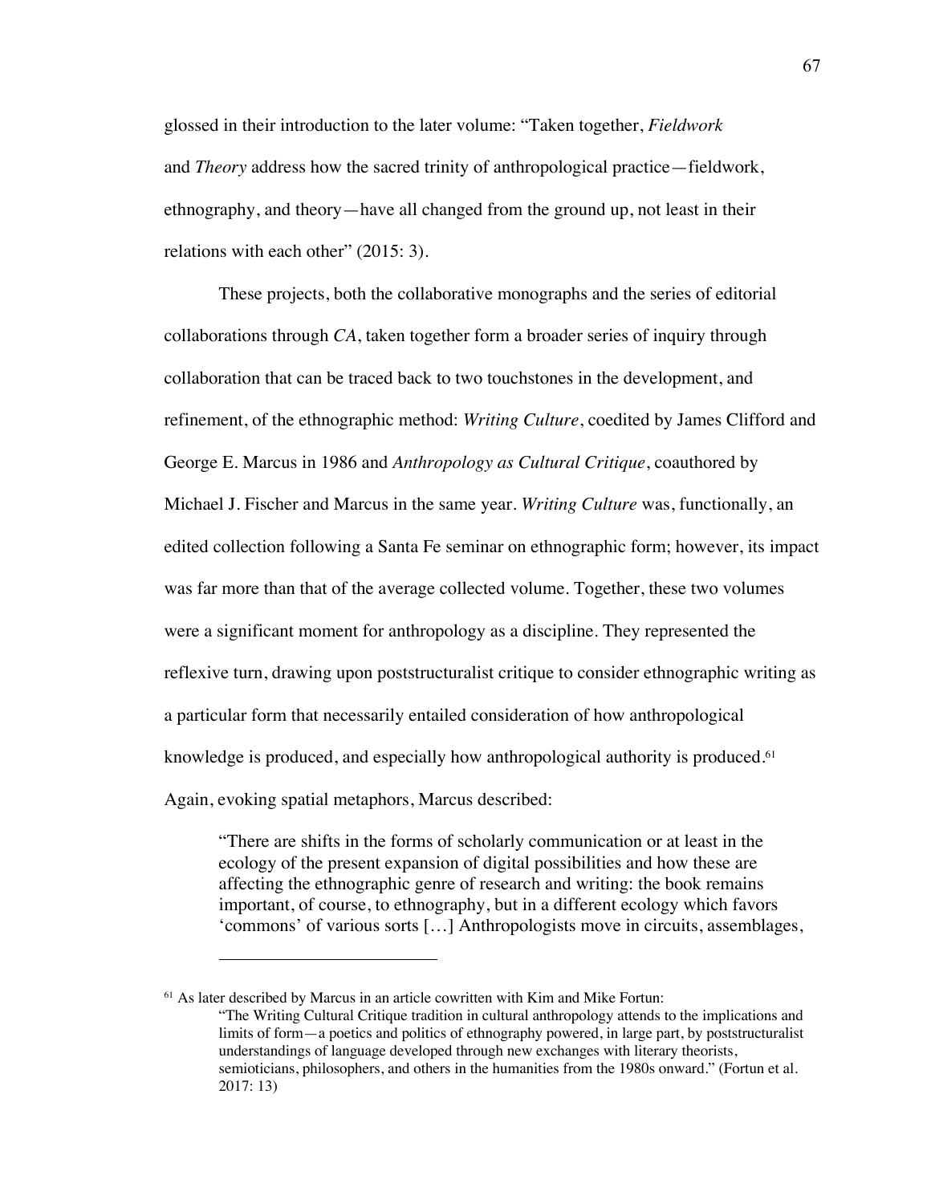glossed in their introduction to the later volume: "Taken together, *Fieldwork* and *Theory* address how the sacred trinity of anthropological practice—fieldwork, ethnography, and theory—have all changed from the ground up, not least in their relations with each other" (2015: 3).

These projects, both the collaborative monographs and the series of editorial collaborations through *CA*, taken together form a broader series of inquiry through collaboration that can be traced back to two touchstones in the development, and refinement, of the ethnographic method: *Writing Culture*, coedited by James Clifford and George E. Marcus in 1986 and *Anthropology as Cultural Critique*, coauthored by Michael J. Fischer and Marcus in the same year. *Writing Culture* was, functionally, an edited collection following a Santa Fe seminar on ethnographic form; however, its impact was far more than that of the average collected volume. Together, these two volumes were a significant moment for anthropology as a discipline. They represented the reflexive turn, drawing upon poststructuralist critique to consider ethnographic writing as a particular form that necessarily entailed consideration of how anthropological knowledge is produced, and especially how anthropological authority is produced.[61] Again, evoking spatial metaphors, Marcus described:

> "There are shifts in the forms of scholarly communication or at least in the ecology of the present expansion of digital possibilities and how these are affecting the ethnographic genre of research and writing: the book remains important, of course, to ethnography, but in a different ecology which favors 'commons' of various sorts […] Anthropologists move in circuits, assemblages,

---

[61] As later described by Marcus in an article cowritten with Kim and Mike Fortun:

> "The Writing Cultural Critique tradition in cultural anthropology attends to the implications and limits of form—a poetics and politics of ethnography powered, in large part, by poststructuralist understandings of language developed through new exchanges with literary theorists, semioticians, philosophers, and others in the humanities from the 1980s onward." (Fortun et al. 2017: 13)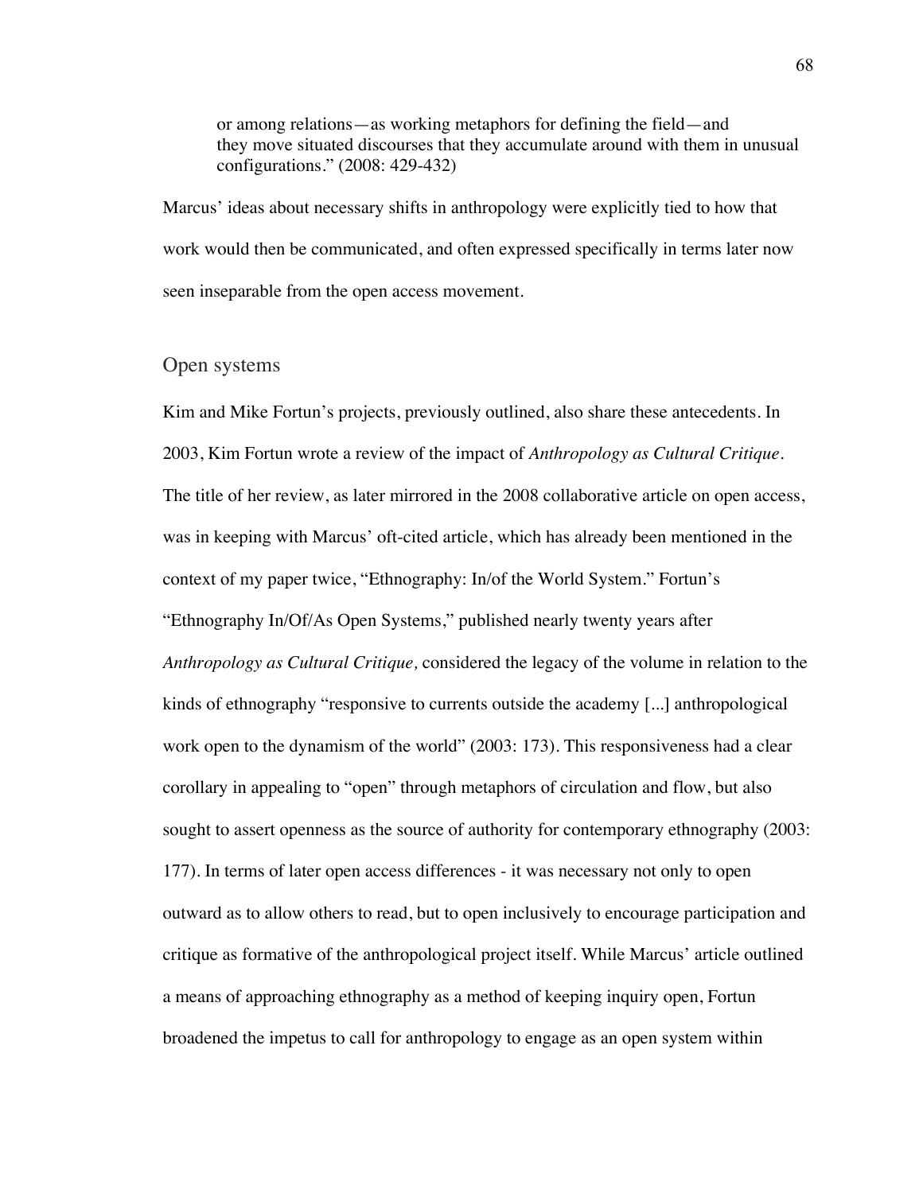> or among relations—as working metaphors for defining the field—and they move situated discourses that they accumulate around with them in unusual configurations." (2008: 429-432)

Marcus' ideas about necessary shifts in anthropology were explicitly tied to how that work would then be communicated, and often expressed specifically in terms later now seen inseparable from the open access movement.

## Open systems

Kim and Mike Fortun's projects, previously outlined, also share these antecedents. In 2003, Kim Fortun wrote a review of the impact of *Anthropology as Cultural Critique*. The title of her review, as later mirrored in the 2008 collaborative article on open access, was in keeping with Marcus' oft-cited article, which has already been mentioned in the context of my paper twice, "Ethnography: In/of the World System." Fortun's "Ethnography In/Of/As Open Systems," published nearly twenty years after *Anthropology as Cultural Critique,* considered the legacy of the volume in relation to the kinds of ethnography "responsive to currents outside the academy [...] anthropological work open to the dynamism of the world" (2003: 173). This responsiveness had a clear corollary in appealing to "open" through metaphors of circulation and flow, but also sought to assert openness as the source of authority for contemporary ethnography (2003: 177). In terms of later open access differences - it was necessary not only to open outward as to allow others to read, but to open inclusively to encourage participation and critique as formative of the anthropological project itself. While Marcus' article outlined a means of approaching ethnography as a method of keeping inquiry open, Fortun broadened the impetus to call for anthropology to engage as an open system within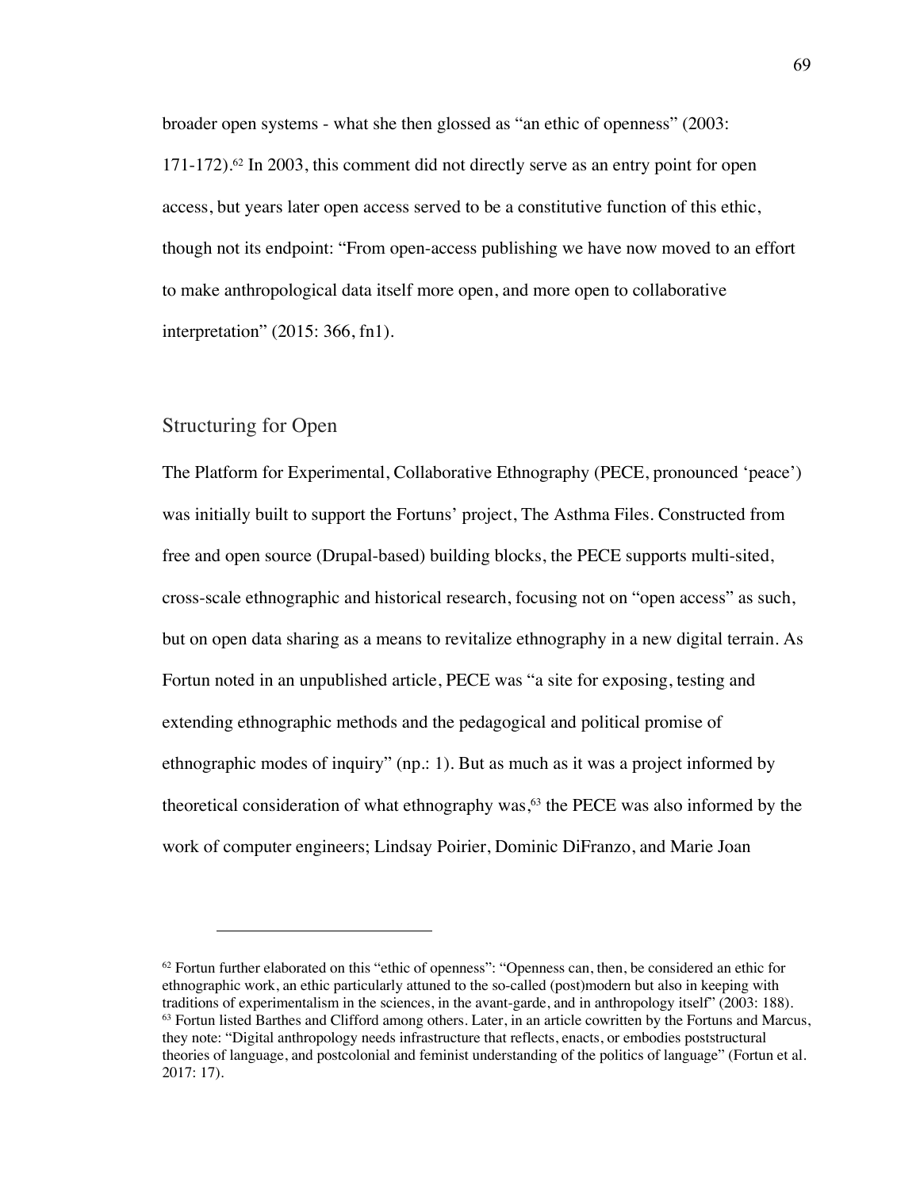broader open systems - what she then glossed as "an ethic of openness" (2003: 171-172).[62] In 2003, this comment did not directly serve as an entry point for open access, but years later open access served to be a constitutive function of this ethic, though not its endpoint: "From open-access publishing we have now moved to an effort to make anthropological data itself more open, and more open to collaborative interpretation" (2015: 366, fn1).

## Structuring for Open

The Platform for Experimental, Collaborative Ethnography (PECE, pronounced 'peace') was initially built to support the Fortuns' project, The Asthma Files. Constructed from free and open source (Drupal-based) building blocks, the PECE supports multi-sited, cross-scale ethnographic and historical research, focusing not on "open access" as such, but on open data sharing as a means to revitalize ethnography in a new digital terrain. As Fortun noted in an unpublished article, PECE was "a site for exposing, testing and extending ethnographic methods and the pedagogical and political promise of ethnographic modes of inquiry" (np.: 1). But as much as it was a project informed by theoretical consideration of what ethnography was,[63] the PECE was also informed by the work of computer engineers; Lindsay Poirier, Dominic DiFranzo, and Marie Joan

---

[62] Fortun further elaborated on this "ethic of openness": "Openness can, then, be considered an ethic for ethnographic work, an ethic particularly attuned to the so-called (post)modern but also in keeping with traditions of experimentalism in the sciences, in the avant-garde, and in anthropology itself" (2003: 188).

[63] Fortun listed Barthes and Clifford among others. Later, in an article cowritten by the Fortuns and Marcus, they note: "Digital anthropology needs infrastructure that reflects, enacts, or embodies poststructural theories of language, and postcolonial and feminist understanding of the politics of language" (Fortun et al. 2017: 17).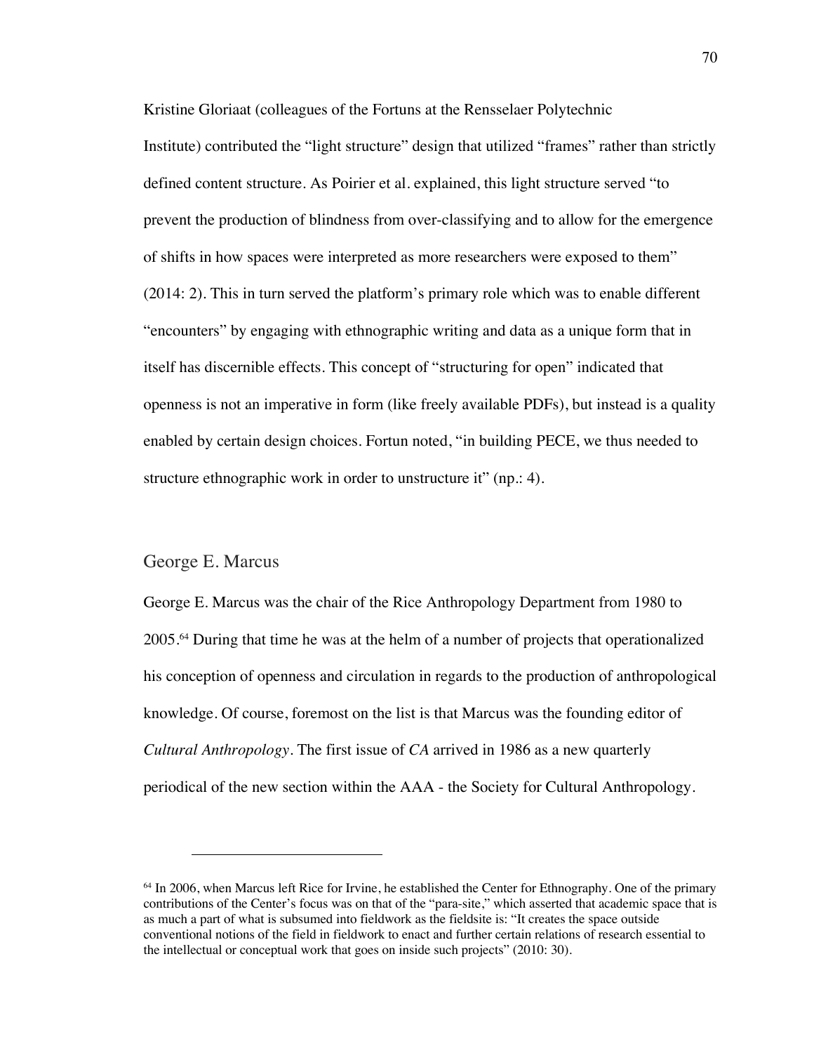Kristine Gloriaat (colleagues of the Fortuns at the Rensselaer Polytechnic Institute) contributed the "light structure" design that utilized "frames" rather than strictly defined content structure. As Poirier et al. explained, this light structure served "to prevent the production of blindness from over-classifying and to allow for the emergence of shifts in how spaces were interpreted as more researchers were exposed to them" (2014: 2). This in turn served the platform's primary role which was to enable different "encounters" by engaging with ethnographic writing and data as a unique form that in itself has discernible effects. This concept of "structuring for open" indicated that openness is not an imperative in form (like freely available PDFs), but instead is a quality enabled by certain design choices. Fortun noted, "in building PECE, we thus needed to structure ethnographic work in order to unstructure it" (np.: 4).

## George E. Marcus

George E. Marcus was the chair of the Rice Anthropology Department from 1980 to 2005.[64] During that time he was at the helm of a number of projects that operationalized his conception of openness and circulation in regards to the production of anthropological knowledge. Of course, foremost on the list is that Marcus was the founding editor of *Cultural Anthropology*. The first issue of *CA* arrived in 1986 as a new quarterly periodical of the new section within the AAA - the Society for Cultural Anthropology.

---

[64] In 2006, when Marcus left Rice for Irvine, he established the Center for Ethnography. One of the primary contributions of the Center's focus was on that of the "para-site," which asserted that academic space that is as much a part of what is subsumed into fieldwork as the fieldsite is: "It creates the space outside conventional notions of the field in fieldwork to enact and further certain relations of research essential to the intellectual or conceptual work that goes on inside such projects" (2010: 30).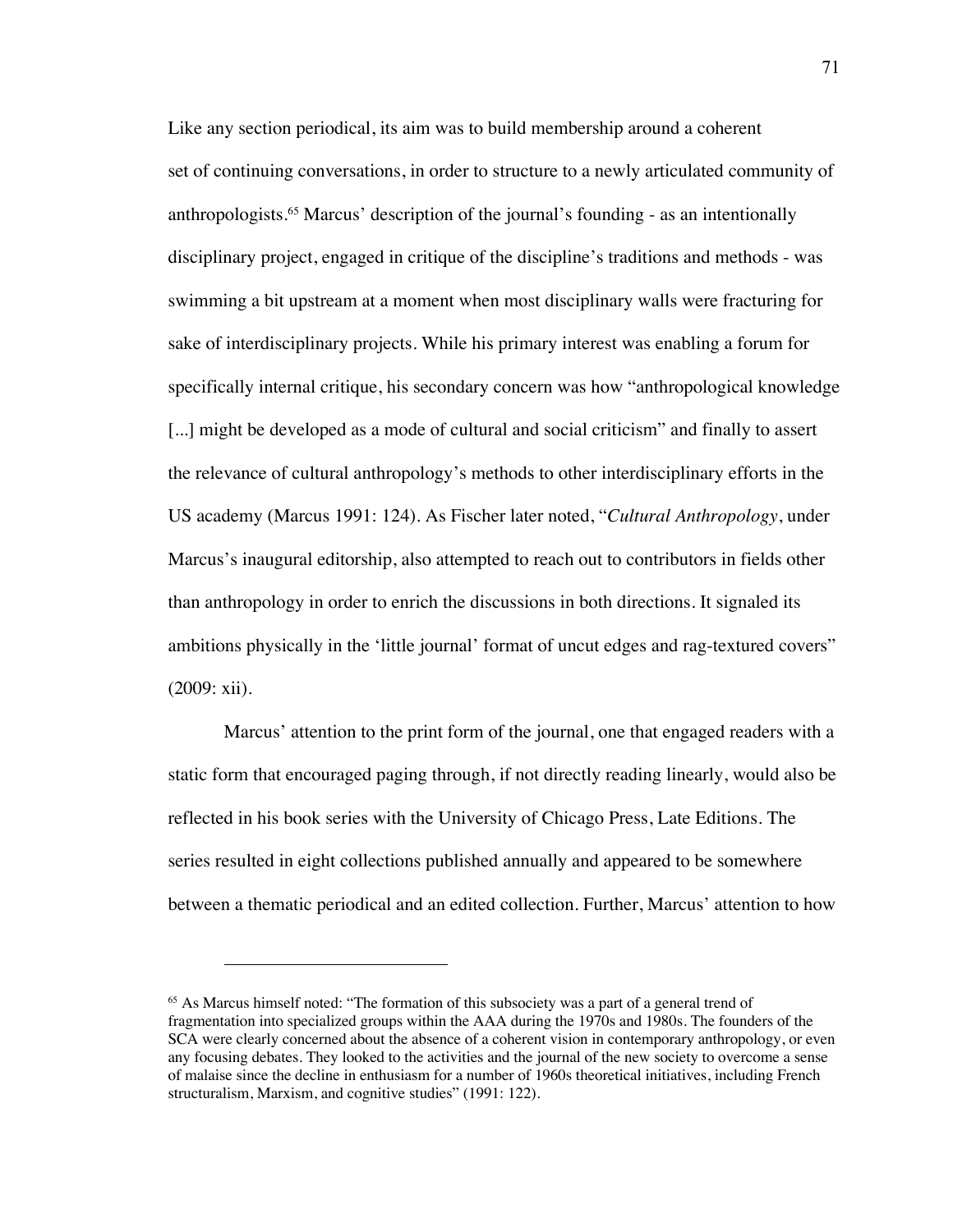Like any section periodical, its aim was to build membership around a coherent set of continuing conversations, in order to structure to a newly articulated community of anthropologists.[65] Marcus' description of the journal's founding - as an intentionally disciplinary project, engaged in critique of the discipline's traditions and methods - was swimming a bit upstream at a moment when most disciplinary walls were fracturing for sake of interdisciplinary projects. While his primary interest was enabling a forum for specifically internal critique, his secondary concern was how "anthropological knowledge [...] might be developed as a mode of cultural and social criticism" and finally to assert the relevance of cultural anthropology's methods to other interdisciplinary efforts in the US academy (Marcus 1991: 124). As Fischer later noted, "*Cultural Anthropology*, under Marcus's inaugural editorship, also attempted to reach out to contributors in fields other than anthropology in order to enrich the discussions in both directions. It signaled its ambitions physically in the 'little journal' format of uncut edges and rag-textured covers" (2009: xii).

Marcus' attention to the print form of the journal, one that engaged readers with a static form that encouraged paging through, if not directly reading linearly, would also be reflected in his book series with the University of Chicago Press, Late Editions. The series resulted in eight collections published annually and appeared to be somewhere between a thematic periodical and an edited collection. Further, Marcus' attention to how

---

[65] As Marcus himself noted: "The formation of this subsociety was a part of a general trend of fragmentation into specialized groups within the AAA during the 1970s and 1980s. The founders of the SCA were clearly concerned about the absence of a coherent vision in contemporary anthropology, or even any focusing debates. They looked to the activities and the journal of the new society to overcome a sense of malaise since the decline in enthusiasm for a number of 1960s theoretical initiatives, including French structuralism, Marxism, and cognitive studies" (1991: 122).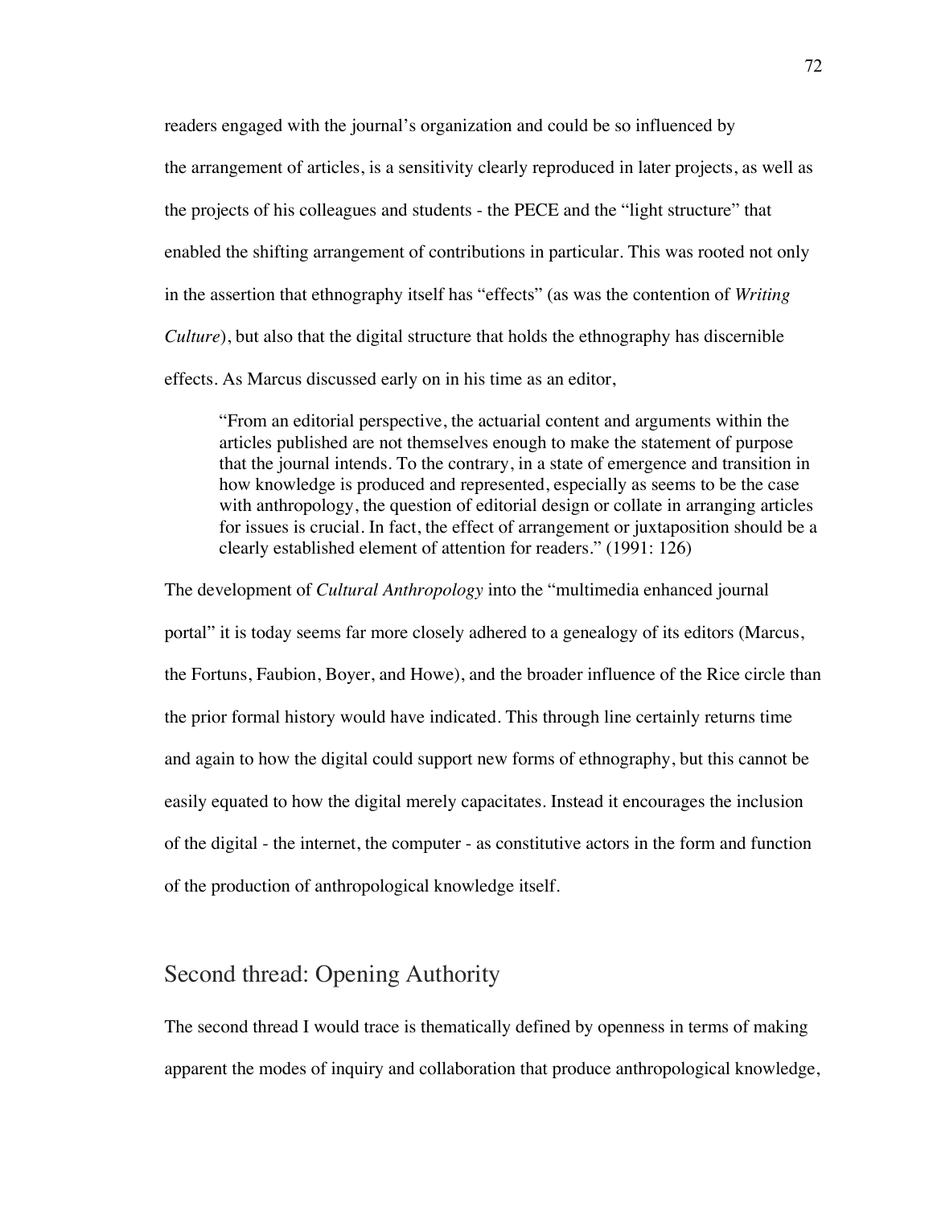readers engaged with the journal's organization and could be so influenced by the arrangement of articles, is a sensitivity clearly reproduced in later projects, as well as the projects of his colleagues and students - the PECE and the "light structure" that enabled the shifting arrangement of contributions in particular. This was rooted not only in the assertion that ethnography itself has "effects" (as was the contention of *Writing Culture*), but also that the digital structure that holds the ethnography has discernible effects. As Marcus discussed early on in his time as an editor,

> "From an editorial perspective, the actuarial content and arguments within the articles published are not themselves enough to make the statement of purpose that the journal intends. To the contrary, in a state of emergence and transition in how knowledge is produced and represented, especially as seems to be the case with anthropology, the question of editorial design or collate in arranging articles for issues is crucial. In fact, the effect of arrangement or juxtaposition should be a clearly established element of attention for readers." (1991: 126)

The development of *Cultural Anthropology* into the "multimedia enhanced journal portal" it is today seems far more closely adhered to a genealogy of its editors (Marcus, the Fortuns, Faubion, Boyer, and Howe), and the broader influence of the Rice circle than the prior formal history would have indicated. This through line certainly returns time and again to how the digital could support new forms of ethnography, but this cannot be easily equated to how the digital merely capacitates. Instead it encourages the inclusion of the digital - the internet, the computer - as constitutive actors in the form and function of the production of anthropological knowledge itself.

## Second thread: Opening Authority

The second thread I would trace is thematically defined by openness in terms of making apparent the modes of inquiry and collaboration that produce anthropological knowledge,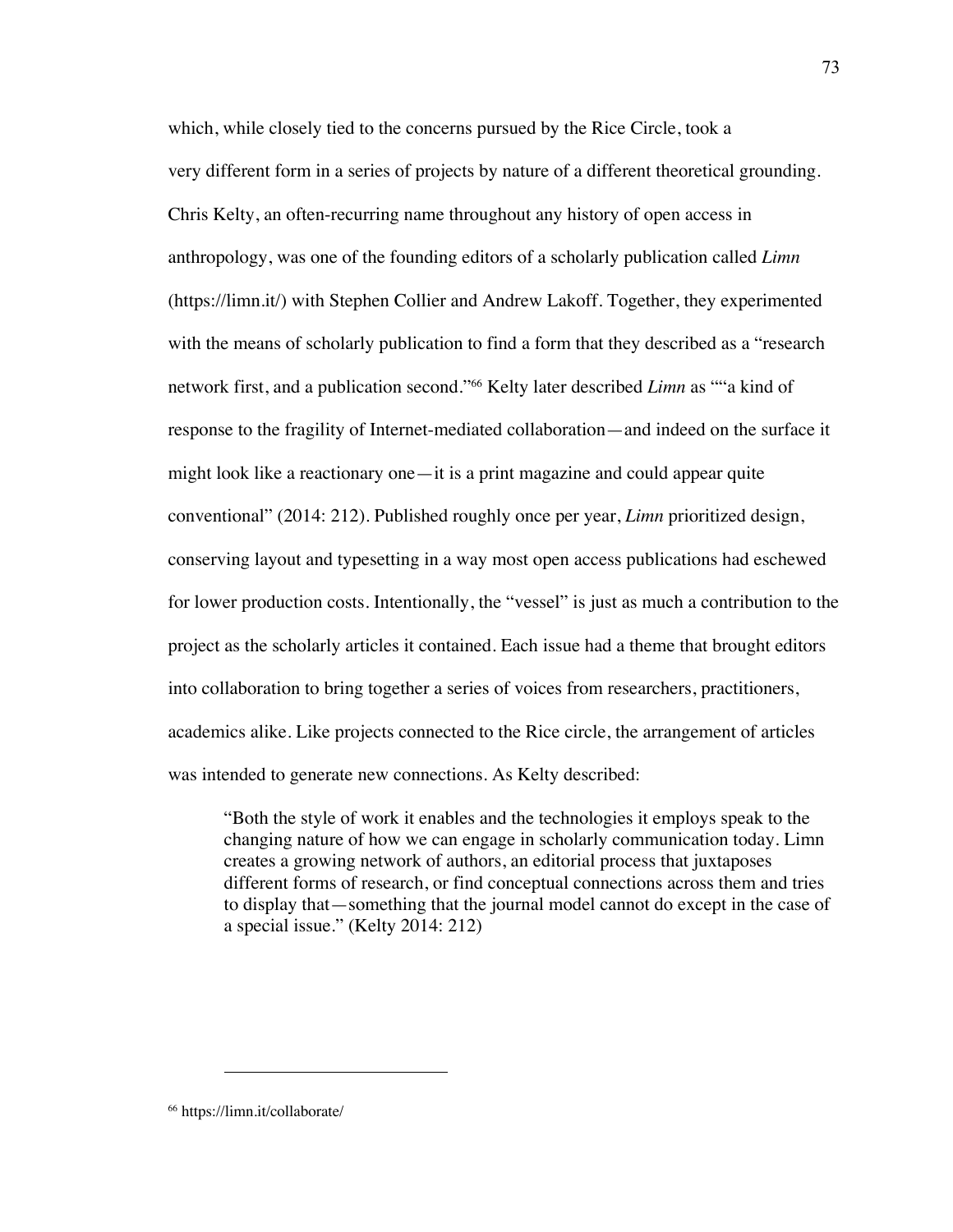which, while closely tied to the concerns pursued by the Rice Circle, took a very different form in a series of projects by nature of a different theoretical grounding. Chris Kelty, an often-recurring name throughout any history of open access in anthropology, was one of the founding editors of a scholarly publication called *Limn* (https://limn.it/) with Stephen Collier and Andrew Lakoff. Together, they experimented with the means of scholarly publication to find a form that they described as a "research network first, and a publication second."[66] Kelty later described *Limn* as ""a kind of response to the fragility of Internet-mediated collaboration—and indeed on the surface it might look like a reactionary one—it is a print magazine and could appear quite conventional" (2014: 212). Published roughly once per year, *Limn* prioritized design, conserving layout and typesetting in a way most open access publications had eschewed for lower production costs. Intentionally, the "vessel" is just as much a contribution to the project as the scholarly articles it contained. Each issue had a theme that brought editors into collaboration to bring together a series of voices from researchers, practitioners, academics alike. Like projects connected to the Rice circle, the arrangement of articles was intended to generate new connections. As Kelty described:

> "Both the style of work it enables and the technologies it employs speak to the changing nature of how we can engage in scholarly communication today. Limn creates a growing network of authors, an editorial process that juxtaposes different forms of research, or find conceptual connections across them and tries to display that—something that the journal model cannot do except in the case of a special issue." (Kelty 2014: 212)

[66] https://limn.it/collaborate/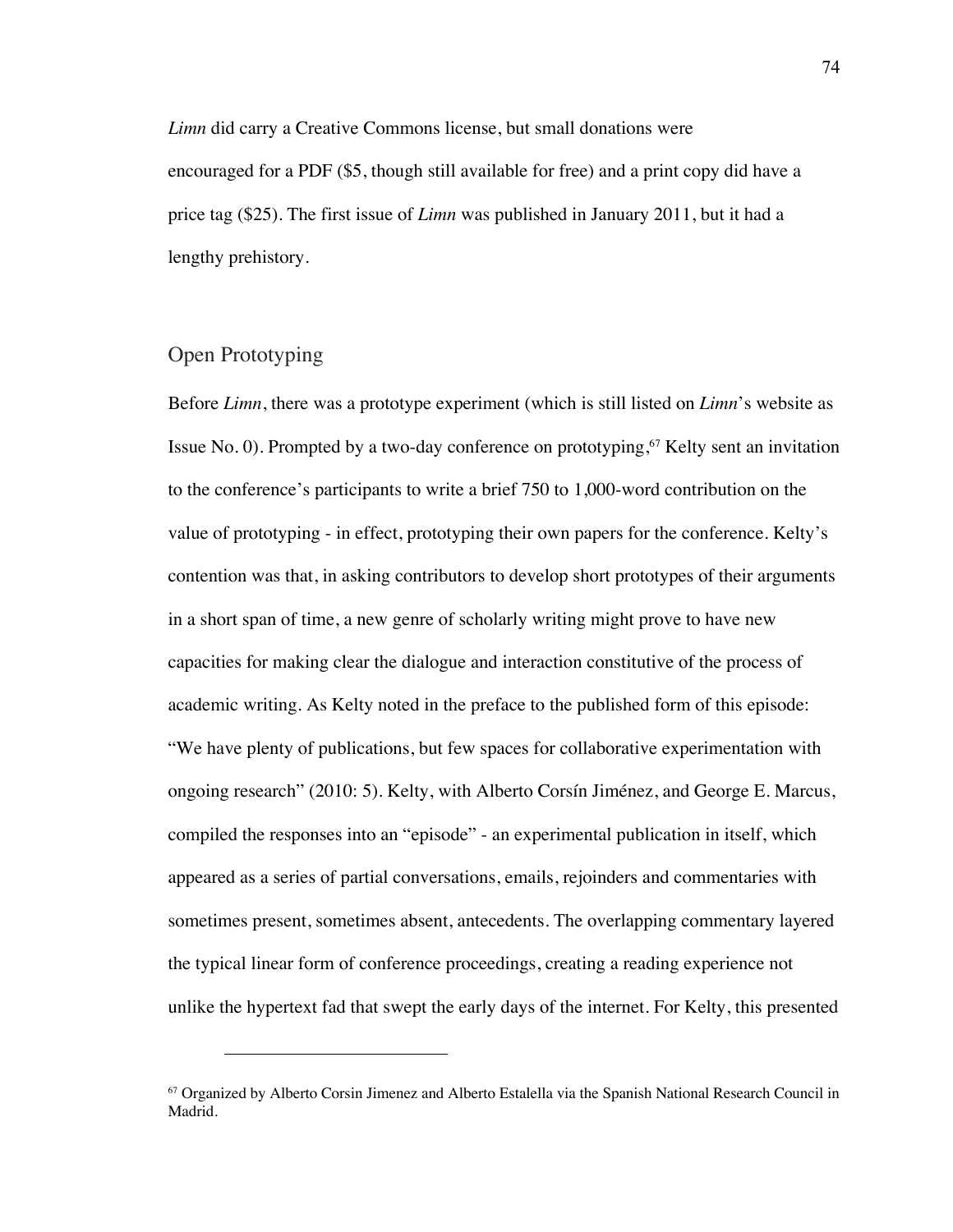*Limn* did carry a Creative Commons license, but small donations were encouraged for a PDF ($5, though still available for free) and a print copy did have a price tag ($25). The first issue of *Limn* was published in January 2011, but it had a lengthy prehistory.

## Open Prototyping

Before *Limn*, there was a prototype experiment (which is still listed on *Limn*'s website as Issue No. 0). Prompted by a two-day conference on prototyping,[67] Kelty sent an invitation to the conference's participants to write a brief 750 to 1,000-word contribution on the value of prototyping - in effect, prototyping their own papers for the conference. Kelty's contention was that, in asking contributors to develop short prototypes of their arguments in a short span of time, a new genre of scholarly writing might prove to have new capacities for making clear the dialogue and interaction constitutive of the process of academic writing. As Kelty noted in the preface to the published form of this episode: "We have plenty of publications, but few spaces for collaborative experimentation with ongoing research" (2010: 5). Kelty, with Alberto Corsín Jiménez, and George E. Marcus, compiled the responses into an "episode" - an experimental publication in itself, which appeared as a series of partial conversations, emails, rejoinders and commentaries with sometimes present, sometimes absent, antecedents. The overlapping commentary layered the typical linear form of conference proceedings, creating a reading experience not unlike the hypertext fad that swept the early days of the internet. For Kelty, this presented

---

[67] Organized by Alberto Corsin Jimenez and Alberto Estalella via the Spanish National Research Council in Madrid.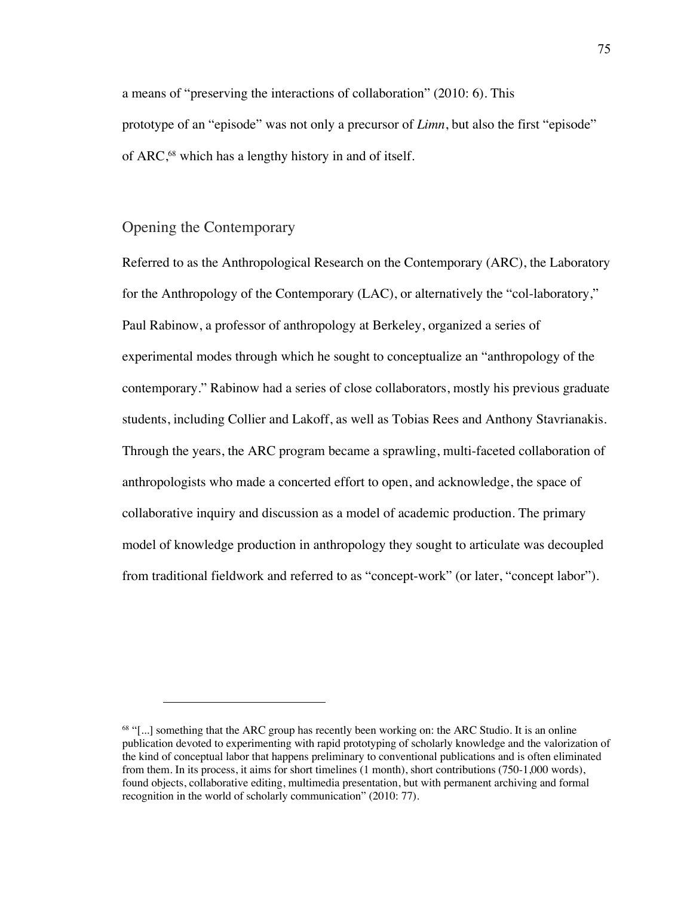a means of "preserving the interactions of collaboration" (2010: 6). This prototype of an "episode" was not only a precursor of *Limn*, but also the first "episode" of ARC,[68] which has a lengthy history in and of itself.

## Opening the Contemporary

Referred to as the Anthropological Research on the Contemporary (ARC), the Laboratory for the Anthropology of the Contemporary (LAC), or alternatively the "col-laboratory," Paul Rabinow, a professor of anthropology at Berkeley, organized a series of experimental modes through which he sought to conceptualize an "anthropology of the contemporary." Rabinow had a series of close collaborators, mostly his previous graduate students, including Collier and Lakoff, as well as Tobias Rees and Anthony Stavrianakis. Through the years, the ARC program became a sprawling, multi-faceted collaboration of anthropologists who made a concerted effort to open, and acknowledge, the space of collaborative inquiry and discussion as a model of academic production. The primary model of knowledge production in anthropology they sought to articulate was decoupled from traditional fieldwork and referred to as "concept-work" (or later, "concept labor").

---

[68] "[...] something that the ARC group has recently been working on: the ARC Studio. It is an online publication devoted to experimenting with rapid prototyping of scholarly knowledge and the valorization of the kind of conceptual labor that happens preliminary to conventional publications and is often eliminated from them. In its process, it aims for short timelines (1 month), short contributions (750-1,000 words), found objects, collaborative editing, multimedia presentation, but with permanent archiving and formal recognition in the world of scholarly communication" (2010: 77).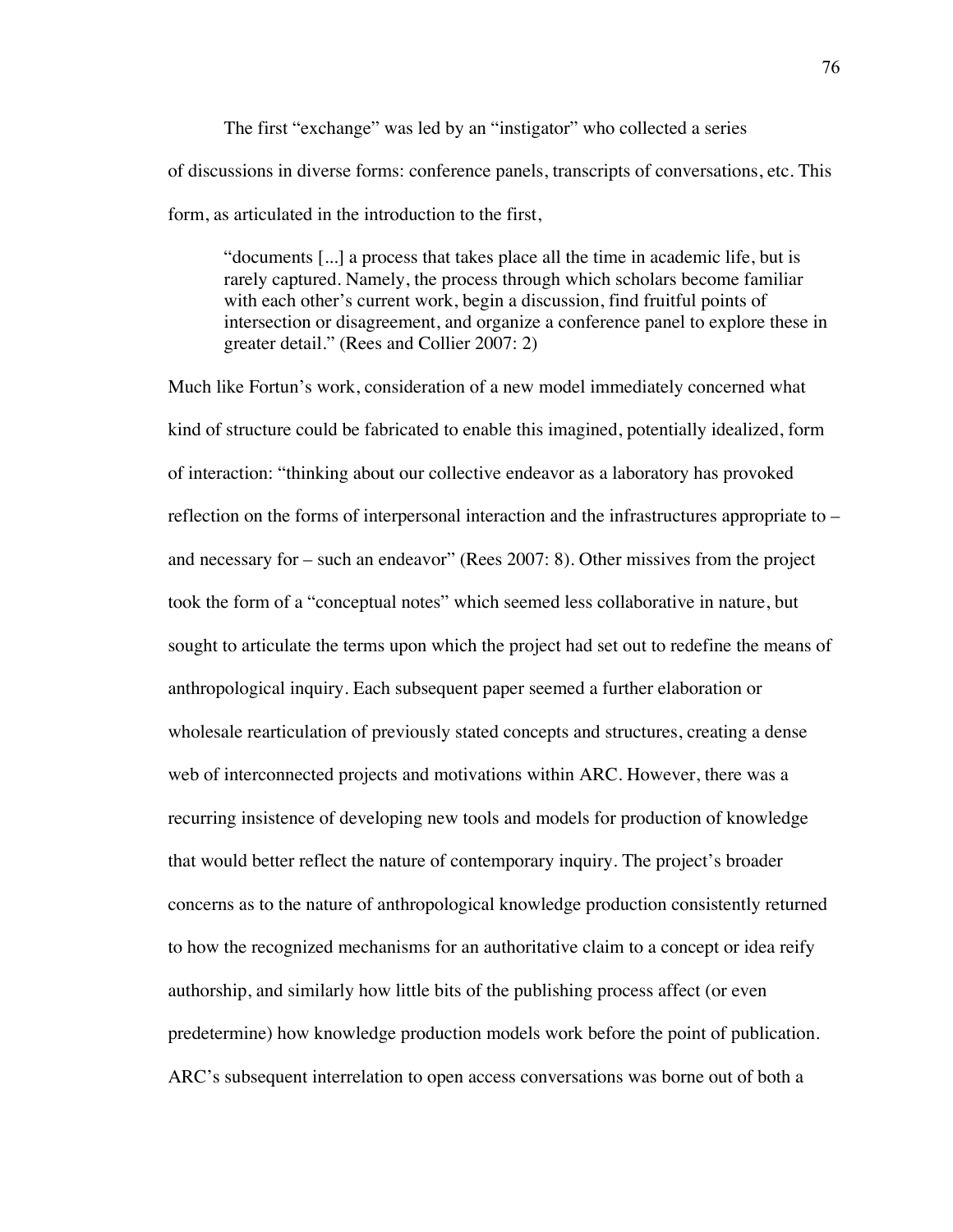The first "exchange" was led by an "instigator" who collected a series of discussions in diverse forms: conference panels, transcripts of conversations, etc. This form, as articulated in the introduction to the first,

> "documents [...] a process that takes place all the time in academic life, but is rarely captured. Namely, the process through which scholars become familiar with each other's current work, begin a discussion, find fruitful points of intersection or disagreement, and organize a conference panel to explore these in greater detail." (Rees and Collier 2007: 2)

Much like Fortun's work, consideration of a new model immediately concerned what kind of structure could be fabricated to enable this imagined, potentially idealized, form of interaction: "thinking about our collective endeavor as a laboratory has provoked reflection on the forms of interpersonal interaction and the infrastructures appropriate to – and necessary for – such an endeavor" (Rees 2007: 8). Other missives from the project took the form of a "conceptual notes" which seemed less collaborative in nature, but sought to articulate the terms upon which the project had set out to redefine the means of anthropological inquiry. Each subsequent paper seemed a further elaboration or wholesale rearticulation of previously stated concepts and structures, creating a dense web of interconnected projects and motivations within ARC. However, there was a recurring insistence of developing new tools and models for production of knowledge that would better reflect the nature of contemporary inquiry. The project's broader concerns as to the nature of anthropological knowledge production consistently returned to how the recognized mechanisms for an authoritative claim to a concept or idea reify authorship, and similarly how little bits of the publishing process affect (or even predetermine) how knowledge production models work before the point of publication. ARC's subsequent interrelation to open access conversations was borne out of both a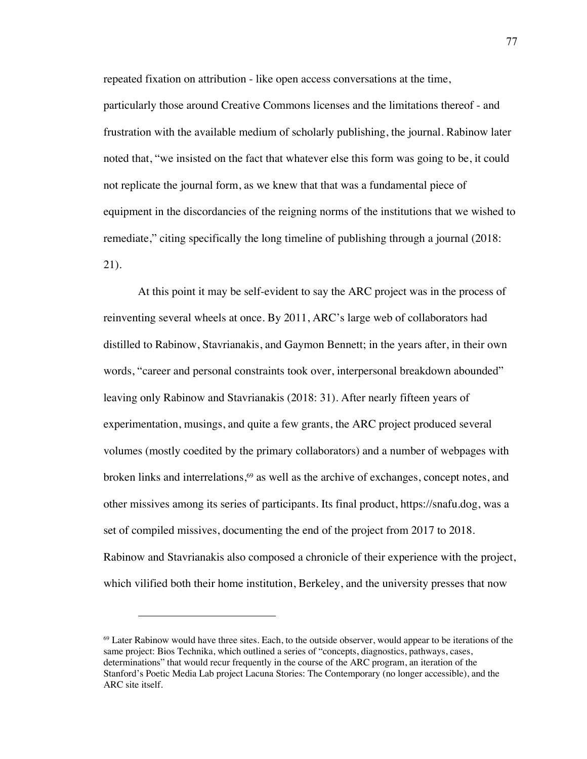repeated fixation on attribution - like open access conversations at the time, particularly those around Creative Commons licenses and the limitations thereof - and frustration with the available medium of scholarly publishing, the journal. Rabinow later noted that, "we insisted on the fact that whatever else this form was going to be, it could not replicate the journal form, as we knew that that was a fundamental piece of equipment in the discordancies of the reigning norms of the institutions that we wished to remediate," citing specifically the long timeline of publishing through a journal (2018: 21).

At this point it may be self-evident to say the ARC project was in the process of reinventing several wheels at once. By 2011, ARC's large web of collaborators had distilled to Rabinow, Stavrianakis, and Gaymon Bennett; in the years after, in their own words, "career and personal constraints took over, interpersonal breakdown abounded" leaving only Rabinow and Stavrianakis (2018: 31). After nearly fifteen years of experimentation, musings, and quite a few grants, the ARC project produced several volumes (mostly coedited by the primary collaborators) and a number of webpages with broken links and interrelations,[69] as well as the archive of exchanges, concept notes, and other missives among its series of participants. Its final product, https://snafu.dog, was a set of compiled missives, documenting the end of the project from 2017 to 2018. Rabinow and Stavrianakis also composed a chronicle of their experience with the project, which vilified both their home institution, Berkeley, and the university presses that now

---

[69] Later Rabinow would have three sites. Each, to the outside observer, would appear to be iterations of the same project: Bios Technika, which outlined a series of "concepts, diagnostics, pathways, cases, determinations" that would recur frequently in the course of the ARC program, an iteration of the Stanford's Poetic Media Lab project Lacuna Stories: The Contemporary (no longer accessible), and the ARC site itself.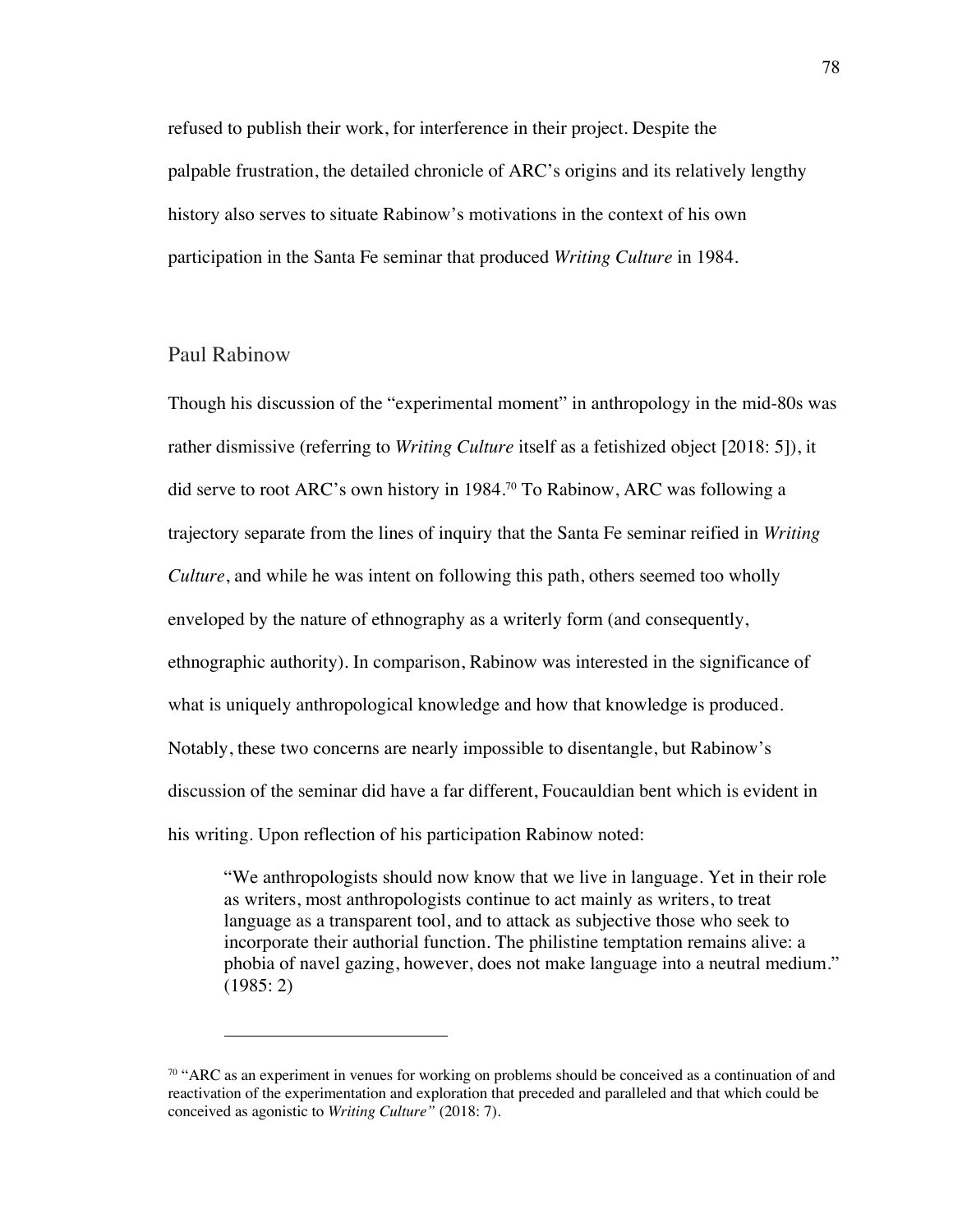refused to publish their work, for interference in their project. Despite the palpable frustration, the detailed chronicle of ARC's origins and its relatively lengthy history also serves to situate Rabinow's motivations in the context of his own participation in the Santa Fe seminar that produced *Writing Culture* in 1984.

## Paul Rabinow

Though his discussion of the "experimental moment" in anthropology in the mid-80s was rather dismissive (referring to *Writing Culture* itself as a fetishized object [2018: 5]), it did serve to root ARC's own history in 1984.[70] To Rabinow, ARC was following a trajectory separate from the lines of inquiry that the Santa Fe seminar reified in *Writing Culture*, and while he was intent on following this path, others seemed too wholly enveloped by the nature of ethnography as a writerly form (and consequently, ethnographic authority). In comparison, Rabinow was interested in the significance of what is uniquely anthropological knowledge and how that knowledge is produced. Notably, these two concerns are nearly impossible to disentangle, but Rabinow's discussion of the seminar did have a far different, Foucauldian bent which is evident in his writing. Upon reflection of his participation Rabinow noted:

> "We anthropologists should now know that we live in language. Yet in their role as writers, most anthropologists continue to act mainly as writers, to treat language as a transparent tool, and to attack as subjective those who seek to incorporate their authorial function. The philistine temptation remains alive: a phobia of navel gazing, however, does not make language into a neutral medium." (1985: 2)

---

[70] "ARC as an experiment in venues for working on problems should be conceived as a continuation of and reactivation of the experimentation and exploration that preceded and paralleled and that which could be conceived as agonistic to *Writing Culture"* (2018: 7).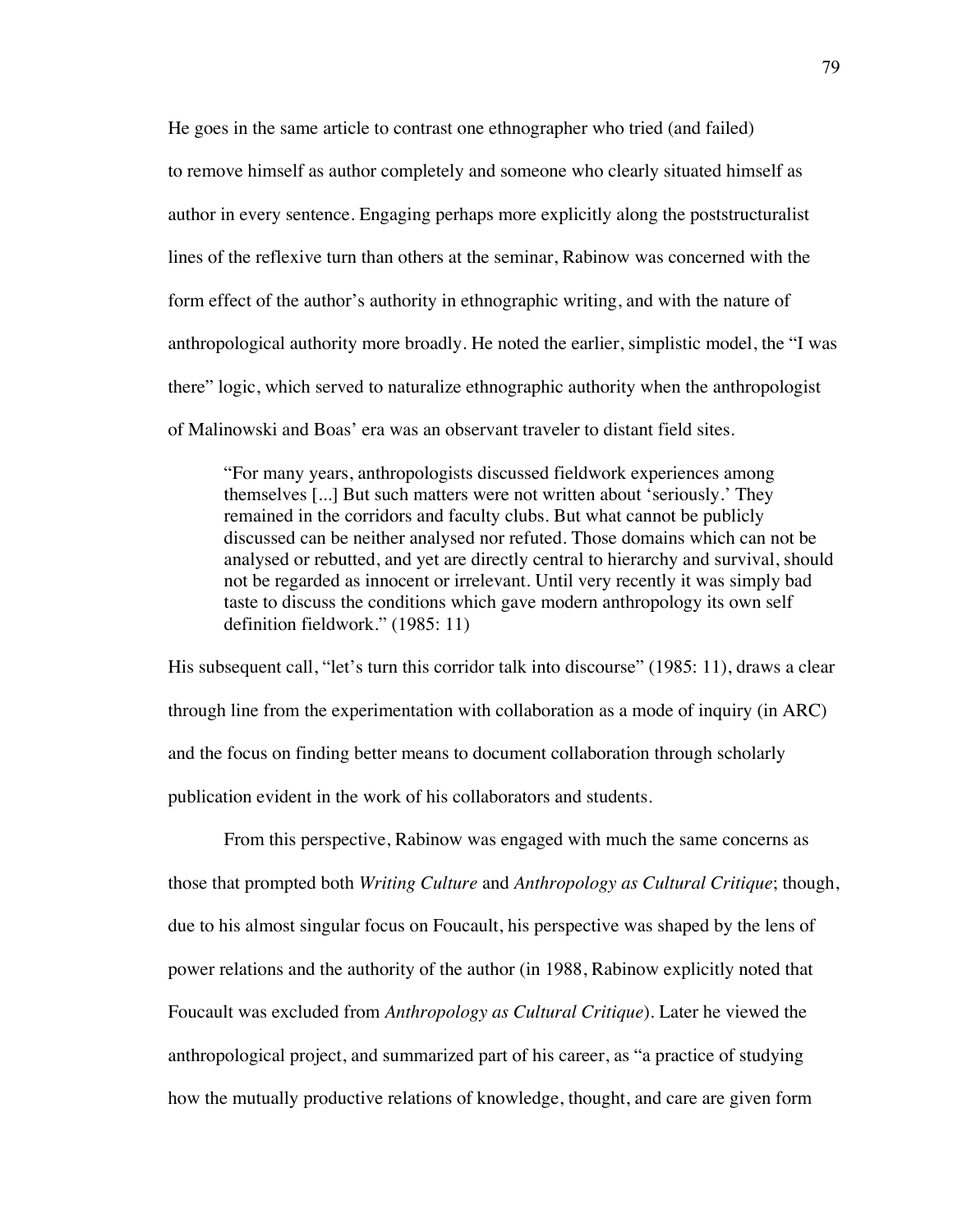He goes in the same article to contrast one ethnographer who tried (and failed) to remove himself as author completely and someone who clearly situated himself as author in every sentence. Engaging perhaps more explicitly along the poststructuralist lines of the reflexive turn than others at the seminar, Rabinow was concerned with the form effect of the author's authority in ethnographic writing, and with the nature of anthropological authority more broadly. He noted the earlier, simplistic model, the "I was there" logic, which served to naturalize ethnographic authority when the anthropologist of Malinowski and Boas' era was an observant traveler to distant field sites.

> "For many years, anthropologists discussed fieldwork experiences among themselves [...] But such matters were not written about 'seriously.' They remained in the corridors and faculty clubs. But what cannot be publicly discussed can be neither analysed nor refuted. Those domains which can not be analysed or rebutted, and yet are directly central to hierarchy and survival, should not be regarded as innocent or irrelevant. Until very recently it was simply bad taste to discuss the conditions which gave modern anthropology its own self definition fieldwork." (1985: 11)

His subsequent call, "let's turn this corridor talk into discourse" (1985: 11), draws a clear through line from the experimentation with collaboration as a mode of inquiry (in ARC) and the focus on finding better means to document collaboration through scholarly publication evident in the work of his collaborators and students.

From this perspective, Rabinow was engaged with much the same concerns as those that prompted both *Writing Culture* and *Anthropology as Cultural Critique*; though, due to his almost singular focus on Foucault, his perspective was shaped by the lens of power relations and the authority of the author (in 1988, Rabinow explicitly noted that Foucault was excluded from *Anthropology as Cultural Critique*). Later he viewed the anthropological project, and summarized part of his career, as "a practice of studying how the mutually productive relations of knowledge, thought, and care are given form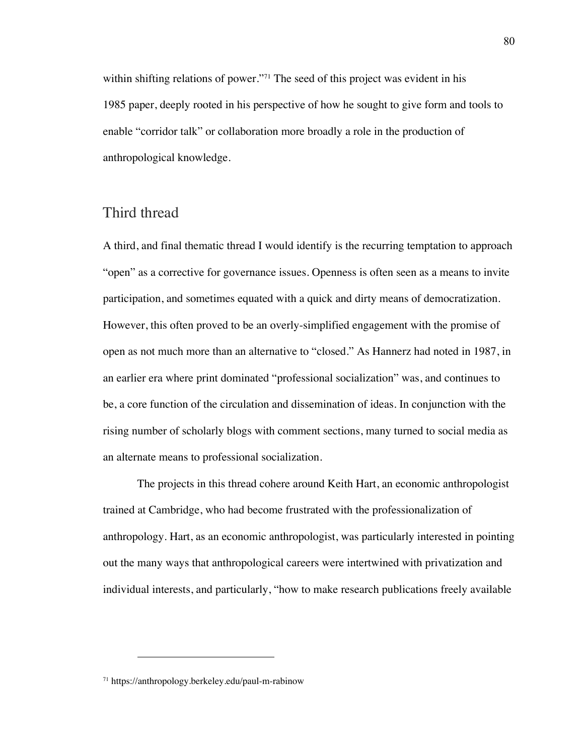within shifting relations of power."[71] The seed of this project was evident in his 1985 paper, deeply rooted in his perspective of how he sought to give form and tools to enable "corridor talk" or collaboration more broadly a role in the production of anthropological knowledge.

## Third thread

A third, and final thematic thread I would identify is the recurring temptation to approach "open" as a corrective for governance issues. Openness is often seen as a means to invite participation, and sometimes equated with a quick and dirty means of democratization. However, this often proved to be an overly-simplified engagement with the promise of open as not much more than an alternative to "closed." As Hannerz had noted in 1987, in an earlier era where print dominated "professional socialization" was, and continues to be, a core function of the circulation and dissemination of ideas. In conjunction with the rising number of scholarly blogs with comment sections, many turned to social media as an alternate means to professional socialization.

The projects in this thread cohere around Keith Hart, an economic anthropologist trained at Cambridge, who had become frustrated with the professionalization of anthropology. Hart, as an economic anthropologist, was particularly interested in pointing out the many ways that anthropological careers were intertwined with privatization and individual interests, and particularly, "how to make research publications freely available

---

[71] https://anthropology.berkeley.edu/paul-m-rabinow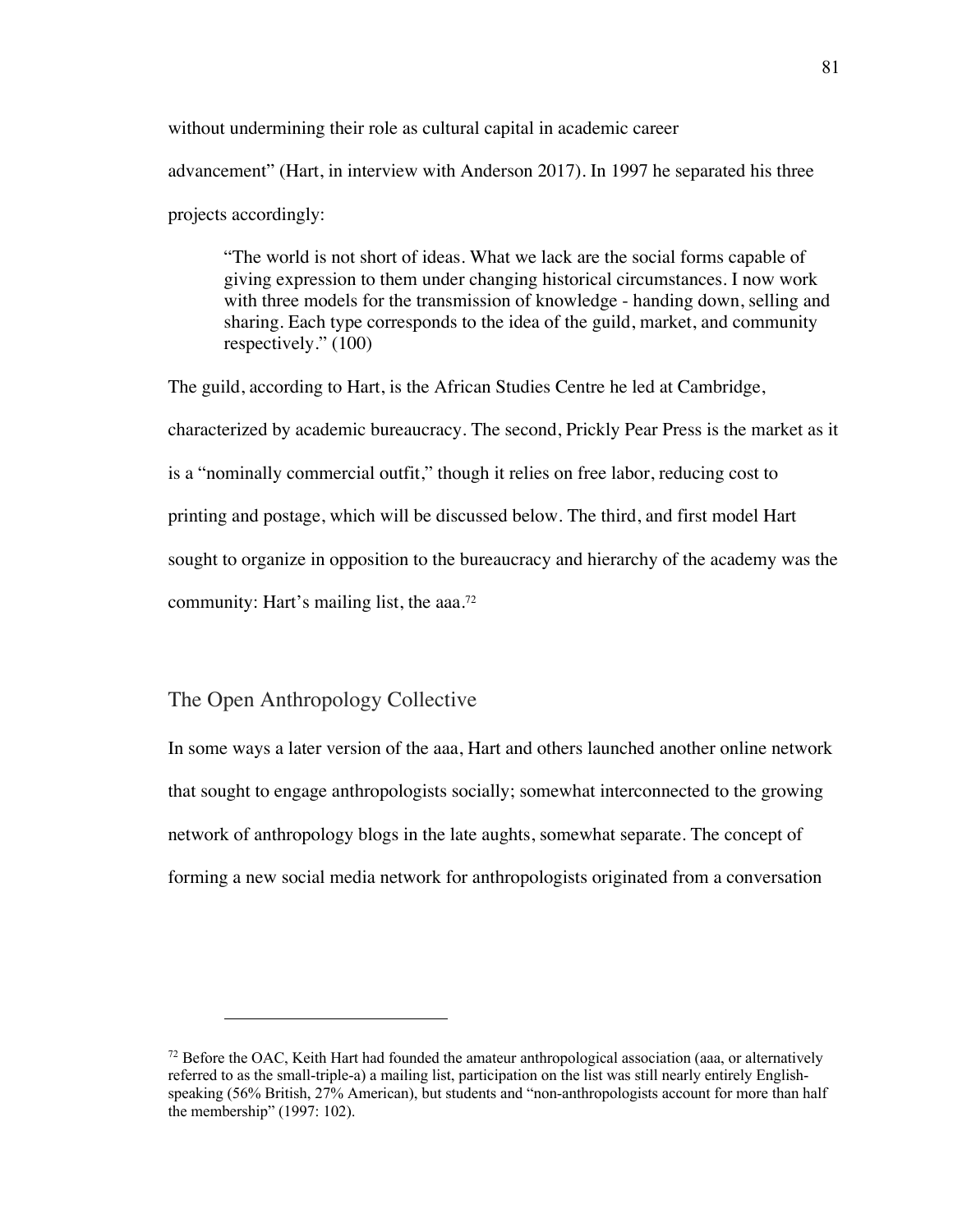without undermining their role as cultural capital in academic career advancement" (Hart, in interview with Anderson 2017). In 1997 he separated his three projects accordingly:

> "The world is not short of ideas. What we lack are the social forms capable of giving expression to them under changing historical circumstances. I now work with three models for the transmission of knowledge - handing down, selling and sharing. Each type corresponds to the idea of the guild, market, and community respectively." (100)

The guild, according to Hart, is the African Studies Centre he led at Cambridge, characterized by academic bureaucracy. The second, Prickly Pear Press is the market as it is a "nominally commercial outfit," though it relies on free labor, reducing cost to printing and postage, which will be discussed below. The third, and first model Hart sought to organize in opposition to the bureaucracy and hierarchy of the academy was the community: Hart's mailing list, the aaa.[72]

## The Open Anthropology Collective

In some ways a later version of the aaa, Hart and others launched another online network that sought to engage anthropologists socially; somewhat interconnected to the growing network of anthropology blogs in the late aughts, somewhat separate. The concept of forming a new social media network for anthropologists originated from a conversation

---

[72] Before the OAC, Keith Hart had founded the amateur anthropological association (aaa, or alternatively referred to as the small-triple-a) a mailing list, participation on the list was still nearly entirely English-speaking (56% British, 27% American), but students and "non-anthropologists account for more than half the membership" (1997: 102).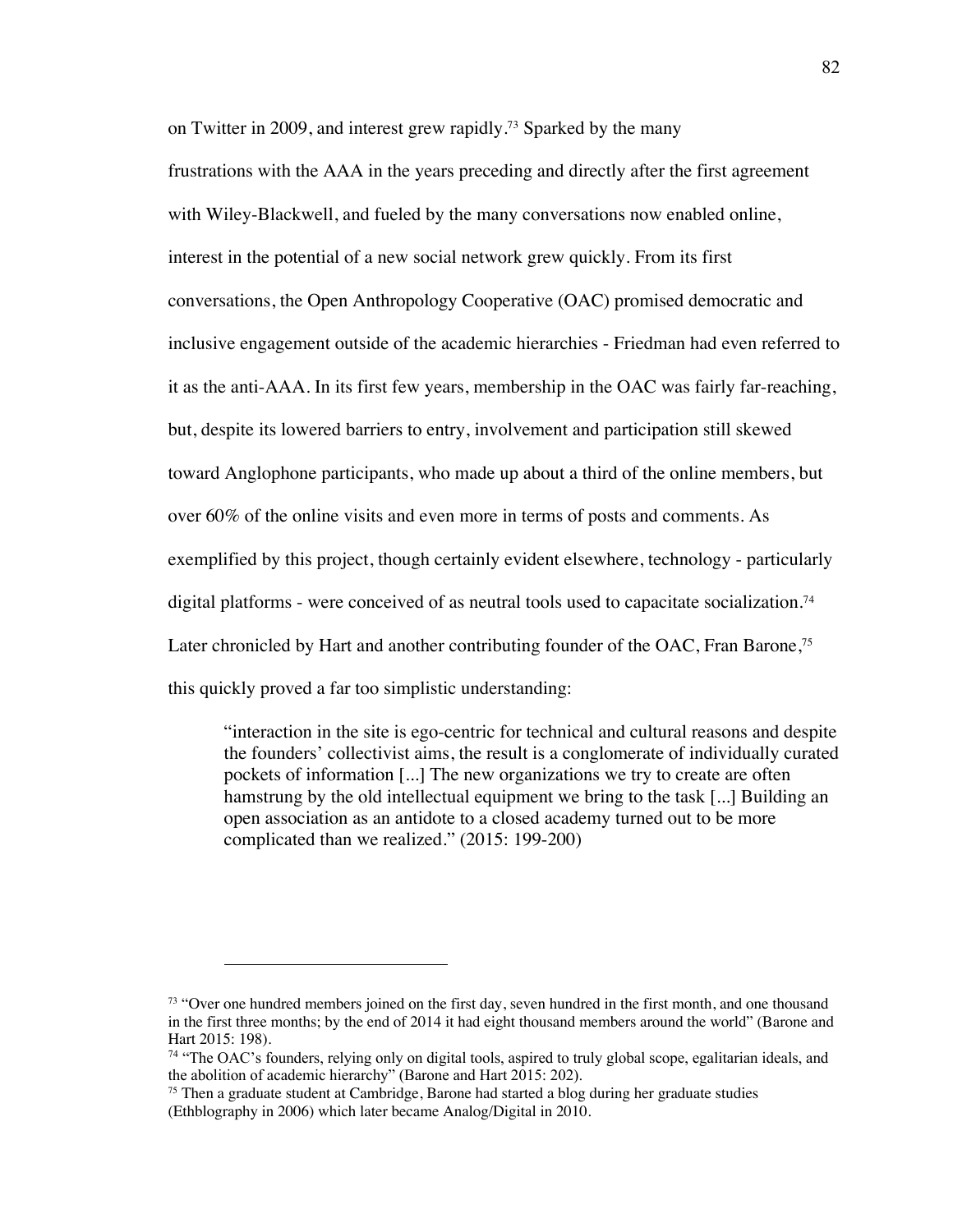on Twitter in 2009, and interest grew rapidly.[73] Sparked by the many frustrations with the AAA in the years preceding and directly after the first agreement with Wiley-Blackwell, and fueled by the many conversations now enabled online, interest in the potential of a new social network grew quickly. From its first conversations, the Open Anthropology Cooperative (OAC) promised democratic and inclusive engagement outside of the academic hierarchies - Friedman had even referred to it as the anti-AAA. In its first few years, membership in the OAC was fairly far-reaching, but, despite its lowered barriers to entry, involvement and participation still skewed toward Anglophone participants, who made up about a third of the online members, but over 60% of the online visits and even more in terms of posts and comments. As exemplified by this project, though certainly evident elsewhere, technology - particularly digital platforms - were conceived of as neutral tools used to capacitate socialization.[74] Later chronicled by Hart and another contributing founder of the OAC, Fran Barone,[75] this quickly proved a far too simplistic understanding:

> "interaction in the site is ego-centric for technical and cultural reasons and despite the founders' collectivist aims, the result is a conglomerate of individually curated pockets of information [...] The new organizations we try to create are often hamstrung by the old intellectual equipment we bring to the task [...] Building an open association as an antidote to a closed academy turned out to be more complicated than we realized." (2015: 199-200)

---

[73] "Over one hundred members joined on the first day, seven hundred in the first month, and one thousand in the first three months; by the end of 2014 it had eight thousand members around the world" (Barone and Hart 2015: 198).

[74] "The OAC's founders, relying only on digital tools, aspired to truly global scope, egalitarian ideals, and the abolition of academic hierarchy" (Barone and Hart 2015: 202).

[75] Then a graduate student at Cambridge, Barone had started a blog during her graduate studies (Ethblography in 2006) which later became Analog/Digital in 2010.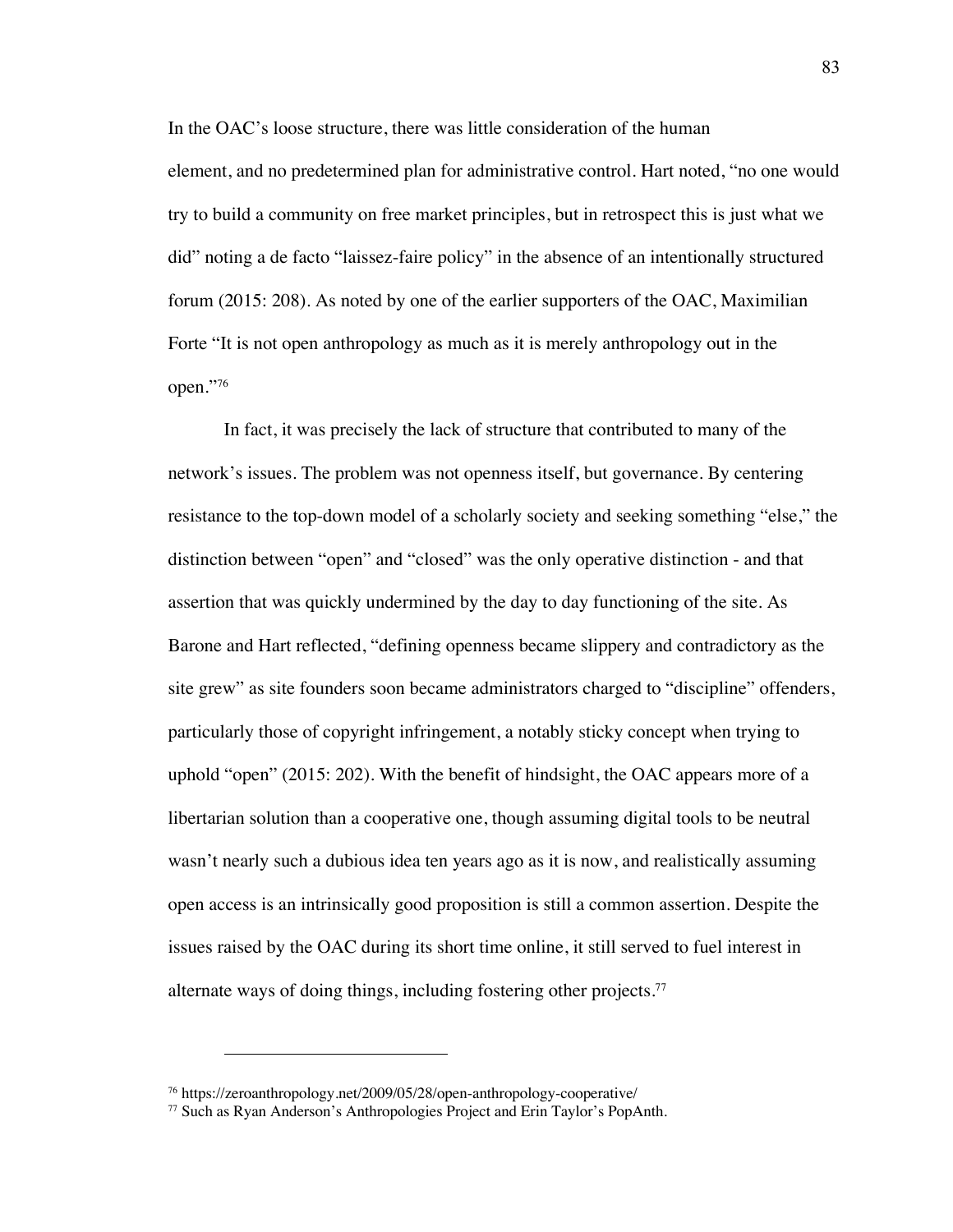In the OAC's loose structure, there was little consideration of the human element, and no predetermined plan for administrative control. Hart noted, "no one would try to build a community on free market principles, but in retrospect this is just what we did" noting a de facto "laissez-faire policy" in the absence of an intentionally structured forum (2015: 208). As noted by one of the earlier supporters of the OAC, Maximilian Forte "It is not open anthropology as much as it is merely anthropology out in the open."[76]

In fact, it was precisely the lack of structure that contributed to many of the network's issues. The problem was not openness itself, but governance. By centering resistance to the top-down model of a scholarly society and seeking something "else," the distinction between "open" and "closed" was the only operative distinction - and that assertion that was quickly undermined by the day to day functioning of the site. As Barone and Hart reflected, "defining openness became slippery and contradictory as the site grew" as site founders soon became administrators charged to "discipline" offenders, particularly those of copyright infringement, a notably sticky concept when trying to uphold "open" (2015: 202). With the benefit of hindsight, the OAC appears more of a libertarian solution than a cooperative one, though assuming digital tools to be neutral wasn't nearly such a dubious idea ten years ago as it is now, and realistically assuming open access is an intrinsically good proposition is still a common assertion. Despite the issues raised by the OAC during its short time online, it still served to fuel interest in alternate ways of doing things, including fostering other projects.[77]

---

[76] https://zeroanthropology.net/2009/05/28/open-anthropology-cooperative/

[77] Such as Ryan Anderson's Anthropologies Project and Erin Taylor's PopAnth.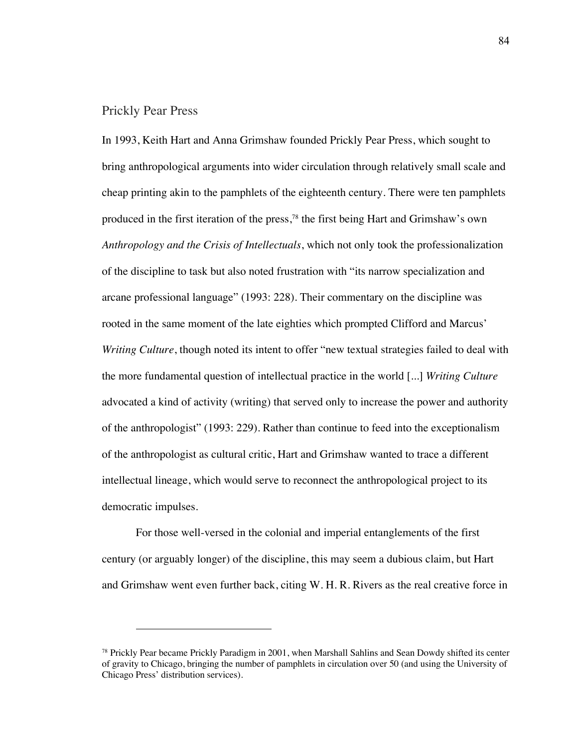## Prickly Pear Press

In 1993, Keith Hart and Anna Grimshaw founded Prickly Pear Press, which sought to bring anthropological arguments into wider circulation through relatively small scale and cheap printing akin to the pamphlets of the eighteenth century. There were ten pamphlets produced in the first iteration of the press,[78] the first being Hart and Grimshaw's own *Anthropology and the Crisis of Intellectuals*, which not only took the professionalization of the discipline to task but also noted frustration with "its narrow specialization and arcane professional language" (1993: 228). Their commentary on the discipline was rooted in the same moment of the late eighties which prompted Clifford and Marcus' *Writing Culture*, though noted its intent to offer "new textual strategies failed to deal with the more fundamental question of intellectual practice in the world [...] *Writing Culture* advocated a kind of activity (writing) that served only to increase the power and authority of the anthropologist" (1993: 229). Rather than continue to feed into the exceptionalism of the anthropologist as cultural critic, Hart and Grimshaw wanted to trace a different intellectual lineage, which would serve to reconnect the anthropological project to its democratic impulses.

For those well-versed in the colonial and imperial entanglements of the first century (or arguably longer) of the discipline, this may seem a dubious claim, but Hart and Grimshaw went even further back, citing W. H. R. Rivers as the real creative force in

---

[78] Prickly Pear became Prickly Paradigm in 2001, when Marshall Sahlins and Sean Dowdy shifted its center of gravity to Chicago, bringing the number of pamphlets in circulation over 50 (and using the University of Chicago Press' distribution services).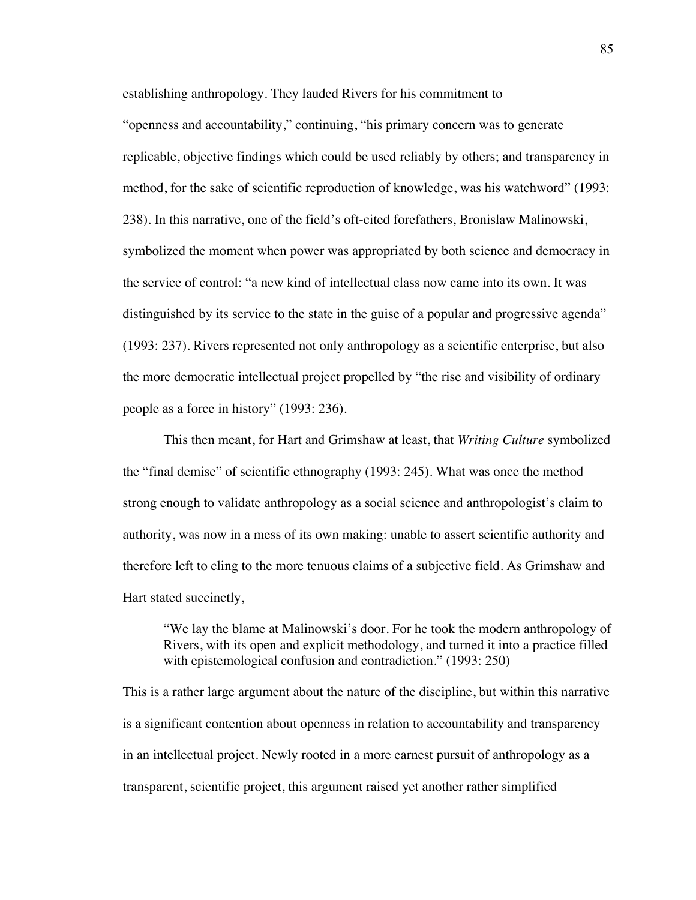establishing anthropology. They lauded Rivers for his commitment to "openness and accountability," continuing, "his primary concern was to generate replicable, objective findings which could be used reliably by others; and transparency in method, for the sake of scientific reproduction of knowledge, was his watchword" (1993: 238). In this narrative, one of the field's oft-cited forefathers, Bronislaw Malinowski, symbolized the moment when power was appropriated by both science and democracy in the service of control: "a new kind of intellectual class now came into its own. It was distinguished by its service to the state in the guise of a popular and progressive agenda" (1993: 237). Rivers represented not only anthropology as a scientific enterprise, but also the more democratic intellectual project propelled by "the rise and visibility of ordinary people as a force in history" (1993: 236).

This then meant, for Hart and Grimshaw at least, that *Writing Culture* symbolized the "final demise" of scientific ethnography (1993: 245). What was once the method strong enough to validate anthropology as a social science and anthropologist's claim to authority, was now in a mess of its own making: unable to assert scientific authority and therefore left to cling to the more tenuous claims of a subjective field. As Grimshaw and Hart stated succinctly,

> "We lay the blame at Malinowski's door. For he took the modern anthropology of Rivers, with its open and explicit methodology, and turned it into a practice filled with epistemological confusion and contradiction." (1993: 250)

This is a rather large argument about the nature of the discipline, but within this narrative is a significant contention about openness in relation to accountability and transparency in an intellectual project. Newly rooted in a more earnest pursuit of anthropology as a transparent, scientific project, this argument raised yet another rather simplified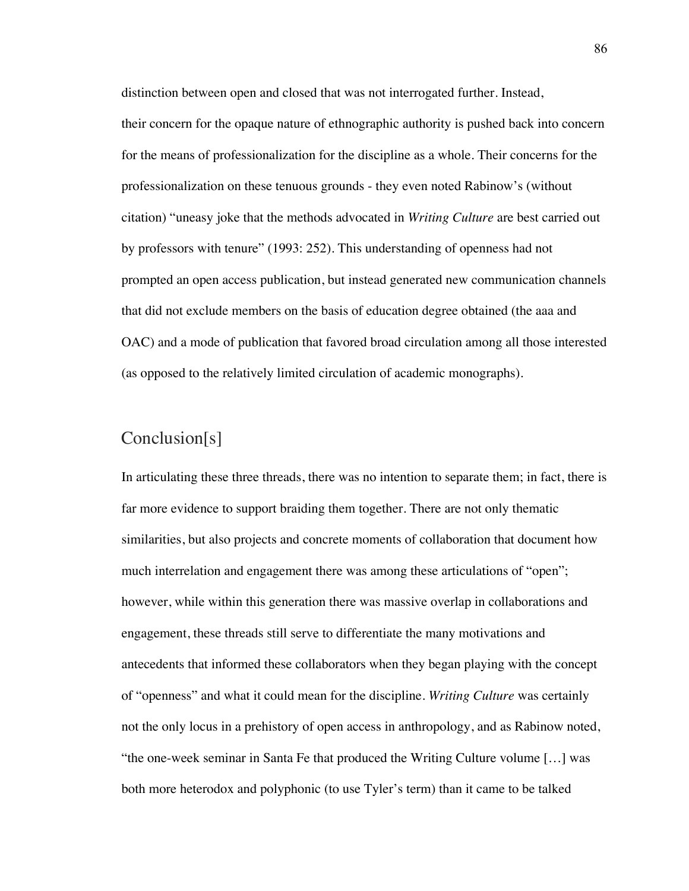distinction between open and closed that was not interrogated further. Instead, their concern for the opaque nature of ethnographic authority is pushed back into concern for the means of professionalization for the discipline as a whole. Their concerns for the professionalization on these tenuous grounds - they even noted Rabinow's (without citation) "uneasy joke that the methods advocated in *Writing Culture* are best carried out by professors with tenure" (1993: 252). This understanding of openness had not prompted an open access publication, but instead generated new communication channels that did not exclude members on the basis of education degree obtained (the aaa and OAC) and a mode of publication that favored broad circulation among all those interested (as opposed to the relatively limited circulation of academic monographs).

## Conclusion[s]

In articulating these three threads, there was no intention to separate them; in fact, there is far more evidence to support braiding them together. There are not only thematic similarities, but also projects and concrete moments of collaboration that document how much interrelation and engagement there was among these articulations of "open"; however, while within this generation there was massive overlap in collaborations and engagement, these threads still serve to differentiate the many motivations and antecedents that informed these collaborators when they began playing with the concept of "openness" and what it could mean for the discipline. *Writing Culture* was certainly not the only locus in a prehistory of open access in anthropology, and as Rabinow noted, "the one-week seminar in Santa Fe that produced the Writing Culture volume […] was both more heterodox and polyphonic (to use Tyler's term) than it came to be talked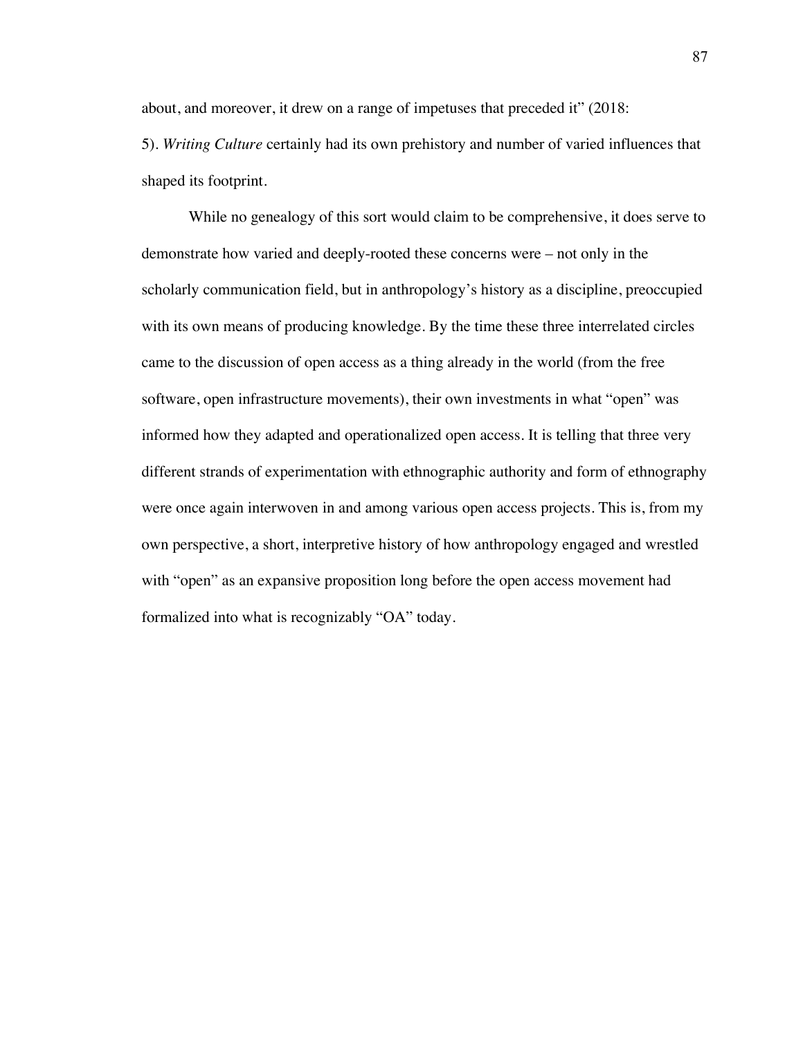about, and moreover, it drew on a range of impetuses that preceded it" (2018: 5). *Writing Culture* certainly had its own prehistory and number of varied influences that shaped its footprint.

While no genealogy of this sort would claim to be comprehensive, it does serve to demonstrate how varied and deeply-rooted these concerns were – not only in the scholarly communication field, but in anthropology's history as a discipline, preoccupied with its own means of producing knowledge. By the time these three interrelated circles came to the discussion of open access as a thing already in the world (from the free software, open infrastructure movements), their own investments in what "open" was informed how they adapted and operationalized open access. It is telling that three very different strands of experimentation with ethnographic authority and form of ethnography were once again interwoven in and among various open access projects. This is, from my own perspective, a short, interpretive history of how anthropology engaged and wrestled with "open" as an expansive proposition long before the open access movement had formalized into what is recognizably "OA" today.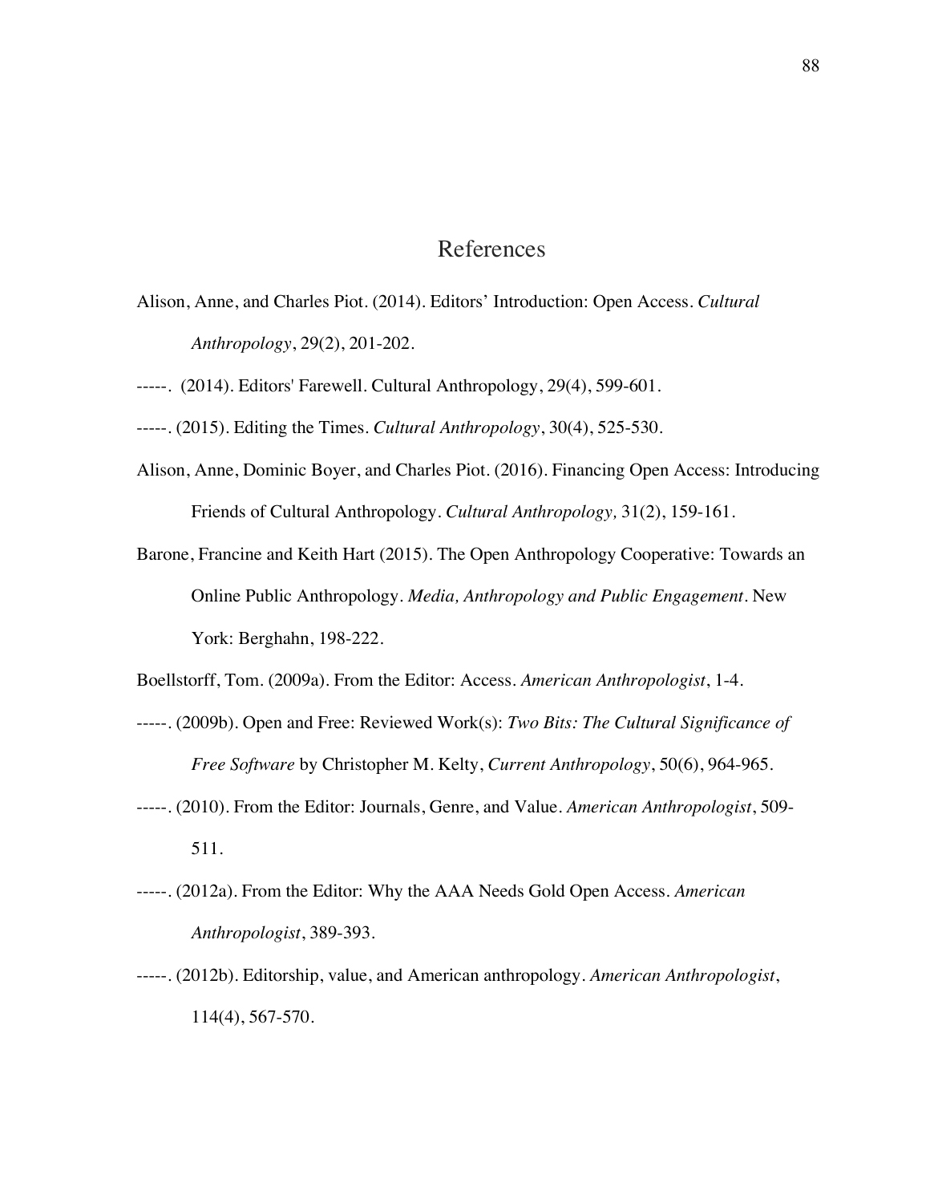# References

Alison, Anne, and Charles Piot. (2014). Editors' Introduction: Open Access. *Cultural Anthropology*, 29(2), 201-202.

-----. (2014). Editors' Farewell. Cultural Anthropology, 29(4), 599-601.

-----. (2015). Editing the Times. *Cultural Anthropology*, 30(4), 525-530.

Alison, Anne, Dominic Boyer, and Charles Piot. (2016). Financing Open Access: Introducing Friends of Cultural Anthropology. *Cultural Anthropology,* 31(2), 159-161.

Barone, Francine and Keith Hart (2015). The Open Anthropology Cooperative: Towards an Online Public Anthropology. *Media, Anthropology and Public Engagement*. New York: Berghahn, 198-222.

Boellstorff, Tom. (2009a). From the Editor: Access. *American Anthropologist*, 1-4.

-----. (2009b). Open and Free: Reviewed Work(s): *Two Bits: The Cultural Significance of Free Software* by Christopher M. Kelty, *Current Anthropology*, 50(6), 964-965.

-----. (2010). From the Editor: Journals, Genre, and Value. *American Anthropologist*, 509-511.

-----. (2012a). From the Editor: Why the AAA Needs Gold Open Access. *American Anthropologist*, 389-393.

-----. (2012b). Editorship, value, and American anthropology. *American Anthropologist*, 114(4), 567-570.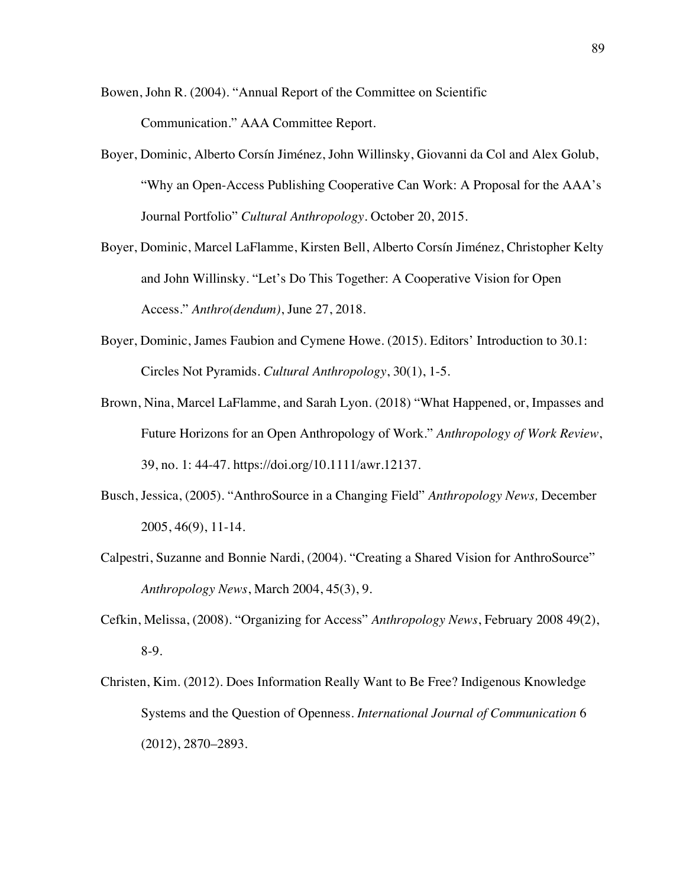Bowen, John R. (2004). "Annual Report of the Committee on Scientific Communication." AAA Committee Report.

Boyer, Dominic, Alberto Corsín Jiménez, John Willinsky, Giovanni da Col and Alex Golub, "Why an Open-Access Publishing Cooperative Can Work: A Proposal for the AAA's Journal Portfolio" *Cultural Anthropology*. October 20, 2015.

Boyer, Dominic, Marcel LaFlamme, Kirsten Bell, Alberto Corsín Jiménez, Christopher Kelty and John Willinsky. "Let's Do This Together: A Cooperative Vision for Open Access." *Anthro(dendum)*, June 27, 2018.

Boyer, Dominic, James Faubion and Cymene Howe. (2015). Editors' Introduction to 30.1: Circles Not Pyramids. *Cultural Anthropology*, 30(1), 1-5.

Brown, Nina, Marcel LaFlamme, and Sarah Lyon. (2018) "What Happened, or, Impasses and Future Horizons for an Open Anthropology of Work." *Anthropology of Work Review*, 39, no. 1: 44-47. https://doi.org/10.1111/awr.12137.

Busch, Jessica, (2005). "AnthroSource in a Changing Field" *Anthropology News,* December 2005, 46(9), 11-14.

Calpestri, Suzanne and Bonnie Nardi, (2004). "Creating a Shared Vision for AnthroSource" *Anthropology News*, March 2004, 45(3), 9.

Cefkin, Melissa, (2008). "Organizing for Access" *Anthropology News*, February 2008 49(2), 8-9.

Christen, Kim. (2012). Does Information Really Want to Be Free? Indigenous Knowledge Systems and the Question of Openness. *International Journal of Communication* 6 (2012), 2870–2893.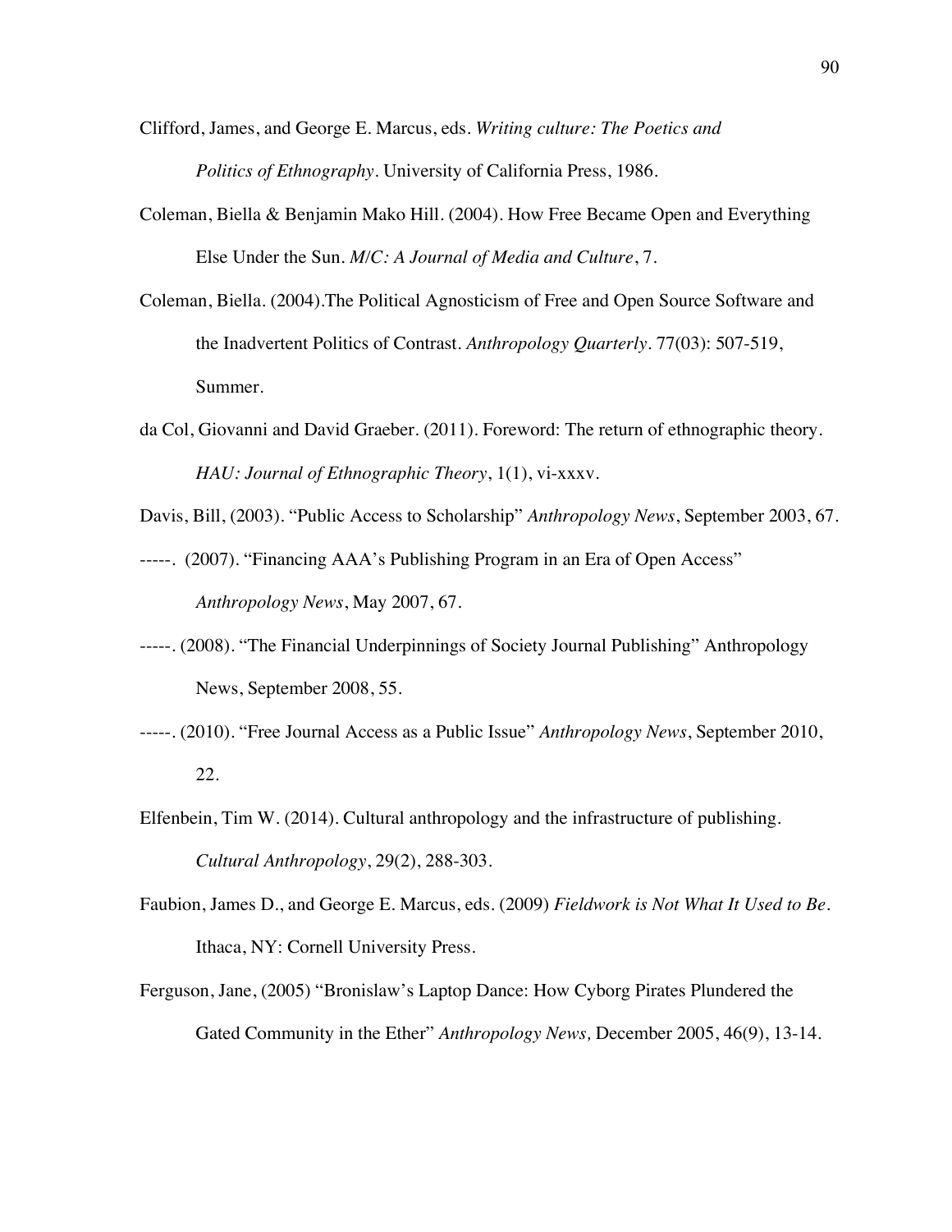Clifford, James, and George E. Marcus, eds. *Writing culture: The Poetics and Politics of Ethnography*. University of California Press, 1986.

Coleman, Biella & Benjamin Mako Hill. (2004). How Free Became Open and Everything Else Under the Sun. *M/C: A Journal of Media and Culture*, 7.

Coleman, Biella. (2004).The Political Agnosticism of Free and Open Source Software and the Inadvertent Politics of Contrast. *Anthropology Quarterly*. 77(03): 507-519, Summer.

da Col, Giovanni and David Graeber. (2011). Foreword: The return of ethnographic theory. *HAU: Journal of Ethnographic Theory*, 1(1), vi-xxxv.

Davis, Bill, (2003). "Public Access to Scholarship" *Anthropology News*, September 2003, 67.

-----. (2007). "Financing AAA's Publishing Program in an Era of Open Access" *Anthropology News*, May 2007, 67.

-----. (2008). "The Financial Underpinnings of Society Journal Publishing" Anthropology News, September 2008, 55.

-----. (2010). "Free Journal Access as a Public Issue" *Anthropology News*, September 2010, 22.

Elfenbein, Tim W. (2014). Cultural anthropology and the infrastructure of publishing. *Cultural Anthropology*, 29(2), 288-303.

Faubion, James D., and George E. Marcus, eds. (2009) *Fieldwork is Not What It Used to Be*. Ithaca, NY: Cornell University Press.

Ferguson, Jane, (2005) "Bronislaw's Laptop Dance: How Cyborg Pirates Plundered the Gated Community in the Ether" *Anthropology News,* December 2005, 46(9), 13-14.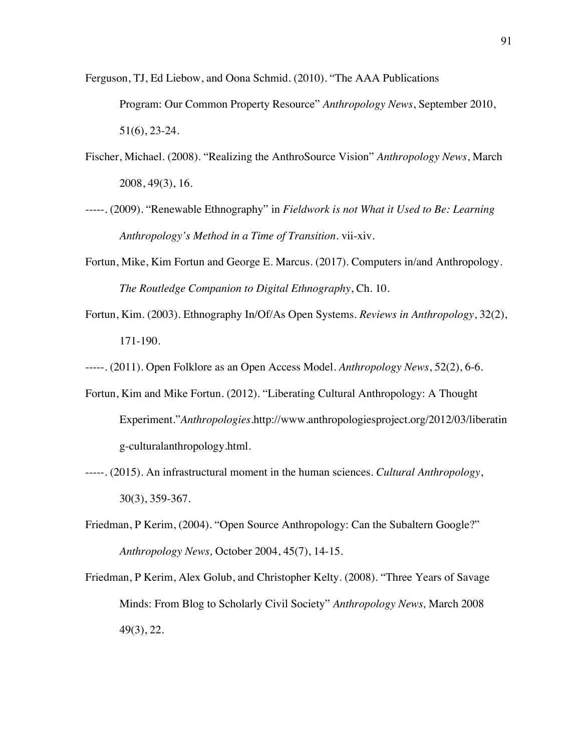Ferguson, TJ, Ed Liebow, and Oona Schmid. (2010). "The AAA Publications Program: Our Common Property Resource" *Anthropology News*, September 2010, 51(6), 23-24.

Fischer, Michael. (2008). "Realizing the AnthroSource Vision" *Anthropology News*, March 2008, 49(3), 16.

-----. (2009). "Renewable Ethnography" in *Fieldwork is not What it Used to Be: Learning Anthropology's Method in a Time of Transition*. vii-xiv.

Fortun, Mike, Kim Fortun and George E. Marcus. (2017). Computers in/and Anthropology. *The Routledge Companion to Digital Ethnography*, Ch. 10.

Fortun, Kim. (2003). Ethnography In/Of/As Open Systems. *Reviews in Anthropology*, 32(2), 171-190.

-----. (2011). Open Folklore as an Open Access Model. *Anthropology News*, 52(2), 6-6.

Fortun, Kim and Mike Fortun. (2012). "Liberating Cultural Anthropology: A Thought Experiment."*Anthropologies*.http://www.anthropologiesproject.org/2012/03/liberating-culturalanthropology.html.

-----. (2015). An infrastructural moment in the human sciences. *Cultural Anthropology*, 30(3), 359-367.

Friedman, P Kerim, (2004). "Open Source Anthropology: Can the Subaltern Google?" *Anthropology News,* October 2004, 45(7), 14-15.

Friedman, P Kerim, Alex Golub, and Christopher Kelty. (2008). "Three Years of Savage Minds: From Blog to Scholarly Civil Society" *Anthropology News,* March 2008 49(3), 22.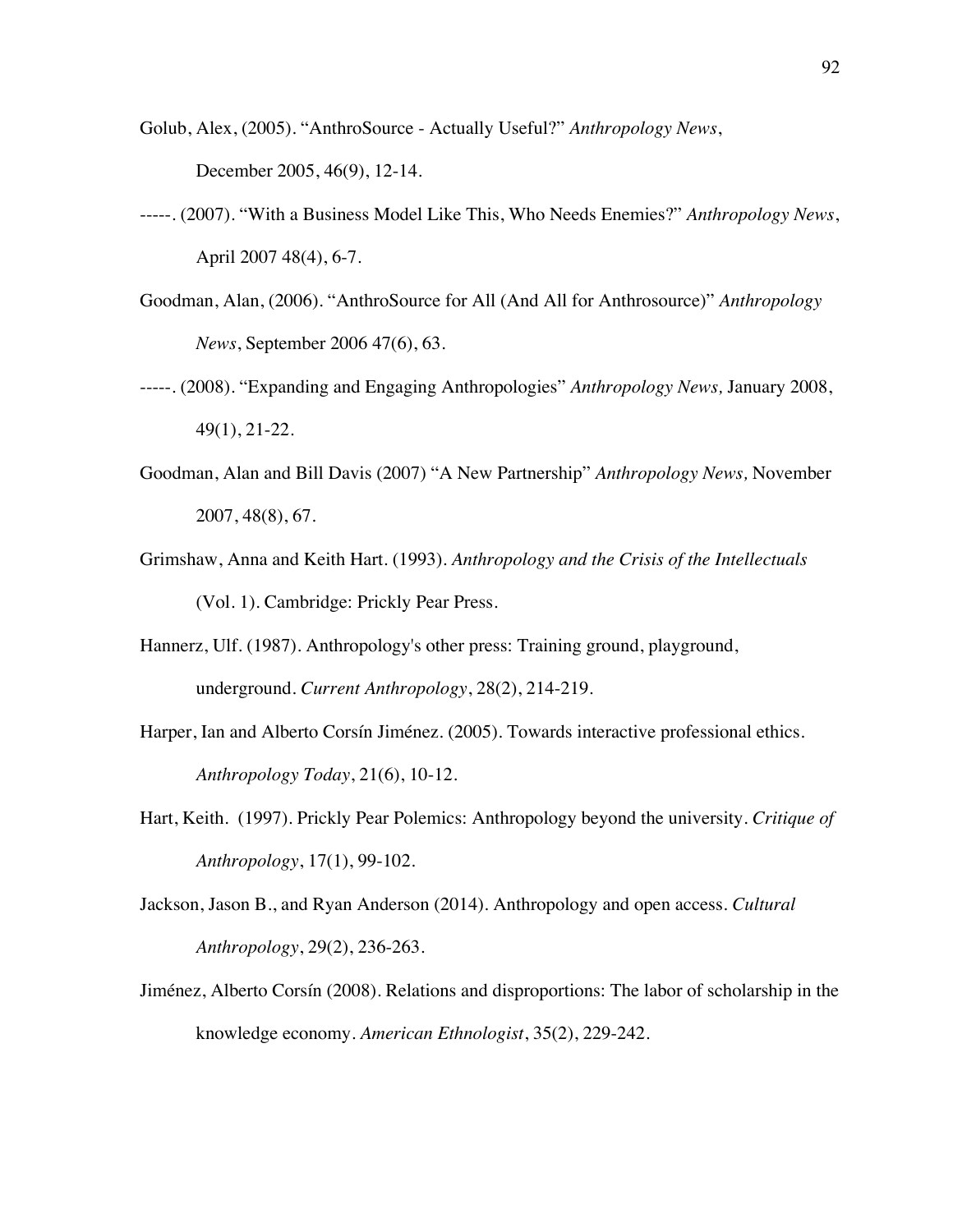Golub, Alex, (2005). "AnthroSource - Actually Useful?" *Anthropology News*, December 2005, 46(9), 12-14.

-----. (2007). "With a Business Model Like This, Who Needs Enemies?" *Anthropology News*, April 2007 48(4), 6-7.

Goodman, Alan, (2006). "AnthroSource for All (And All for Anthrosource)" *Anthropology News*, September 2006 47(6), 63.

-----. (2008). "Expanding and Engaging Anthropologies" *Anthropology News,* January 2008, 49(1), 21-22.

Goodman, Alan and Bill Davis (2007) "A New Partnership" *Anthropology News,* November 2007, 48(8), 67.

Grimshaw, Anna and Keith Hart. (1993). *Anthropology and the Crisis of the Intellectuals* (Vol. 1). Cambridge: Prickly Pear Press.

Hannerz, Ulf. (1987). Anthropology's other press: Training ground, playground, underground. *Current Anthropology*, 28(2), 214-219.

Harper, Ian and Alberto Corsín Jiménez. (2005). Towards interactive professional ethics. *Anthropology Today*, 21(6), 10-12.

Hart, Keith. (1997). Prickly Pear Polemics: Anthropology beyond the university. *Critique of Anthropology*, 17(1), 99-102.

Jackson, Jason B., and Ryan Anderson (2014). Anthropology and open access. *Cultural Anthropology*, 29(2), 236-263.

Jiménez, Alberto Corsín (2008). Relations and disproportions: The labor of scholarship in the knowledge economy. *American Ethnologist*, 35(2), 229-242.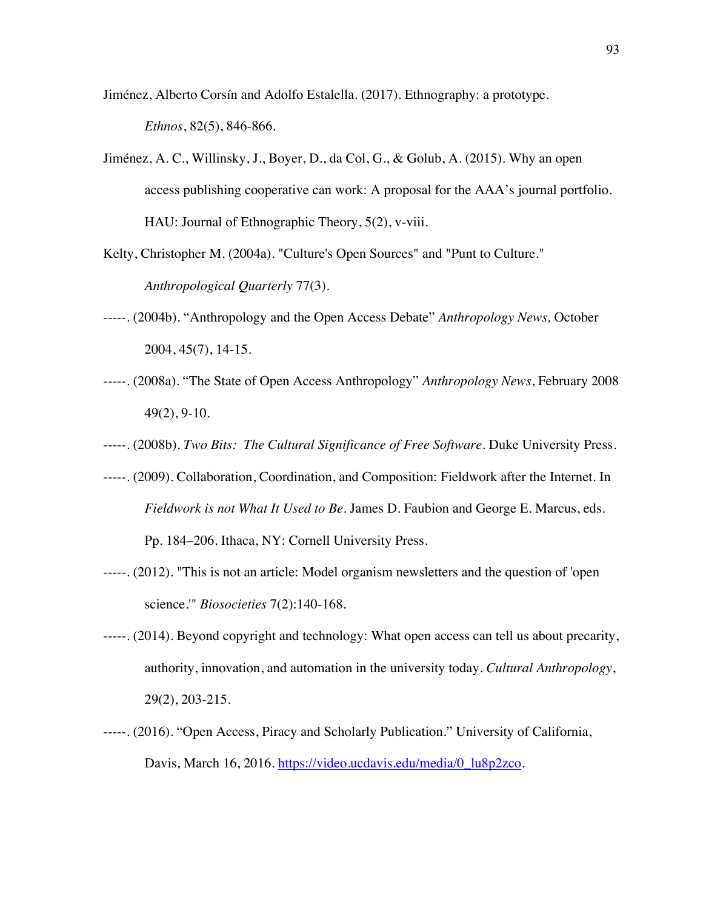Jiménez, Alberto Corsín and Adolfo Estalella. (2017). Ethnography: a prototype. *Ethnos*, 82(5), 846-866.

Jiménez, A. C., Willinsky, J., Boyer, D., da Col, G., & Golub, A. (2015). Why an open access publishing cooperative can work: A proposal for the AAA's journal portfolio. HAU: Journal of Ethnographic Theory, 5(2), v-viii.

Kelty, Christopher M. (2004a). "Culture's Open Sources" and "Punt to Culture." *Anthropological Quarterly* 77(3).

-----. (2004b). "Anthropology and the Open Access Debate" *Anthropology News,* October 2004, 45(7), 14-15.

-----. (2008a). "The State of Open Access Anthropology" *Anthropology News*, February 2008 49(2), 9-10.

-----. (2008b). *Two Bits: The Cultural Significance of Free Software*. Duke University Press.

-----. (2009). Collaboration, Coordination, and Composition: Fieldwork after the Internet. In *Fieldwork is not What It Used to Be*. James D. Faubion and George E. Marcus, eds. Pp. 184–206. Ithaca, NY: Cornell University Press.

-----. (2012). "This is not an article: Model organism newsletters and the question of 'open science.'" *Biosocieties* 7(2):140-168.

-----. (2014). Beyond copyright and technology: What open access can tell us about precarity, authority, innovation, and automation in the university today. *Cultural Anthropology*, 29(2), 203-215.

-----. (2016). "Open Access, Piracy and Scholarly Publication." University of California, Davis, March 16, 2016. https://video.ucdavis.edu/media/0_lu8p2zco.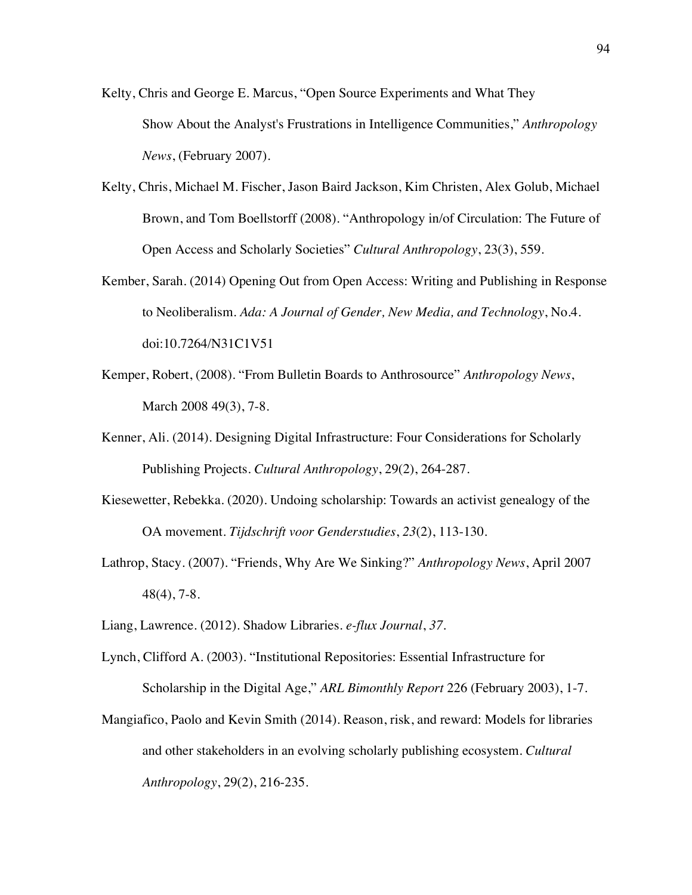Kelty, Chris and George E. Marcus, "Open Source Experiments and What They Show About the Analyst's Frustrations in Intelligence Communities," *Anthropology News*, (February 2007).

Kelty, Chris, Michael M. Fischer, Jason Baird Jackson, Kim Christen, Alex Golub, Michael Brown, and Tom Boellstorff (2008). "Anthropology in/of Circulation: The Future of Open Access and Scholarly Societies" *Cultural Anthropology*, 23(3), 559.

Kember, Sarah. (2014) Opening Out from Open Access: Writing and Publishing in Response to Neoliberalism. *Ada: A Journal of Gender, New Media, and Technology*, No.4. doi:10.7264/N31C1V51

Kemper, Robert, (2008). "From Bulletin Boards to Anthrosource" *Anthropology News*, March 2008 49(3), 7-8.

Kenner, Ali. (2014). Designing Digital Infrastructure: Four Considerations for Scholarly Publishing Projects. *Cultural Anthropology*, 29(2), 264-287.

Kiesewetter, Rebekka. (2020). Undoing scholarship: Towards an activist genealogy of the OA movement. *Tijdschrift voor Genderstudies*, *23*(2), 113-130.

Lathrop, Stacy. (2007). "Friends, Why Are We Sinking?" *Anthropology News*, April 2007 48(4), 7-8.

Liang, Lawrence. (2012). Shadow Libraries. *e-flux Journal*, *37*.

Lynch, Clifford A. (2003). "Institutional Repositories: Essential Infrastructure for Scholarship in the Digital Age," *ARL Bimonthly Report* 226 (February 2003), 1-7.

Mangiafico, Paolo and Kevin Smith (2014). Reason, risk, and reward: Models for libraries and other stakeholders in an evolving scholarly publishing ecosystem. *Cultural Anthropology*, 29(2), 216-235.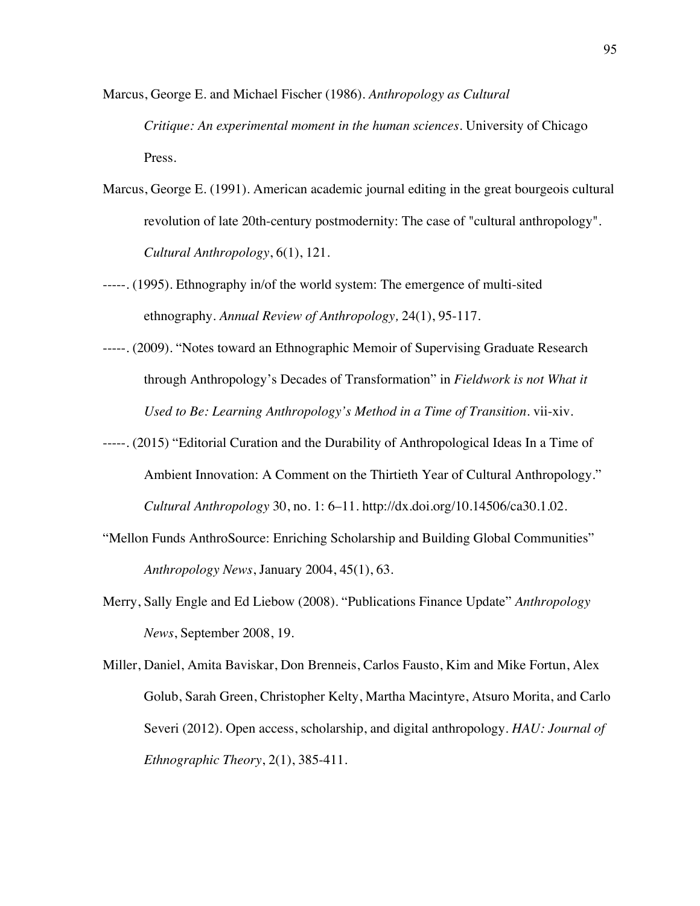Marcus, George E. and Michael Fischer (1986). *Anthropology as Cultural Critique: An experimental moment in the human sciences*. University of Chicago Press.

Marcus, George E. (1991). American academic journal editing in the great bourgeois cultural revolution of late 20th-century postmodernity: The case of "cultural anthropology". *Cultural Anthropology*, 6(1), 121.

-----. (1995). Ethnography in/of the world system: The emergence of multi-sited ethnography. *Annual Review of Anthropology,* 24(1), 95-117.

-----. (2009). "Notes toward an Ethnographic Memoir of Supervising Graduate Research through Anthropology's Decades of Transformation" in *Fieldwork is not What it Used to Be: Learning Anthropology's Method in a Time of Transition*. vii-xiv.

-----. (2015) "Editorial Curation and the Durability of Anthropological Ideas In a Time of Ambient Innovation: A Comment on the Thirtieth Year of Cultural Anthropology." *Cultural Anthropology* 30, no. 1: 6–11. http://dx.doi.org/10.14506/ca30.1.02.

"Mellon Funds AnthroSource: Enriching Scholarship and Building Global Communities" *Anthropology News*, January 2004, 45(1), 63.

Merry, Sally Engle and Ed Liebow (2008). "Publications Finance Update" *Anthropology News*, September 2008, 19.

Miller, Daniel, Amita Baviskar, Don Brenneis, Carlos Fausto, Kim and Mike Fortun, Alex Golub, Sarah Green, Christopher Kelty, Martha Macintyre, Atsuro Morita, and Carlo Severi (2012). Open access, scholarship, and digital anthropology. *HAU: Journal of Ethnographic Theory*, 2(1), 385-411.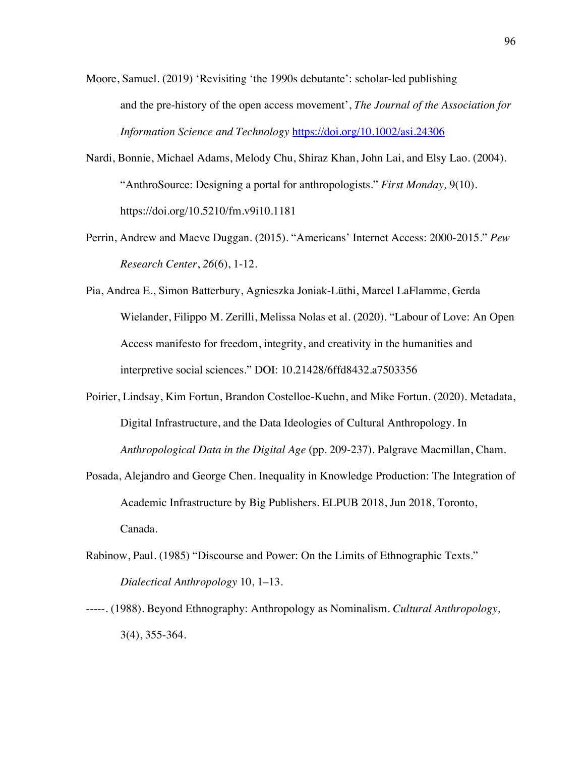Moore, Samuel. (2019) 'Revisiting 'the 1990s debutante': scholar-led publishing and the pre-history of the open access movement', *The Journal of the Association for Information Science and Technology* https://doi.org/10.1002/asi.24306

Nardi, Bonnie, Michael Adams, Melody Chu, Shiraz Khan, John Lai, and Elsy Lao. (2004). "AnthroSource: Designing a portal for anthropologists." *First Monday,* 9(10). https://doi.org/10.5210/fm.v9i10.1181

Perrin, Andrew and Maeve Duggan. (2015). "Americans' Internet Access: 2000-2015." *Pew Research Center*, *26*(6), 1-12.

Pia, Andrea E., Simon Batterbury, Agnieszka Joniak-Lüthi, Marcel LaFlamme, Gerda Wielander, Filippo M. Zerilli, Melissa Nolas et al. (2020). "Labour of Love: An Open Access manifesto for freedom, integrity, and creativity in the humanities and interpretive social sciences." DOI: 10.21428/6ffd8432.a7503356

Poirier, Lindsay, Kim Fortun, Brandon Costelloe-Kuehn, and Mike Fortun. (2020). Metadata, Digital Infrastructure, and the Data Ideologies of Cultural Anthropology. In *Anthropological Data in the Digital Age* (pp. 209-237). Palgrave Macmillan, Cham.

Posada, Alejandro and George Chen. Inequality in Knowledge Production: The Integration of Academic Infrastructure by Big Publishers. ELPUB 2018, Jun 2018, Toronto, Canada.

Rabinow, Paul. (1985) "Discourse and Power: On the Limits of Ethnographic Texts." *Dialectical Anthropology* 10, 1–13.

-----. (1988). Beyond Ethnography: Anthropology as Nominalism. *Cultural Anthropology,* 3(4), 355-364.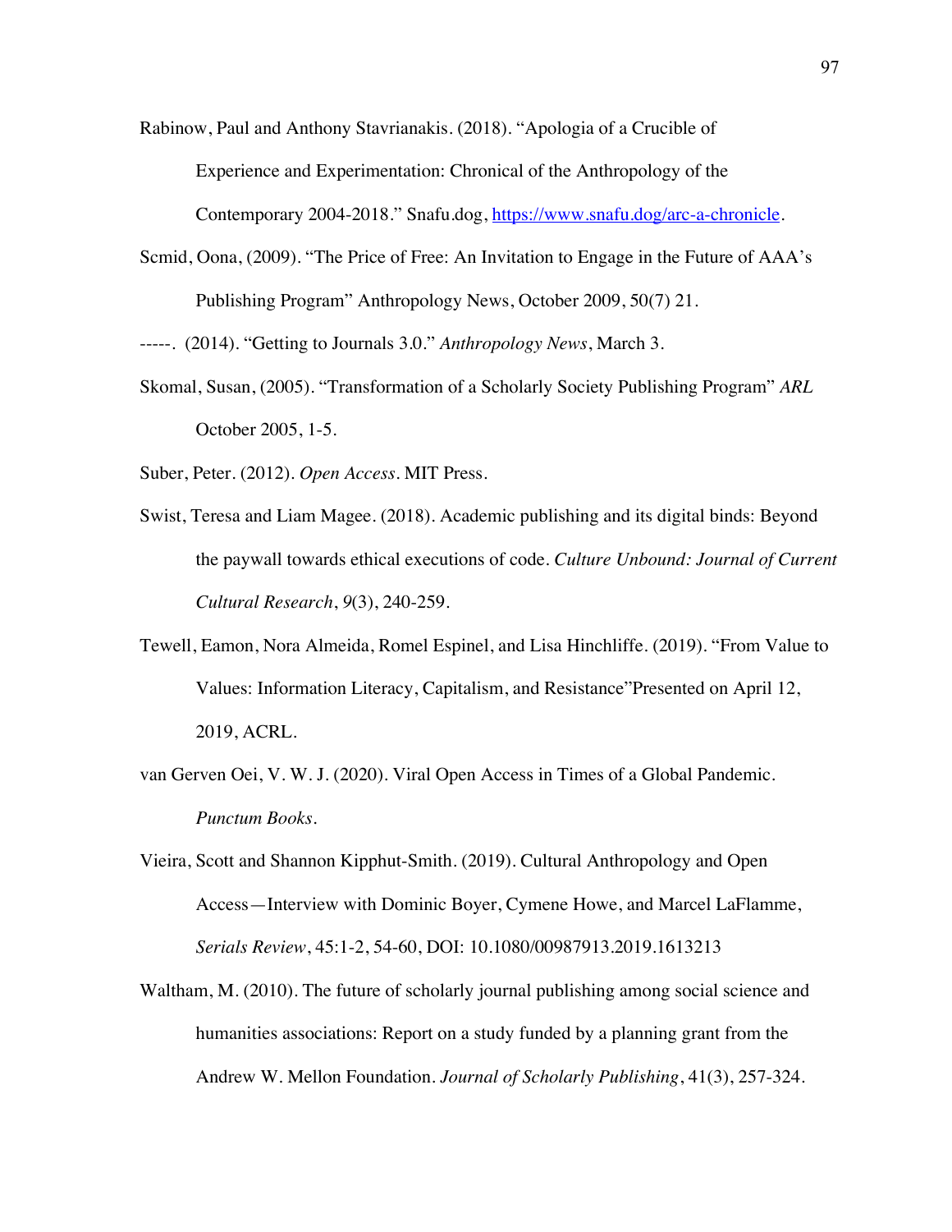Rabinow, Paul and Anthony Stavrianakis. (2018). "Apologia of a Crucible of Experience and Experimentation: Chronical of the Anthropology of the Contemporary 2004-2018." Snafu.dog, https://www.snafu.dog/arc-a-chronicle.

Scmid, Oona, (2009). "The Price of Free: An Invitation to Engage in the Future of AAA's Publishing Program" Anthropology News, October 2009, 50(7) 21.

-----. (2014). "Getting to Journals 3.0." *Anthropology News*, March 3.

Skomal, Susan, (2005). "Transformation of a Scholarly Society Publishing Program" *ARL* October 2005, 1-5.

Suber, Peter. (2012). *Open Access*. MIT Press.

Swist, Teresa and Liam Magee. (2018). Academic publishing and its digital binds: Beyond the paywall towards ethical executions of code. *Culture Unbound: Journal of Current Cultural Research*, *9*(3), 240-259.

Tewell, Eamon, Nora Almeida, Romel Espinel, and Lisa Hinchliffe. (2019). "From Value to Values: Information Literacy, Capitalism, and Resistance"Presented on April 12, 2019, ACRL.

van Gerven Oei, V. W. J. (2020). Viral Open Access in Times of a Global Pandemic. *Punctum Books*.

Vieira, Scott and Shannon Kipphut-Smith. (2019). Cultural Anthropology and Open Access—Interview with Dominic Boyer, Cymene Howe, and Marcel LaFlamme, *Serials Review*, 45:1-2, 54-60, DOI: 10.1080/00987913.2019.1613213

Waltham, M. (2010). The future of scholarly journal publishing among social science and humanities associations: Report on a study funded by a planning grant from the Andrew W. Mellon Foundation. *Journal of Scholarly Publishing*, 41(3), 257-324.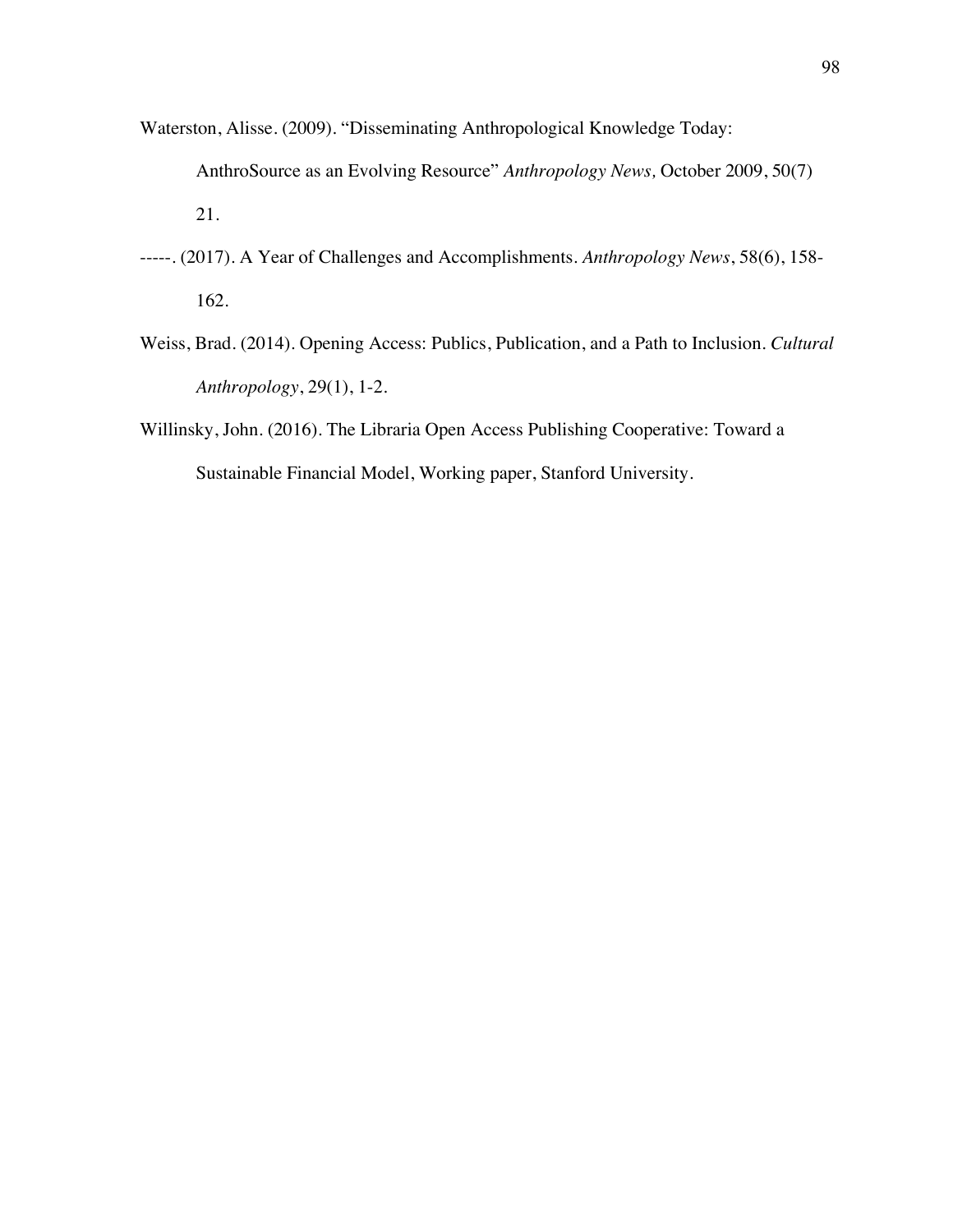Waterston, Alisse. (2009). “Disseminating Anthropological Knowledge Today: AnthroSource as an Evolving Resource” *Anthropology News,* October 2009, 50(7) 21.

-----. (2017). A Year of Challenges and Accomplishments. *Anthropology News*, 58(6), 158-162.

Weiss, Brad. (2014). Opening Access: Publics, Publication, and a Path to Inclusion. *Cultural Anthropology*, 29(1), 1-2.

Willinsky, John. (2016). The Libraria Open Access Publishing Cooperative: Toward a Sustainable Financial Model, Working paper, Stanford University.